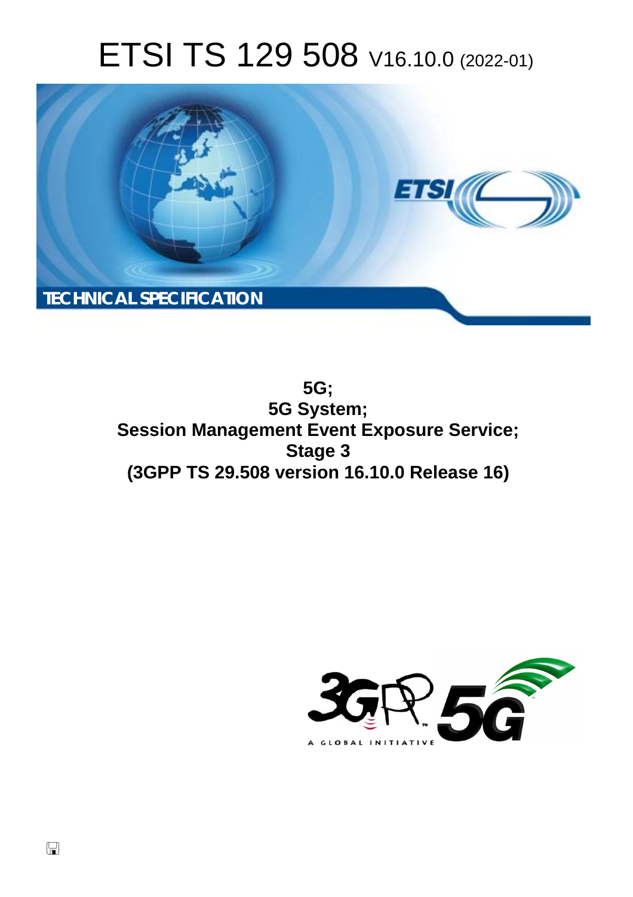# ETSI TS 129 508 V16.10.0 (2022-01)

TECHNICAL SPECIFICATION

**5G;**
**5G System;**
**Session Management Event Exposure Service;**
**Stage 3**
**(3GPP TS 29.508 version 16.10.0 Release 16)**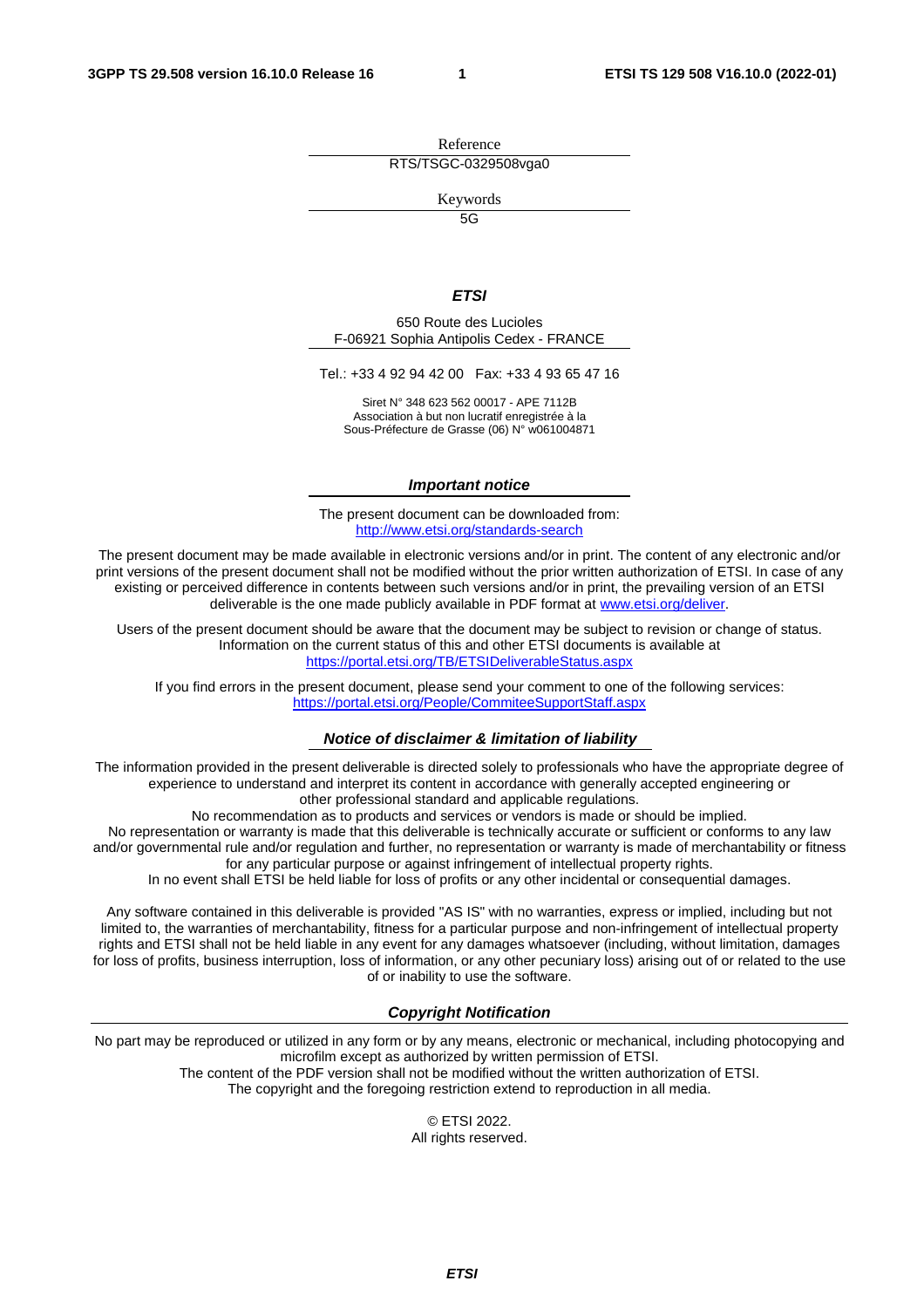Reference

RTS/TSGC-0329508vga0

Keywords

5G

***ETSI***

650 Route des Lucioles
F-06921 Sophia Antipolis Cedex - FRANCE

Tel.: +33 4 92 94 42 00   Fax: +33 4 93 65 47 16

Siret N° 348 623 562 00017 - APE 7112B
Association à but non lucratif enregistrée à la
Sous-Préfecture de Grasse (06) N° w061004871

***Important notice***

The present document can be downloaded from:
http://www.etsi.org/standards-search

The present document may be made available in electronic versions and/or in print. The content of any electronic and/or print versions of the present document shall not be modified without the prior written authorization of ETSI. In case of any existing or perceived difference in contents between such versions and/or in print, the prevailing version of an ETSI deliverable is the one made publicly available in PDF format at www.etsi.org/deliver.

Users of the present document should be aware that the document may be subject to revision or change of status. Information on the current status of this and other ETSI documents is available at https://portal.etsi.org/TB/ETSIDeliverableStatus.aspx

If you find errors in the present document, please send your comment to one of the following services:
https://portal.etsi.org/People/CommiteeSupportStaff.aspx

***Notice of disclaimer & limitation of liability***

The information provided in the present deliverable is directed solely to professionals who have the appropriate degree of experience to understand and interpret its content in accordance with generally accepted engineering or other professional standard and applicable regulations.
No recommendation as to products and services or vendors is made or should be implied.
No representation or warranty is made that this deliverable is technically accurate or sufficient or conforms to any law and/or governmental rule and/or regulation and further, no representation or warranty is made of merchantability or fitness for any particular purpose or against infringement of intellectual property rights.
In no event shall ETSI be held liable for loss of profits or any other incidental or consequential damages.

Any software contained in this deliverable is provided "AS IS" with no warranties, express or implied, including but not limited to, the warranties of merchantability, fitness for a particular purpose and non-infringement of intellectual property rights and ETSI shall not be held liable in any event for any damages whatsoever (including, without limitation, damages for loss of profits, business interruption, loss of information, or any other pecuniary loss) arising out of or related to the use of or inability to use the software.

***Copyright Notification***

No part may be reproduced or utilized in any form or by any means, electronic or mechanical, including photocopying and microfilm except as authorized by written permission of ETSI.
The content of the PDF version shall not be modified without the written authorization of ETSI.
The copyright and the foregoing restriction extend to reproduction in all media.

© ETSI 2022.
All rights reserved.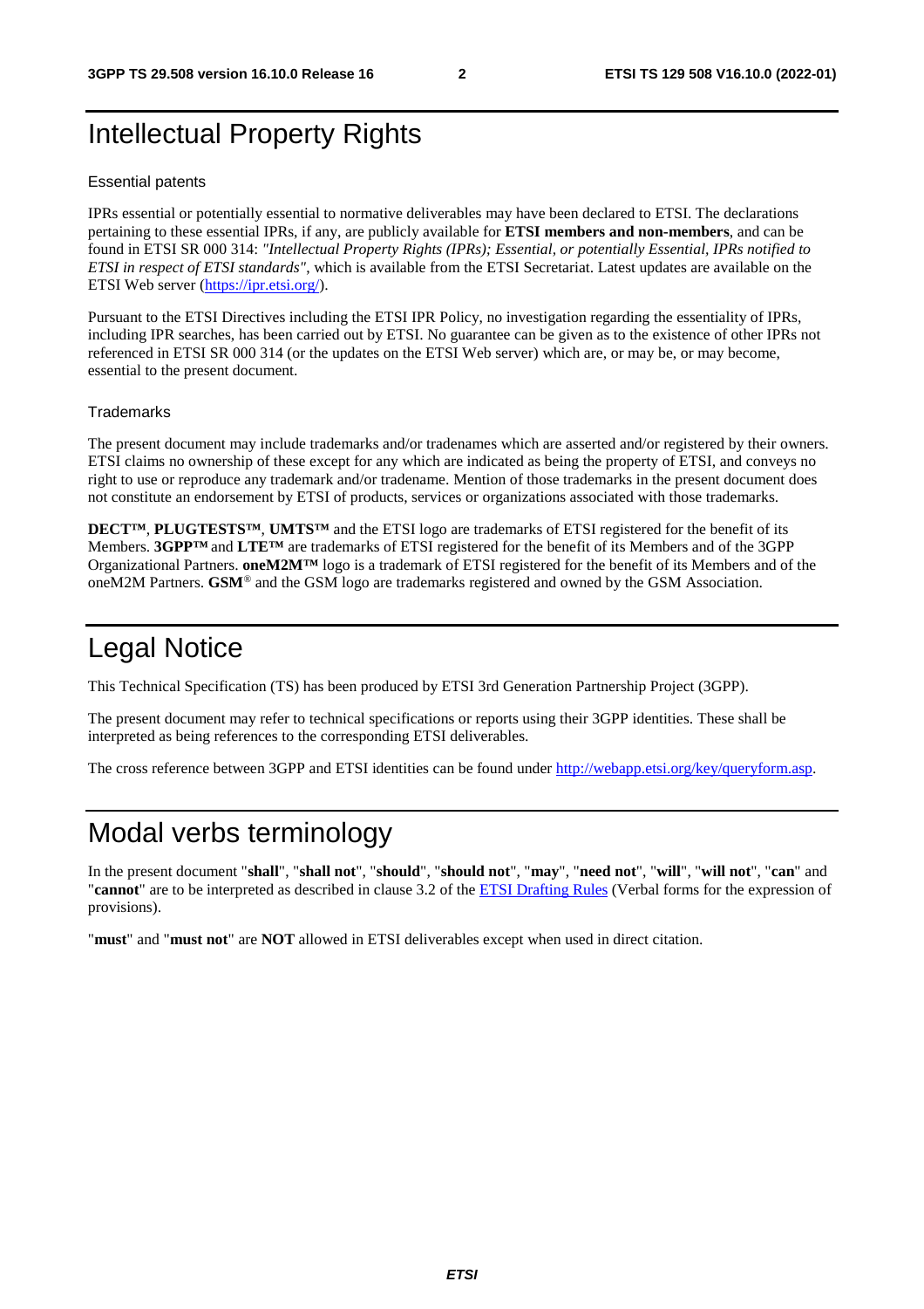# Intellectual Property Rights

## Essential patents

IPRs essential or potentially essential to normative deliverables may have been declared to ETSI. The declarations pertaining to these essential IPRs, if any, are publicly available for **ETSI members and non-members**, and can be found in ETSI SR 000 314: *"Intellectual Property Rights (IPRs); Essential, or potentially Essential, IPRs notified to ETSI in respect of ETSI standards"*, which is available from the ETSI Secretariat. Latest updates are available on the ETSI Web server (https://ipr.etsi.org/).

Pursuant to the ETSI Directives including the ETSI IPR Policy, no investigation regarding the essentiality of IPRs, including IPR searches, has been carried out by ETSI. No guarantee can be given as to the existence of other IPRs not referenced in ETSI SR 000 314 (or the updates on the ETSI Web server) which are, or may be, or may become, essential to the present document.

## Trademarks

The present document may include trademarks and/or tradenames which are asserted and/or registered by their owners. ETSI claims no ownership of these except for any which are indicated as being the property of ETSI, and conveys no right to use or reproduce any trademark and/or tradename. Mention of those trademarks in the present document does not constitute an endorsement by ETSI of products, services or organizations associated with those trademarks.

**DECT™**, **PLUGTESTS™**, **UMTS™** and the ETSI logo are trademarks of ETSI registered for the benefit of its Members. **3GPP™** and **LTE™** are trademarks of ETSI registered for the benefit of its Members and of the 3GPP Organizational Partners. **oneM2M™** logo is a trademark of ETSI registered for the benefit of its Members and of the oneM2M Partners. **GSM**® and the GSM logo are trademarks registered and owned by the GSM Association.

# Legal Notice

This Technical Specification (TS) has been produced by ETSI 3rd Generation Partnership Project (3GPP).

The present document may refer to technical specifications or reports using their 3GPP identities. These shall be interpreted as being references to the corresponding ETSI deliverables.

The cross reference between 3GPP and ETSI identities can be found under http://webapp.etsi.org/key/queryform.asp.

# Modal verbs terminology

In the present document "**shall**", "**shall not**", "**should**", "**should not**", "**may**", "**need not**", "**will**", "**will not**", "**can**" and "**cannot**" are to be interpreted as described in clause 3.2 of the ETSI Drafting Rules (Verbal forms for the expression of provisions).

"**must**" and "**must not**" are **NOT** allowed in ETSI deliverables except when used in direct citation.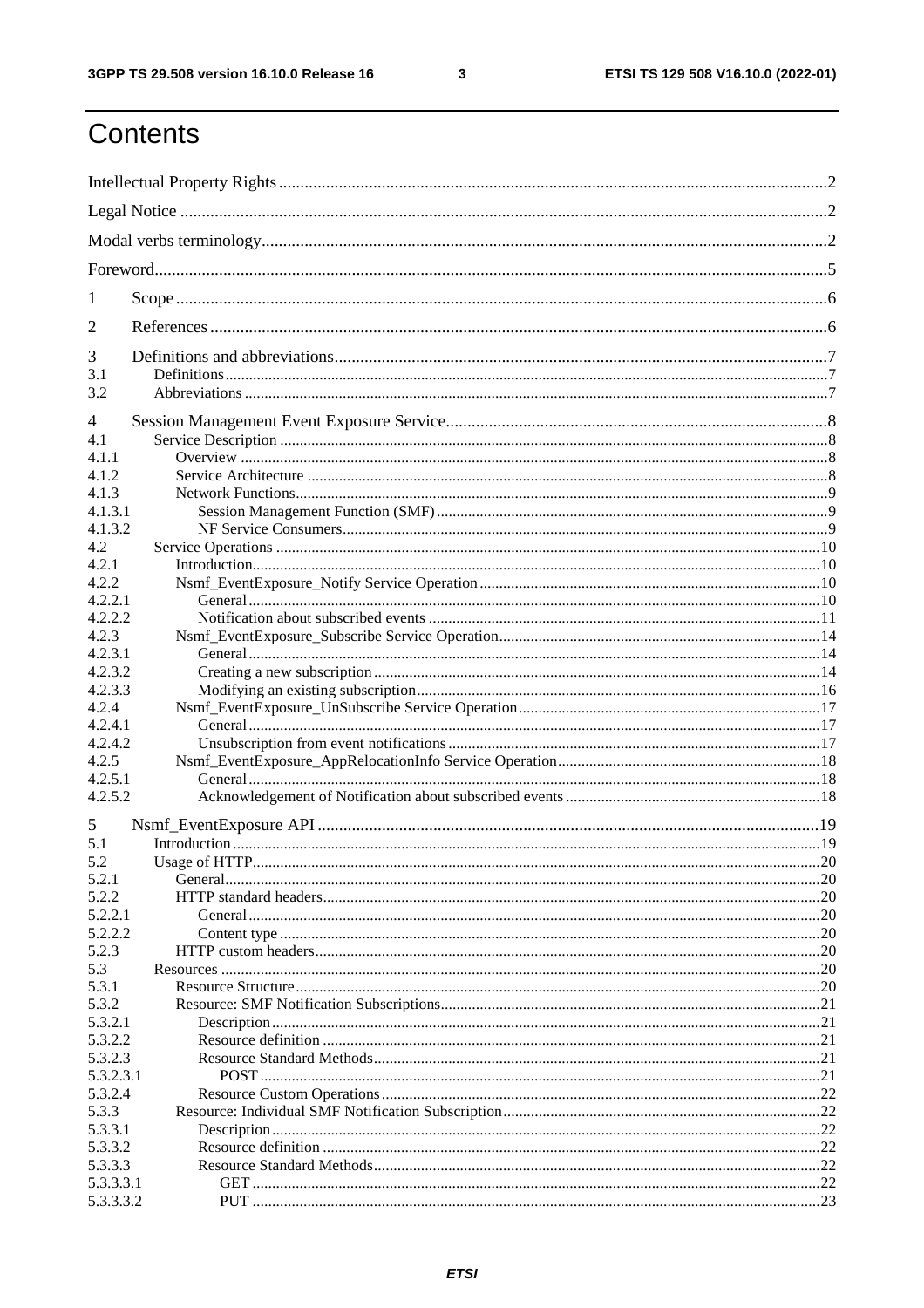# Contents

Intellectual Property Rights ..... 2
Legal Notice ..... 2
Modal verbs terminology ..... 2
Foreword ..... 5
1 Scope ..... 6
2 References ..... 6
3 Definitions and abbreviations ..... 7
3.1 Definitions ..... 7
3.2 Abbreviations ..... 7
4 Session Management Event Exposure Service ..... 8
4.1 Service Description ..... 8
4.1.1 Overview ..... 8
4.1.2 Service Architecture ..... 8
4.1.3 Network Functions ..... 9
4.1.3.1 Session Management Function (SMF) ..... 9
4.1.3.2 NF Service Consumers ..... 9
4.2 Service Operations ..... 10
4.2.1 Introduction ..... 10
4.2.2 Nsmf_EventExposure_Notify Service Operation ..... 10
4.2.2.1 General ..... 10
4.2.2.2 Notification about subscribed events ..... 11
4.2.3 Nsmf_EventExposure_Subscribe Service Operation ..... 14
4.2.3.1 General ..... 14
4.2.3.2 Creating a new subscription ..... 14
4.2.3.3 Modifying an existing subscription ..... 16
4.2.4 Nsmf_EventExposure_UnSubscribe Service Operation ..... 17
4.2.4.1 General ..... 17
4.2.4.2 Unsubscription from event notifications ..... 17
4.2.5 Nsmf_EventExposure_AppRelocationInfo Service Operation ..... 18
4.2.5.1 General ..... 18
4.2.5.2 Acknowledgement of Notification about subscribed events ..... 18
5 Nsmf_EventExposure API ..... 19
5.1 Introduction ..... 19
5.2 Usage of HTTP ..... 20
5.2.1 General ..... 20
5.2.2 HTTP standard headers ..... 20
5.2.2.1 General ..... 20
5.2.2.2 Content type ..... 20
5.2.3 HTTP custom headers ..... 20
5.3 Resources ..... 20
5.3.1 Resource Structure ..... 20
5.3.2 Resource: SMF Notification Subscriptions ..... 21
5.3.2.1 Description ..... 21
5.3.2.2 Resource definition ..... 21
5.3.2.3 Resource Standard Methods ..... 21
5.3.2.3.1 POST ..... 21
5.3.2.4 Resource Custom Operations ..... 22
5.3.3 Resource: Individual SMF Notification Subscription ..... 22
5.3.3.1 Description ..... 22
5.3.3.2 Resource definition ..... 22
5.3.3.3 Resource Standard Methods ..... 22
5.3.3.3.1 GET ..... 22
5.3.3.3.2 PUT ..... 23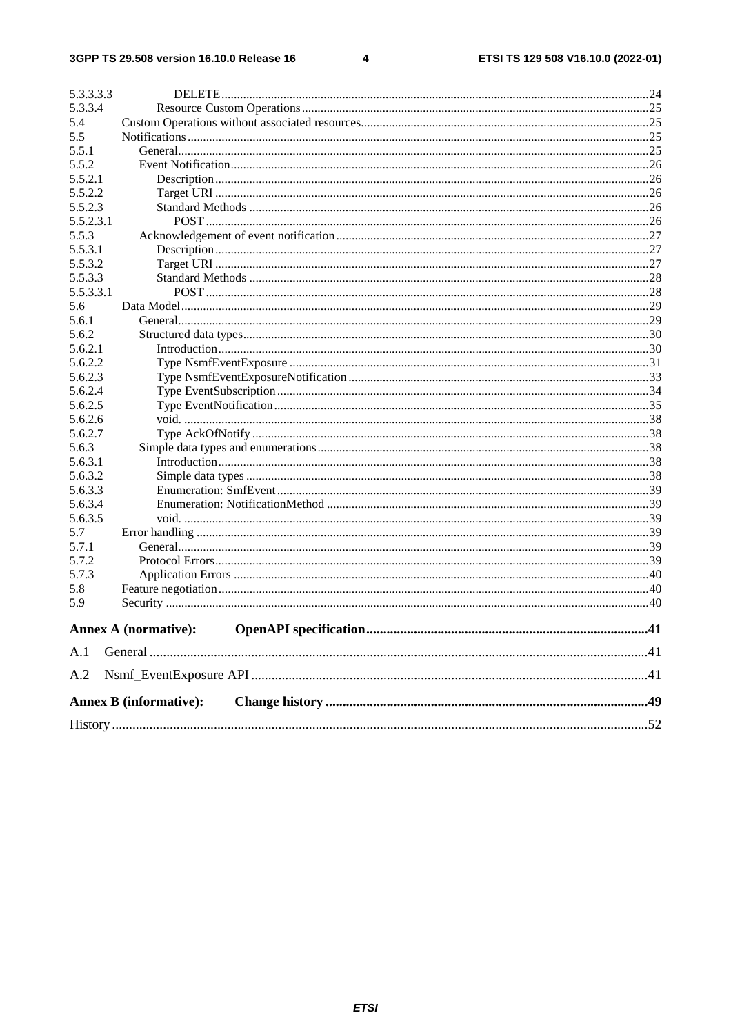5.3.3.3.3 DELETE ... 24
5.3.3.4 Resource Custom Operations ... 25
5.4 Custom Operations without associated resources ... 25
5.5 Notifications ... 25
5.5.1 General ... 25
5.5.2 Event Notification ... 26
5.5.2.1 Description ... 26
5.5.2.2 Target URI ... 26
5.5.2.3 Standard Methods ... 26
5.5.2.3.1 POST ... 26
5.5.3 Acknowledgement of event notification ... 27
5.5.3.1 Description ... 27
5.5.3.2 Target URI ... 27
5.5.3.3 Standard Methods ... 28
5.5.3.3.1 POST ... 28
5.6 Data Model ... 29
5.6.1 General ... 29
5.6.2 Structured data types ... 30
5.6.2.1 Introduction ... 30
5.6.2.2 Type NsmfEventExposure ... 31
5.6.2.3 Type NsmfEventExposureNotification ... 33
5.6.2.4 Type EventSubscription ... 34
5.6.2.5 Type EventNotification ... 35
5.6.2.6 void. ... 38
5.6.2.7 Type AckOfNotify ... 38
5.6.3 Simple data types and enumerations ... 38
5.6.3.1 Introduction ... 38
5.6.3.2 Simple data types ... 38
5.6.3.3 Enumeration: SmfEvent ... 39
5.6.3.4 Enumeration: NotificationMethod ... 39
5.6.3.5 void. ... 39
5.7 Error handling ... 39
5.7.1 General ... 39
5.7.2 Protocol Errors ... 39
5.7.3 Application Errors ... 40
5.8 Feature negotiation ... 40
5.9 Security ... 40

**Annex A (normative): OpenAPI specification ... 41**

A.1 General ... 41

A.2 Nsmf_EventExposure API ... 41

**Annex B (informative): Change history ... 49**

History ... 52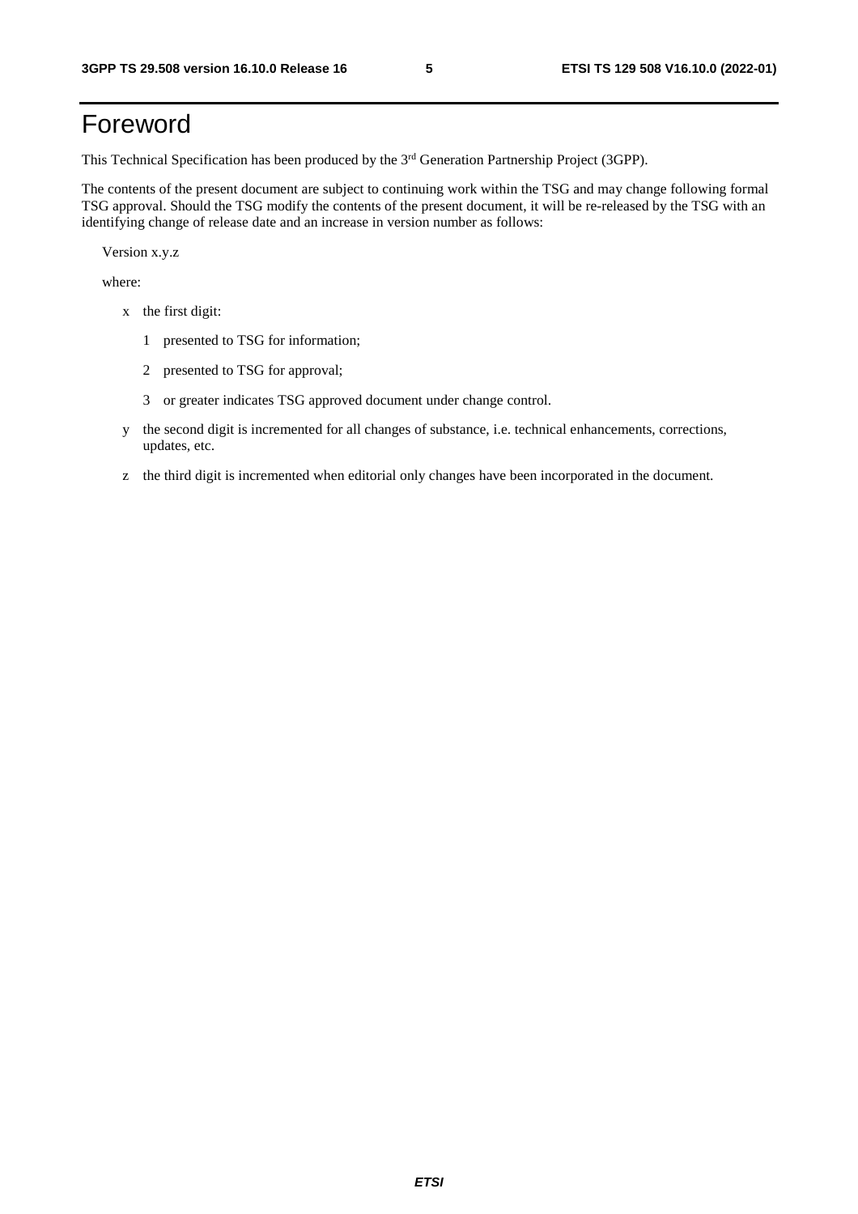# Foreword

This Technical Specification has been produced by the 3rd Generation Partnership Project (3GPP).

The contents of the present document are subject to continuing work within the TSG and may change following formal TSG approval. Should the TSG modify the contents of the present document, it will be re-released by the TSG with an identifying change of release date and an increase in version number as follows:

Version x.y.z

where:

- x the first digit:
  - 1 presented to TSG for information;
  - 2 presented to TSG for approval;
  - 3 or greater indicates TSG approved document under change control.
- y the second digit is incremented for all changes of substance, i.e. technical enhancements, corrections, updates, etc.
- z the third digit is incremented when editorial only changes have been incorporated in the document.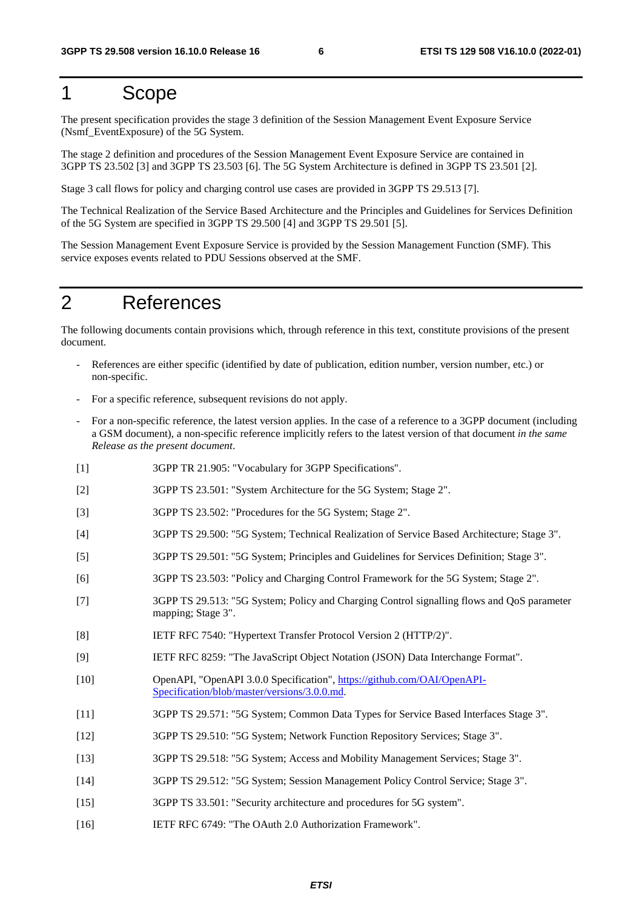# 1 Scope

The present specification provides the stage 3 definition of the Session Management Event Exposure Service (Nsmf_EventExposure) of the 5G System.

The stage 2 definition and procedures of the Session Management Event Exposure Service are contained in 3GPP TS 23.502 [3] and 3GPP TS 23.503 [6]. The 5G System Architecture is defined in 3GPP TS 23.501 [2].

Stage 3 call flows for policy and charging control use cases are provided in 3GPP TS 29.513 [7].

The Technical Realization of the Service Based Architecture and the Principles and Guidelines for Services Definition of the 5G System are specified in 3GPP TS 29.500 [4] and 3GPP TS 29.501 [5].

The Session Management Event Exposure Service is provided by the Session Management Function (SMF). This service exposes events related to PDU Sessions observed at the SMF.

# 2 References

The following documents contain provisions which, through reference in this text, constitute provisions of the present document.

- References are either specific (identified by date of publication, edition number, version number, etc.) or non-specific.
- For a specific reference, subsequent revisions do not apply.
- For a non-specific reference, the latest version applies. In the case of a reference to a 3GPP document (including a GSM document), a non-specific reference implicitly refers to the latest version of that document *in the same Release as the present document*.

[1] 3GPP TR 21.905: "Vocabulary for 3GPP Specifications".

[2] 3GPP TS 23.501: "System Architecture for the 5G System; Stage 2".

[3] 3GPP TS 23.502: "Procedures for the 5G System; Stage 2".

[4] 3GPP TS 29.500: "5G System; Technical Realization of Service Based Architecture; Stage 3".

[5] 3GPP TS 29.501: "5G System; Principles and Guidelines for Services Definition; Stage 3".

[6] 3GPP TS 23.503: "Policy and Charging Control Framework for the 5G System; Stage 2".

[7] 3GPP TS 29.513: "5G System; Policy and Charging Control signalling flows and QoS parameter mapping; Stage 3".

[8] IETF RFC 7540: "Hypertext Transfer Protocol Version 2 (HTTP/2)".

[9] IETF RFC 8259: "The JavaScript Object Notation (JSON) Data Interchange Format".

[10] OpenAPI, "OpenAPI 3.0.0 Specification", https://github.com/OAI/OpenAPI-Specification/blob/master/versions/3.0.0.md.

[11] 3GPP TS 29.571: "5G System; Common Data Types for Service Based Interfaces Stage 3".

[12] 3GPP TS 29.510: "5G System; Network Function Repository Services; Stage 3".

[13] 3GPP TS 29.518: "5G System; Access and Mobility Management Services; Stage 3".

[14] 3GPP TS 29.512: "5G System; Session Management Policy Control Service; Stage 3".

[15] 3GPP TS 33.501: "Security architecture and procedures for 5G system".

[16] IETF RFC 6749: "The OAuth 2.0 Authorization Framework".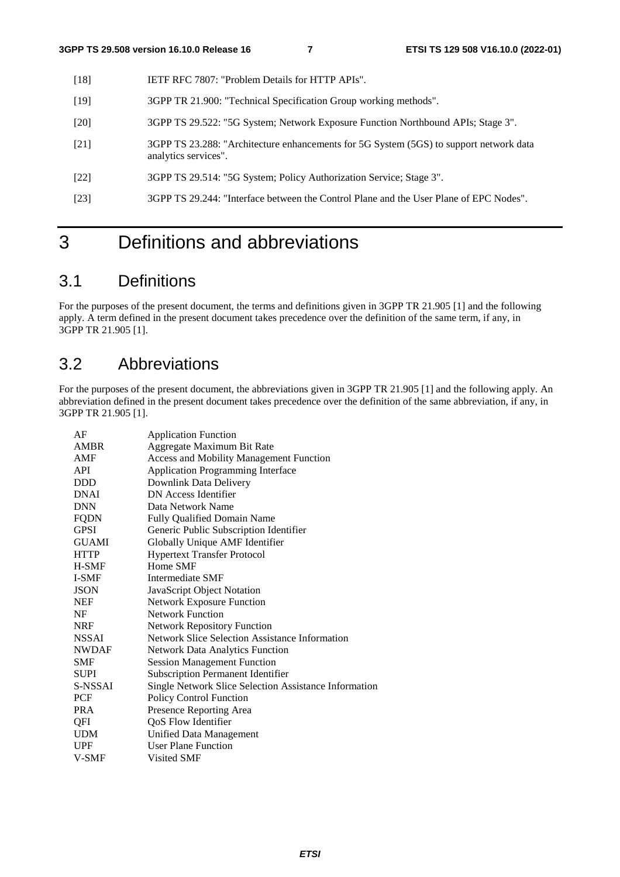[18] IETF RFC 7807: "Problem Details for HTTP APIs".

[19] 3GPP TR 21.900: "Technical Specification Group working methods".

[20] 3GPP TS 29.522: "5G System; Network Exposure Function Northbound APIs; Stage 3".

[21] 3GPP TS 23.288: "Architecture enhancements for 5G System (5GS) to support network data analytics services".

[22] 3GPP TS 29.514: "5G System; Policy Authorization Service; Stage 3".

[23] 3GPP TS 29.244: "Interface between the Control Plane and the User Plane of EPC Nodes".

# 3 Definitions and abbreviations

## 3.1 Definitions

For the purposes of the present document, the terms and definitions given in 3GPP TR 21.905 [1] and the following apply. A term defined in the present document takes precedence over the definition of the same term, if any, in 3GPP TR 21.905 [1].

## 3.2 Abbreviations

For the purposes of the present document, the abbreviations given in 3GPP TR 21.905 [1] and the following apply. An abbreviation defined in the present document takes precedence over the definition of the same abbreviation, if any, in 3GPP TR 21.905 [1].

AF Application Function
AMBR Aggregate Maximum Bit Rate
AMF Access and Mobility Management Function
API Application Programming Interface
DDD Downlink Data Delivery
DNAI DN Access Identifier
DNN Data Network Name
FQDN Fully Qualified Domain Name
GPSI Generic Public Subscription Identifier
GUAMI Globally Unique AMF Identifier
HTTP Hypertext Transfer Protocol
H-SMF Home SMF
I-SMF Intermediate SMF
JSON JavaScript Object Notation
NEF Network Exposure Function
NF Network Function
NRF Network Repository Function
NSSAI Network Slice Selection Assistance Information
NWDAF Network Data Analytics Function
SMF Session Management Function
SUPI Subscription Permanent Identifier
S-NSSAI Single Network Slice Selection Assistance Information
PCF Policy Control Function
PRA Presence Reporting Area
QFI QoS Flow Identifier
UDM Unified Data Management
UPF User Plane Function
V-SMF Visited SMF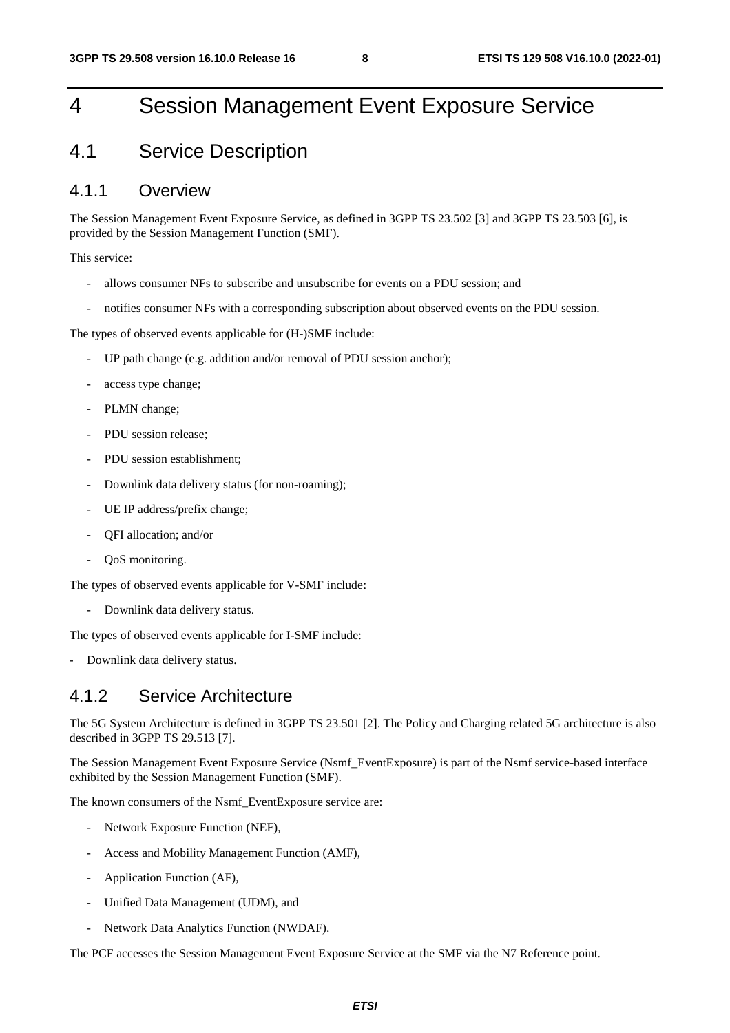# 4 Session Management Event Exposure Service

## 4.1 Service Description

### 4.1.1 Overview

The Session Management Event Exposure Service, as defined in 3GPP TS 23.502 [3] and 3GPP TS 23.503 [6], is provided by the Session Management Function (SMF).

This service:

- allows consumer NFs to subscribe and unsubscribe for events on a PDU session; and
- notifies consumer NFs with a corresponding subscription about observed events on the PDU session.

The types of observed events applicable for (H-)SMF include:

- UP path change (e.g. addition and/or removal of PDU session anchor);
- access type change;
- PLMN change;
- PDU session release;
- PDU session establishment;
- Downlink data delivery status (for non-roaming);
- UE IP address/prefix change;
- QFI allocation; and/or
- QoS monitoring.

The types of observed events applicable for V-SMF include:

- Downlink data delivery status.

The types of observed events applicable for I-SMF include:

- Downlink data delivery status.

### 4.1.2 Service Architecture

The 5G System Architecture is defined in 3GPP TS 23.501 [2]. The Policy and Charging related 5G architecture is also described in 3GPP TS 29.513 [7].

The Session Management Event Exposure Service (Nsmf_EventExposure) is part of the Nsmf service-based interface exhibited by the Session Management Function (SMF).

The known consumers of the Nsmf_EventExposure service are:

- Network Exposure Function (NEF),
- Access and Mobility Management Function (AMF),
- Application Function (AF),
- Unified Data Management (UDM), and
- Network Data Analytics Function (NWDAF).

The PCF accesses the Session Management Event Exposure Service at the SMF via the N7 Reference point.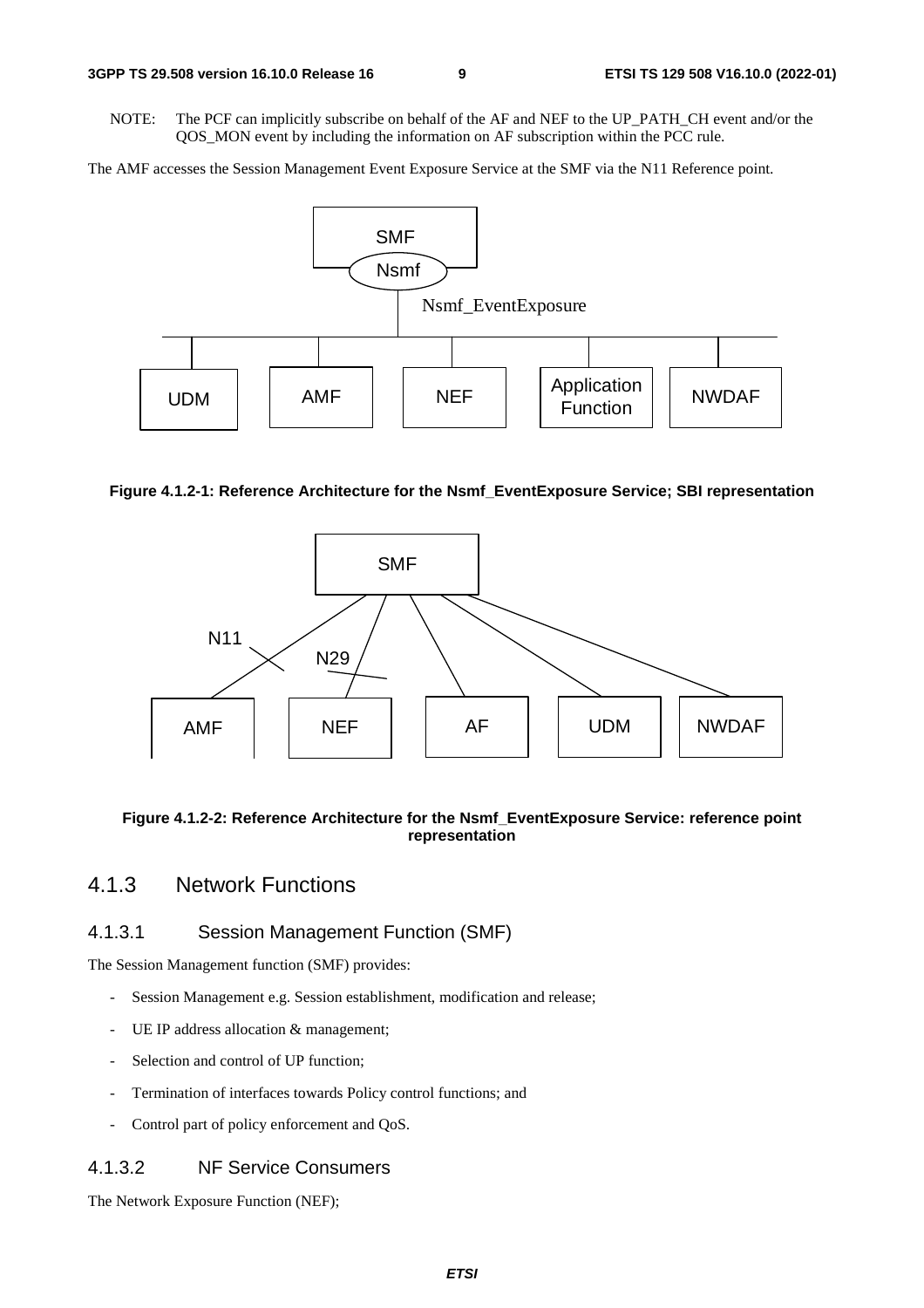NOTE: The PCF can implicitly subscribe on behalf of the AF and NEF to the UP_PATH_CH event and/or the QOS_MON event by including the information on AF subscription within the PCC rule.

The AMF accesses the Session Management Event Exposure Service at the SMF via the N11 Reference point.

**Figure 4.1.2-1: Reference Architecture for the Nsmf_EventExposure Service; SBI representation**

**Figure 4.1.2-2: Reference Architecture for the Nsmf_EventExposure Service: reference point representation**

## 4.1.3 Network Functions

### 4.1.3.1 Session Management Function (SMF)

The Session Management function (SMF) provides:

- Session Management e.g. Session establishment, modification and release;
- UE IP address allocation & management;
- Selection and control of UP function;
- Termination of interfaces towards Policy control functions; and
- Control part of policy enforcement and QoS.

### 4.1.3.2 NF Service Consumers

The Network Exposure Function (NEF);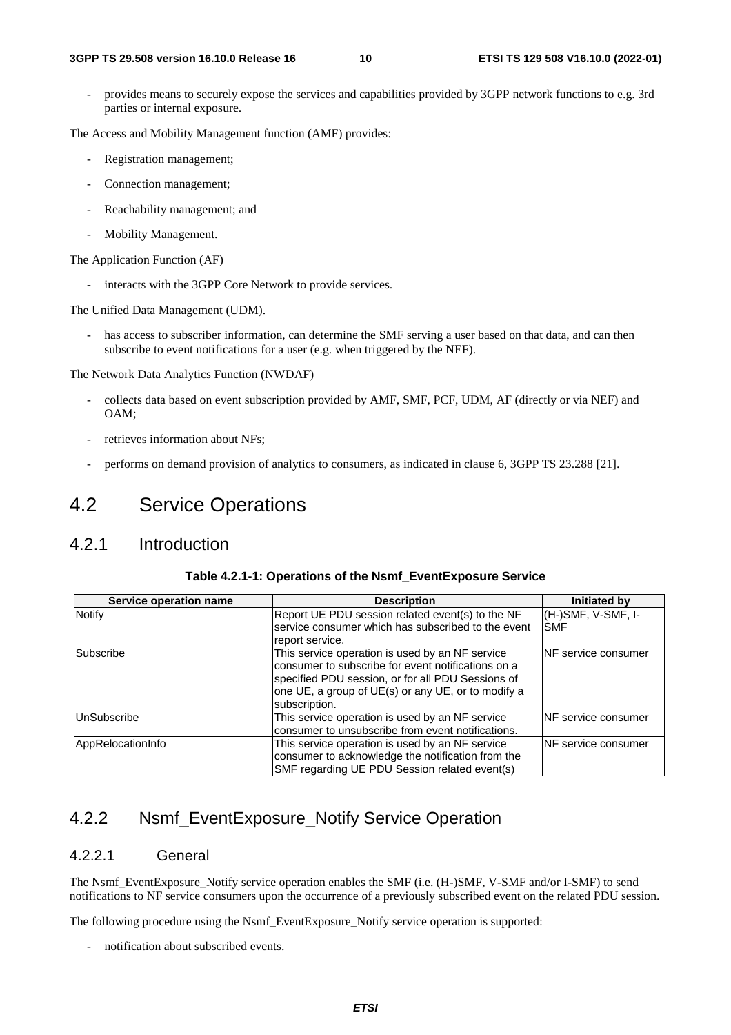- provides means to securely expose the services and capabilities provided by 3GPP network functions to e.g. 3rd parties or internal exposure.

The Access and Mobility Management function (AMF) provides:

- Registration management;
- Connection management;
- Reachability management; and
- Mobility Management.

The Application Function (AF)

- interacts with the 3GPP Core Network to provide services.

The Unified Data Management (UDM).

- has access to subscriber information, can determine the SMF serving a user based on that data, and can then subscribe to event notifications for a user (e.g. when triggered by the NEF).

The Network Data Analytics Function (NWDAF)

- collects data based on event subscription provided by AMF, SMF, PCF, UDM, AF (directly or via NEF) and OAM;
- retrieves information about NFs;
- performs on demand provision of analytics to consumers, as indicated in clause 6, 3GPP TS 23.288 [21].

# 4.2 Service Operations

## 4.2.1 Introduction

**Table 4.2.1-1: Operations of the Nsmf_EventExposure Service**

| Service operation name | Description | Initiated by |
| --- | --- | --- |
| Notify | Report UE PDU session related event(s) to the NF service consumer which has subscribed to the event report service. | (H-)SMF, V-SMF, I-SMF |
| Subscribe | This service operation is used by an NF service consumer to subscribe for event notifications on a specified PDU session, or for all PDU Sessions of one UE, a group of UE(s) or any UE, or to modify a subscription. | NF service consumer |
| UnSubscribe | This service operation is used by an NF service consumer to unsubscribe from event notifications. | NF service consumer |
| AppRelocationInfo | This service operation is used by an NF service consumer to acknowledge the notification from the SMF regarding UE PDU Session related event(s) | NF service consumer |

## 4.2.2 Nsmf_EventExposure_Notify Service Operation

### 4.2.2.1 General

The Nsmf_EventExposure_Notify service operation enables the SMF (i.e. (H-)SMF, V-SMF and/or I-SMF) to send notifications to NF service consumers upon the occurrence of a previously subscribed event on the related PDU session.

The following procedure using the Nsmf_EventExposure_Notify service operation is supported:

- notification about subscribed events.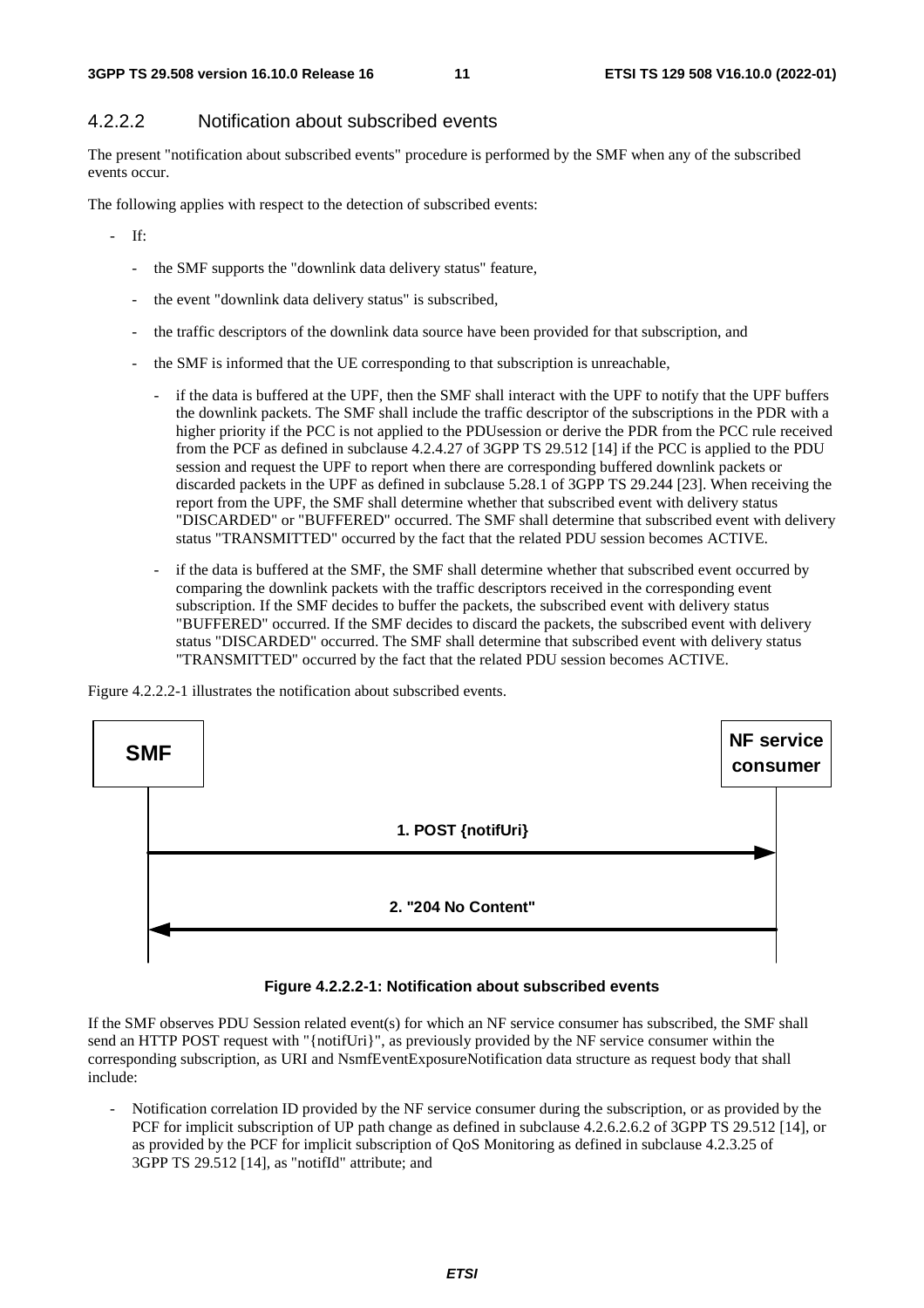### 4.2.2.2 Notification about subscribed events

The present "notification about subscribed events" procedure is performed by the SMF when any of the subscribed events occur.

The following applies with respect to the detection of subscribed events:

- If:
  - the SMF supports the "downlink data delivery status" feature,
  - the event "downlink data delivery status" is subscribed,
  - the traffic descriptors of the downlink data source have been provided for that subscription, and
  - the SMF is informed that the UE corresponding to that subscription is unreachable,
    - if the data is buffered at the UPF, then the SMF shall interact with the UPF to notify that the UPF buffers the downlink packets. The SMF shall include the traffic descriptor of the subscriptions in the PDR with a higher priority if the PCC is not applied to the PDUsession or derive the PDR from the PCC rule received from the PCF as defined in subclause 4.2.4.27 of 3GPP TS 29.512 [14] if the PCC is applied to the PDU session and request the UPF to report when there are corresponding buffered downlink packets or discarded packets in the UPF as defined in subclause 5.28.1 of 3GPP TS 29.244 [23]. When receiving the report from the UPF, the SMF shall determine whether that subscribed event with delivery status "DISCARDED" or "BUFFERED" occurred. The SMF shall determine that subscribed event with delivery status "TRANSMITTED" occurred by the fact that the related PDU session becomes ACTIVE.
    - if the data is buffered at the SMF, the SMF shall determine whether that subscribed event occurred by comparing the downlink packets with the traffic descriptors received in the corresponding event subscription. If the SMF decides to buffer the packets, the subscribed event with delivery status "BUFFERED" occurred. If the SMF decides to discard the packets, the subscribed event with delivery status "DISCARDED" occurred. The SMF shall determine that subscribed event with delivery status "TRANSMITTED" occurred by the fact that the related PDU session becomes ACTIVE.

Figure 4.2.2.2-1 illustrates the notification about subscribed events.

SMF → NF service consumer: 1. POST {notifUri}

NF service consumer → SMF: 2. "204 No Content"

**Figure 4.2.2.2-1: Notification about subscribed events**

If the SMF observes PDU Session related event(s) for which an NF service consumer has subscribed, the SMF shall send an HTTP POST request with "{notifUri}", as previously provided by the NF service consumer within the corresponding subscription, as URI and NsmfEventExposureNotification data structure as request body that shall include:

- Notification correlation ID provided by the NF service consumer during the subscription, or as provided by the PCF for implicit subscription of UP path change as defined in subclause 4.2.6.2.6.2 of 3GPP TS 29.512 [14], or as provided by the PCF for implicit subscription of QoS Monitoring as defined in subclause 4.2.3.25 of 3GPP TS 29.512 [14], as "notifId" attribute; and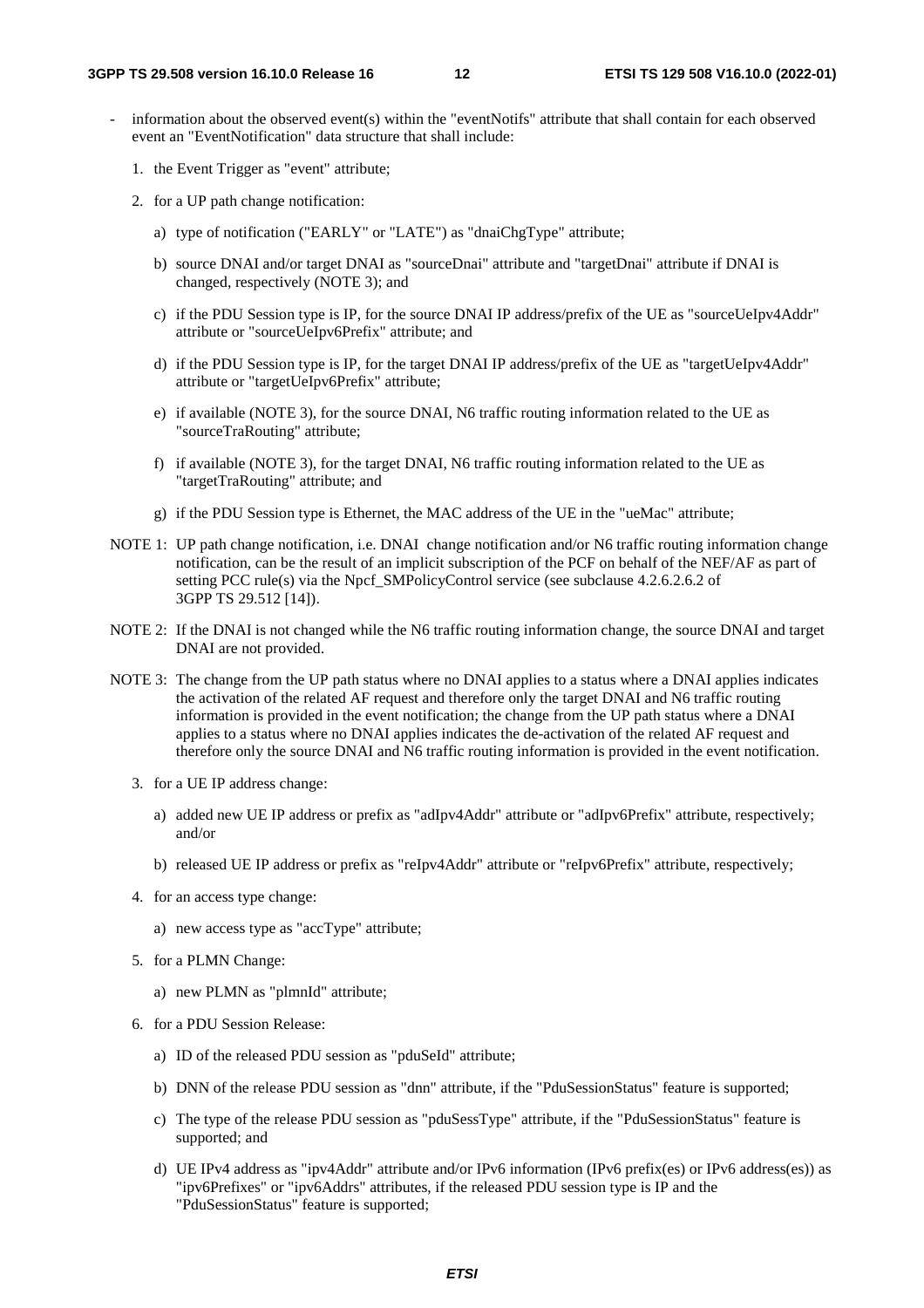- information about the observed event(s) within the "eventNotifs" attribute that shall contain for each observed event an "EventNotification" data structure that shall include:

  1. the Event Trigger as "event" attribute;

  2. for a UP path change notification:

     a) type of notification ("EARLY" or "LATE") as "dnaiChgType" attribute;

     b) source DNAI and/or target DNAI as "sourceDnai" attribute and "targetDnai" attribute if DNAI is changed, respectively (NOTE 3); and

     c) if the PDU Session type is IP, for the source DNAI IP address/prefix of the UE as "sourceUeIpv4Addr" attribute or "sourceUeIpv6Prefix" attribute; and

     d) if the PDU Session type is IP, for the target DNAI IP address/prefix of the UE as "targetUeIpv4Addr" attribute or "targetUeIpv6Prefix" attribute;

     e) if available (NOTE 3), for the source DNAI, N6 traffic routing information related to the UE as "sourceTraRouting" attribute;

     f) if available (NOTE 3), for the target DNAI, N6 traffic routing information related to the UE as "targetTraRouting" attribute; and

     g) if the PDU Session type is Ethernet, the MAC address of the UE in the "ueMac" attribute;

NOTE 1: UP path change notification, i.e. DNAI change notification and/or N6 traffic routing information change notification, can be the result of an implicit subscription of the PCF on behalf of the NEF/AF as part of setting PCC rule(s) via the Npcf_SMPolicyControl service (see subclause 4.2.6.2.6.2 of 3GPP TS 29.512 [14]).

NOTE 2: If the DNAI is not changed while the N6 traffic routing information change, the source DNAI and target DNAI are not provided.

NOTE 3: The change from the UP path status where no DNAI applies to a status where a DNAI applies indicates the activation of the related AF request and therefore only the target DNAI and N6 traffic routing information is provided in the event notification; the change from the UP path status where a DNAI applies to a status where no DNAI applies indicates the de-activation of the related AF request and therefore only the source DNAI and N6 traffic routing information is provided in the event notification.

  3. for a UE IP address change:

     a) added new UE IP address or prefix as "adIpv4Addr" attribute or "adIpv6Prefix" attribute, respectively; and/or

     b) released UE IP address or prefix as "reIpv4Addr" attribute or "reIpv6Prefix" attribute, respectively;

  4. for an access type change:

     a) new access type as "accType" attribute;

  5. for a PLMN Change:

     a) new PLMN as "plmnId" attribute;

  6. for a PDU Session Release:

     a) ID of the released PDU session as "pduSeId" attribute;

     b) DNN of the release PDU session as "dnn" attribute, if the "PduSessionStatus" feature is supported;

     c) The type of the release PDU session as "pduSessType" attribute, if the "PduSessionStatus" feature is supported; and

     d) UE IPv4 address as "ipv4Addr" attribute and/or IPv6 information (IPv6 prefix(es) or IPv6 address(es)) as "ipv6Prefixes" or "ipv6Addrs" attributes, if the released PDU session type is IP and the "PduSessionStatus" feature is supported;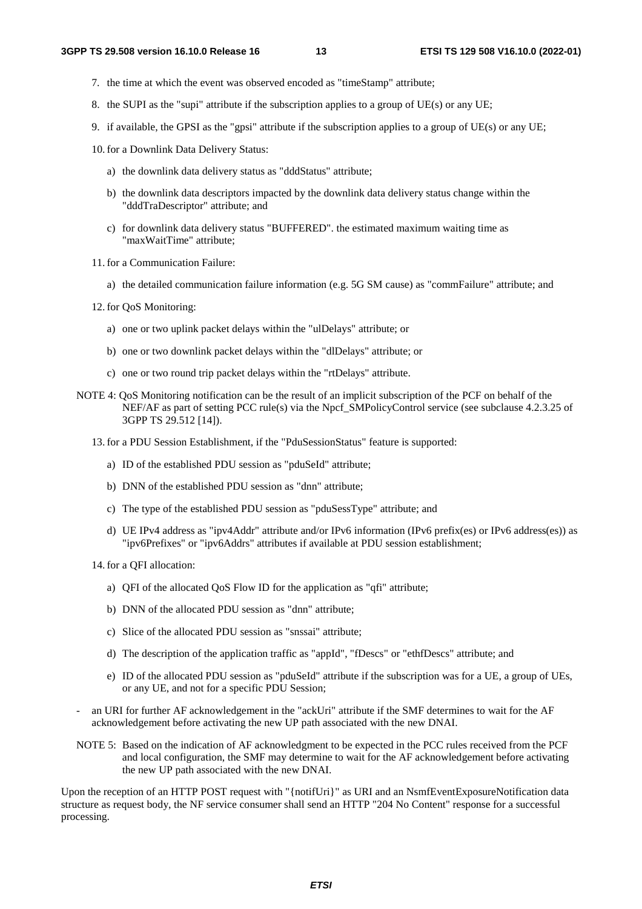7. the time at which the event was observed encoded as "timeStamp" attribute;

8. the SUPI as the "supi" attribute if the subscription applies to a group of UE(s) or any UE;

9. if available, the GPSI as the "gpsi" attribute if the subscription applies to a group of UE(s) or any UE;

10. for a Downlink Data Delivery Status:

    a) the downlink data delivery status as "dddStatus" attribute;

    b) the downlink data descriptors impacted by the downlink data delivery status change within the "dddTraDescriptor" attribute; and

    c) for downlink data delivery status "BUFFERED". the estimated maximum waiting time as "maxWaitTime" attribute;

11. for a Communication Failure:

    a) the detailed communication failure information (e.g. 5G SM cause) as "commFailure" attribute; and

12. for QoS Monitoring:

    a) one or two uplink packet delays within the "ulDelays" attribute; or

    b) one or two downlink packet delays within the "dlDelays" attribute; or

    c) one or two round trip packet delays within the "rtDelays" attribute.

NOTE 4: QoS Monitoring notification can be the result of an implicit subscription of the PCF on behalf of the NEF/AF as part of setting PCC rule(s) via the Npcf_SMPolicyControl service (see subclause 4.2.3.25 of 3GPP TS 29.512 [14]).

13. for a PDU Session Establishment, if the "PduSessionStatus" feature is supported:

    a) ID of the established PDU session as "pduSeId" attribute;

    b) DNN of the established PDU session as "dnn" attribute;

    c) The type of the established PDU session as "pduSessType" attribute; and

    d) UE IPv4 address as "ipv4Addr" attribute and/or IPv6 information (IPv6 prefix(es) or IPv6 address(es)) as "ipv6Prefixes" or "ipv6Addrs" attributes if available at PDU session establishment;

14. for a QFI allocation:

    a) QFI of the allocated QoS Flow ID for the application as "qfi" attribute;

    b) DNN of the allocated PDU session as "dnn" attribute;

    c) Slice of the allocated PDU session as "snssai" attribute;

    d) The description of the application traffic as "appId", "fDescs" or "ethfDescs" attribute; and

    e) ID of the allocated PDU session as "pduSeId" attribute if the subscription was for a UE, a group of UEs, or any UE, and not for a specific PDU Session;

- an URI for further AF acknowledgement in the "ackUri" attribute if the SMF determines to wait for the AF acknowledgement before activating the new UP path associated with the new DNAI.

NOTE 5: Based on the indication of AF acknowledgment to be expected in the PCC rules received from the PCF and local configuration, the SMF may determine to wait for the AF acknowledgement before activating the new UP path associated with the new DNAI.

Upon the reception of an HTTP POST request with "{notifUri}" as URI and an NsmfEventExposureNotification data structure as request body, the NF service consumer shall send an HTTP "204 No Content" response for a successful processing.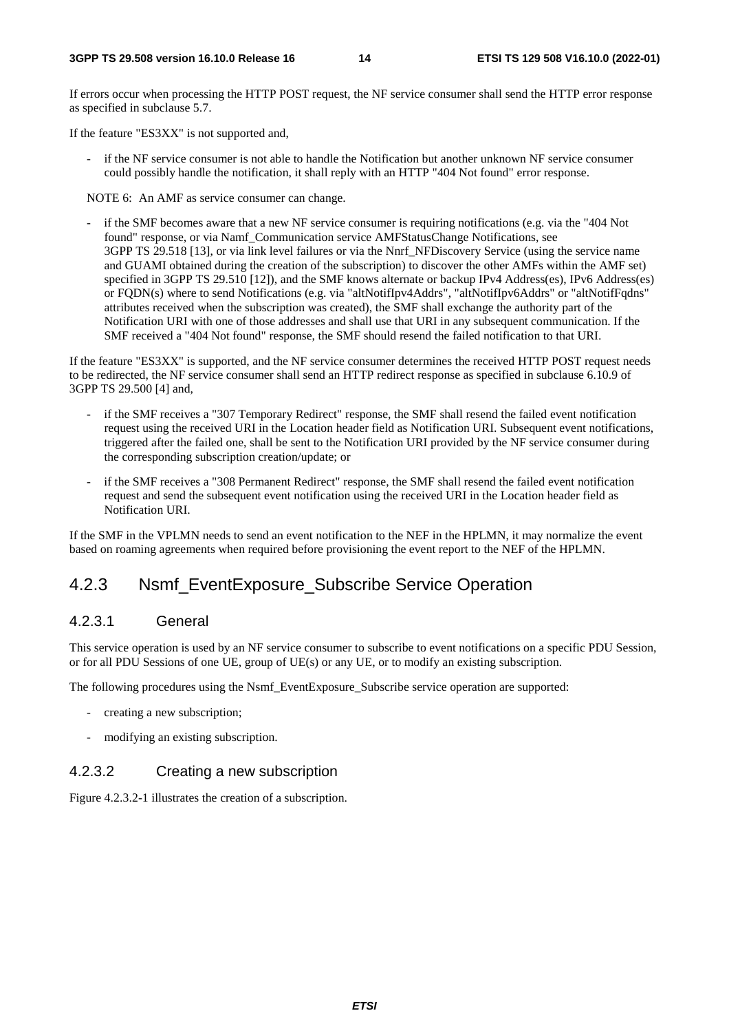If errors occur when processing the HTTP POST request, the NF service consumer shall send the HTTP error response as specified in subclause 5.7.

If the feature "ES3XX" is not supported and,

- if the NF service consumer is not able to handle the Notification but another unknown NF service consumer could possibly handle the notification, it shall reply with an HTTP "404 Not found" error response.

NOTE 6: An AMF as service consumer can change.

- if the SMF becomes aware that a new NF service consumer is requiring notifications (e.g. via the "404 Not found" response, or via Namf_Communication service AMFStatusChange Notifications, see 3GPP TS 29.518 [13], or via link level failures or via the Nnrf_NFDiscovery Service (using the service name and GUAMI obtained during the creation of the subscription) to discover the other AMFs within the AMF set) specified in 3GPP TS 29.510 [12]), and the SMF knows alternate or backup IPv4 Address(es), IPv6 Address(es) or FQDN(s) where to send Notifications (e.g. via "altNotifIpv4Addrs", "altNotifIpv6Addrs" or "altNotifFqdns" attributes received when the subscription was created), the SMF shall exchange the authority part of the Notification URI with one of those addresses and shall use that URI in any subsequent communication. If the SMF received a "404 Not found" response, the SMF should resend the failed notification to that URI.

If the feature "ES3XX" is supported, and the NF service consumer determines the received HTTP POST request needs to be redirected, the NF service consumer shall send an HTTP redirect response as specified in subclause 6.10.9 of 3GPP TS 29.500 [4] and,

- if the SMF receives a "307 Temporary Redirect" response, the SMF shall resend the failed event notification request using the received URI in the Location header field as Notification URI. Subsequent event notifications, triggered after the failed one, shall be sent to the Notification URI provided by the NF service consumer during the corresponding subscription creation/update; or
- if the SMF receives a "308 Permanent Redirect" response, the SMF shall resend the failed event notification request and send the subsequent event notification using the received URI in the Location header field as Notification URI.

If the SMF in the VPLMN needs to send an event notification to the NEF in the HPLMN, it may normalize the event based on roaming agreements when required before provisioning the event report to the NEF of the HPLMN.

## 4.2.3 Nsmf_EventExposure_Subscribe Service Operation

### 4.2.3.1 General

This service operation is used by an NF service consumer to subscribe to event notifications on a specific PDU Session, or for all PDU Sessions of one UE, group of UE(s) or any UE, or to modify an existing subscription.

The following procedures using the Nsmf_EventExposure_Subscribe service operation are supported:

- creating a new subscription;
- modifying an existing subscription.

### 4.2.3.2 Creating a new subscription

Figure 4.2.3.2-1 illustrates the creation of a subscription.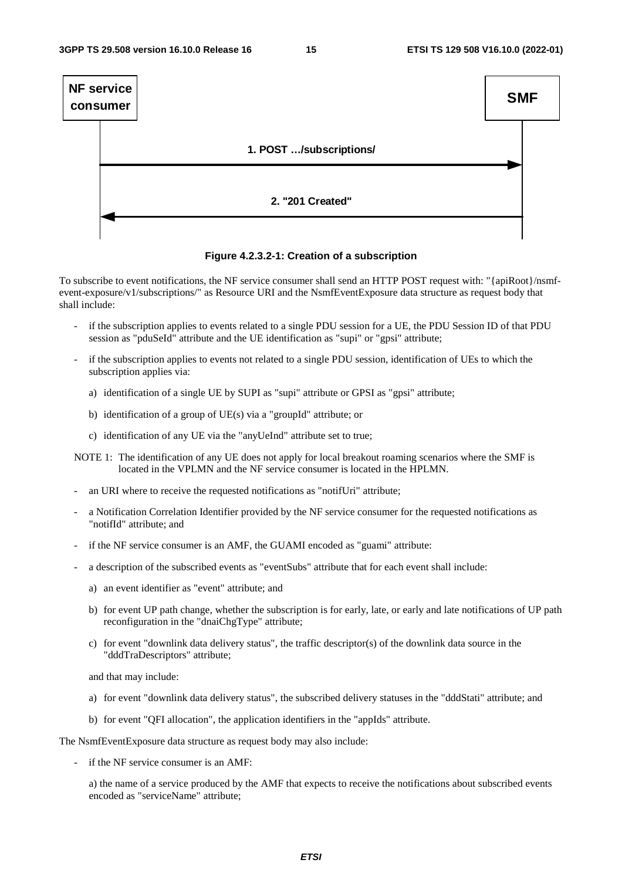NF service consumer → SMF: 1. POST …/subscriptions/

SMF → NF service consumer: 2. "201 Created"

**Figure 4.2.3.2-1: Creation of a subscription**

To subscribe to event notifications, the NF service consumer shall send an HTTP POST request with: "{apiRoot}/nsmf-event-exposure/v1/subscriptions/" as Resource URI and the NsmfEventExposure data structure as request body that shall include:

- if the subscription applies to events related to a single PDU session for a UE, the PDU Session ID of that PDU session as "pduSeId" attribute and the UE identification as "supi" or "gpsi" attribute;
- if the subscription applies to events not related to a single PDU session, identification of UEs to which the subscription applies via:
  a) identification of a single UE by SUPI as "supi" attribute or GPSI as "gpsi" attribute;
  b) identification of a group of UE(s) via a "groupId" attribute; or
  c) identification of any UE via the "anyUeInd" attribute set to true;

NOTE 1: The identification of any UE does not apply for local breakout roaming scenarios where the SMF is located in the VPLMN and the NF service consumer is located in the HPLMN.

- an URI where to receive the requested notifications as "notifUri" attribute;
- a Notification Correlation Identifier provided by the NF service consumer for the requested notifications as "notifId" attribute; and
- if the NF service consumer is an AMF, the GUAMI encoded as "guami" attribute:
- a description of the subscribed events as "eventSubs" attribute that for each event shall include:
  a) an event identifier as "event" attribute; and
  b) for event UP path change, whether the subscription is for early, late, or early and late notifications of UP path reconfiguration in the "dnaiChgType" attribute;
  c) for event "downlink data delivery status", the traffic descriptor(s) of the downlink data source in the "dddTraDescriptors" attribute;

  and that may include:

  a) for event "downlink data delivery status", the subscribed delivery statuses in the "dddStati" attribute; and
  b) for event "QFI allocation", the application identifiers in the "appIds" attribute.

The NsmfEventExposure data structure as request body may also include:

- if the NF service consumer is an AMF:

  a) the name of a service produced by the AMF that expects to receive the notifications about subscribed events encoded as "serviceName" attribute;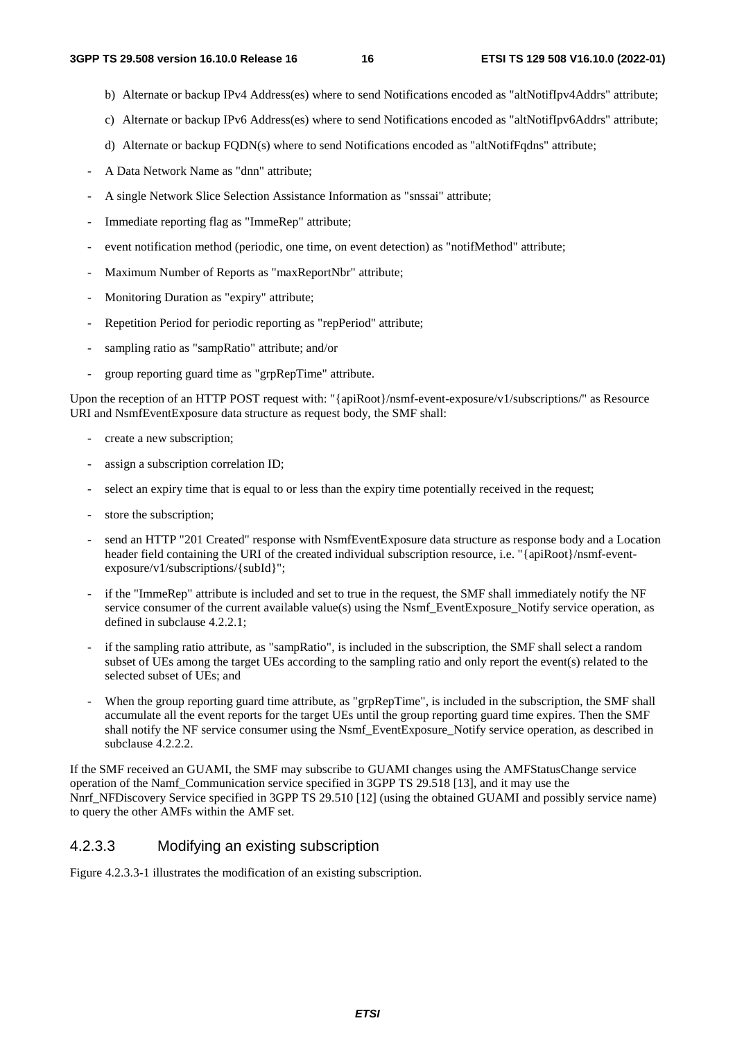b) Alternate or backup IPv4 Address(es) where to send Notifications encoded as "altNotifIpv4Addrs" attribute;

c) Alternate or backup IPv6 Address(es) where to send Notifications encoded as "altNotifIpv6Addrs" attribute;

d) Alternate or backup FQDN(s) where to send Notifications encoded as "altNotifFqdns" attribute;

- A Data Network Name as "dnn" attribute;
- A single Network Slice Selection Assistance Information as "snssai" attribute;
- Immediate reporting flag as "ImmeRep" attribute;
- event notification method (periodic, one time, on event detection) as "notifMethod" attribute;
- Maximum Number of Reports as "maxReportNbr" attribute;
- Monitoring Duration as "expiry" attribute;
- Repetition Period for periodic reporting as "repPeriod" attribute;
- sampling ratio as "sampRatio" attribute; and/or
- group reporting guard time as "grpRepTime" attribute.

Upon the reception of an HTTP POST request with: "{apiRoot}/nsmf-event-exposure/v1/subscriptions/" as Resource URI and NsmfEventExposure data structure as request body, the SMF shall:

- create a new subscription;
- assign a subscription correlation ID;
- select an expiry time that is equal to or less than the expiry time potentially received in the request;
- store the subscription;
- send an HTTP "201 Created" response with NsmfEventExposure data structure as response body and a Location header field containing the URI of the created individual subscription resource, i.e. "{apiRoot}/nsmf-event-exposure/v1/subscriptions/{subId}";
- if the "ImmeRep" attribute is included and set to true in the request, the SMF shall immediately notify the NF service consumer of the current available value(s) using the Nsmf_EventExposure_Notify service operation, as defined in subclause 4.2.2.1;
- if the sampling ratio attribute, as "sampRatio", is included in the subscription, the SMF shall select a random subset of UEs among the target UEs according to the sampling ratio and only report the event(s) related to the selected subset of UEs; and
- When the group reporting guard time attribute, as "grpRepTime", is included in the subscription, the SMF shall accumulate all the event reports for the target UEs until the group reporting guard time expires. Then the SMF shall notify the NF service consumer using the Nsmf_EventExposure_Notify service operation, as described in subclause 4.2.2.2.

If the SMF received an GUAMI, the SMF may subscribe to GUAMI changes using the AMFStatusChange service operation of the Namf_Communication service specified in 3GPP TS 29.518 [13], and it may use the Nnrf_NFDiscovery Service specified in 3GPP TS 29.510 [12] (using the obtained GUAMI and possibly service name) to query the other AMFs within the AMF set.

### 4.2.3.3 Modifying an existing subscription

Figure 4.2.3.3-1 illustrates the modification of an existing subscription.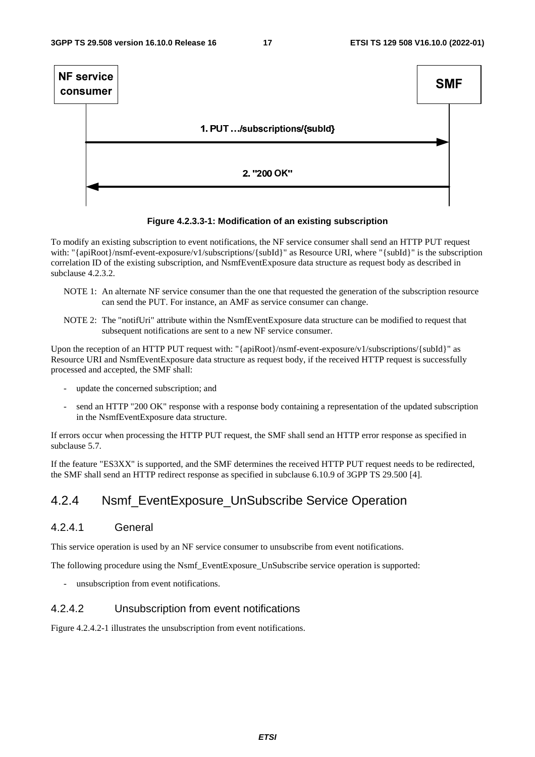NF service consumer → SMF: 1. PUT …/subscriptions/{subId}

SMF → NF service consumer: 2. "200 OK"

**Figure 4.2.3.3-1: Modification of an existing subscription**

To modify an existing subscription to event notifications, the NF service consumer shall send an HTTP PUT request with: "{apiRoot}/nsmf-event-exposure/v1/subscriptions/{subId}" as Resource URI, where "{subId}" is the subscription correlation ID of the existing subscription, and NsmfEventExposure data structure as request body as described in subclause 4.2.3.2.

NOTE 1: An alternate NF service consumer than the one that requested the generation of the subscription resource can send the PUT. For instance, an AMF as service consumer can change.

NOTE 2: The "notifUri" attribute within the NsmfEventExposure data structure can be modified to request that subsequent notifications are sent to a new NF service consumer.

Upon the reception of an HTTP PUT request with: "{apiRoot}/nsmf-event-exposure/v1/subscriptions/{subId}" as Resource URI and NsmfEventExposure data structure as request body, if the received HTTP request is successfully processed and accepted, the SMF shall:

- update the concerned subscription; and
- send an HTTP "200 OK" response with a response body containing a representation of the updated subscription in the NsmfEventExposure data structure.

If errors occur when processing the HTTP PUT request, the SMF shall send an HTTP error response as specified in subclause 5.7.

If the feature "ES3XX" is supported, and the SMF determines the received HTTP PUT request needs to be redirected, the SMF shall send an HTTP redirect response as specified in subclause 6.10.9 of 3GPP TS 29.500 [4].

## 4.2.4 Nsmf_EventExposure_UnSubscribe Service Operation

### 4.2.4.1 General

This service operation is used by an NF service consumer to unsubscribe from event notifications.

The following procedure using the Nsmf_EventExposure_UnSubscribe service operation is supported:

- unsubscription from event notifications.

### 4.2.4.2 Unsubscription from event notifications

Figure 4.2.4.2-1 illustrates the unsubscription from event notifications.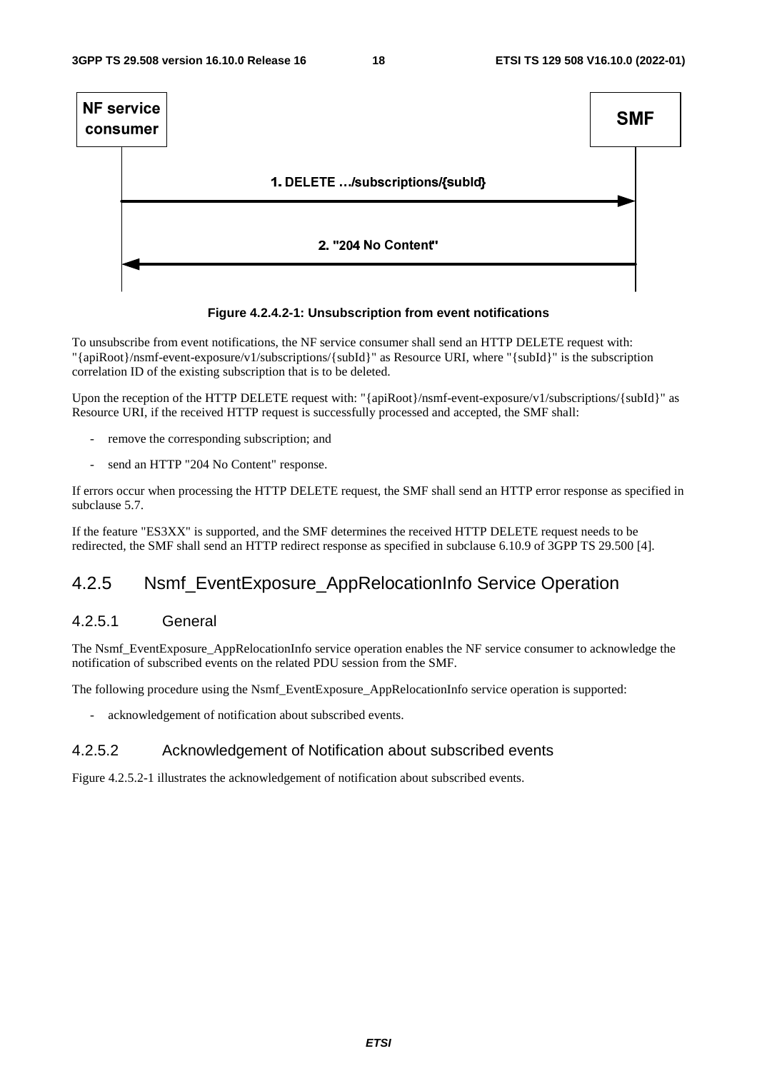Figure 4.2.4.2-1: Unsubscription from event notifications

To unsubscribe from event notifications, the NF service consumer shall send an HTTP DELETE request with: "{apiRoot}/nsmf-event-exposure/v1/subscriptions/{subId}" as Resource URI, where "{subId}" is the subscription correlation ID of the existing subscription that is to be deleted.

Upon the reception of the HTTP DELETE request with: "{apiRoot}/nsmf-event-exposure/v1/subscriptions/{subId}" as Resource URI, if the received HTTP request is successfully processed and accepted, the SMF shall:

- remove the corresponding subscription; and
- send an HTTP "204 No Content" response.

If errors occur when processing the HTTP DELETE request, the SMF shall send an HTTP error response as specified in subclause 5.7.

If the feature "ES3XX" is supported, and the SMF determines the received HTTP DELETE request needs to be redirected, the SMF shall send an HTTP redirect response as specified in subclause 6.10.9 of 3GPP TS 29.500 [4].

## 4.2.5 Nsmf_EventExposure_AppRelocationInfo Service Operation

### 4.2.5.1 General

The Nsmf_EventExposure_AppRelocationInfo service operation enables the NF service consumer to acknowledge the notification of subscribed events on the related PDU session from the SMF.

The following procedure using the Nsmf_EventExposure_AppRelocationInfo service operation is supported:

- acknowledgement of notification about subscribed events.

### 4.2.5.2 Acknowledgement of Notification about subscribed events

Figure 4.2.5.2-1 illustrates the acknowledgement of notification about subscribed events.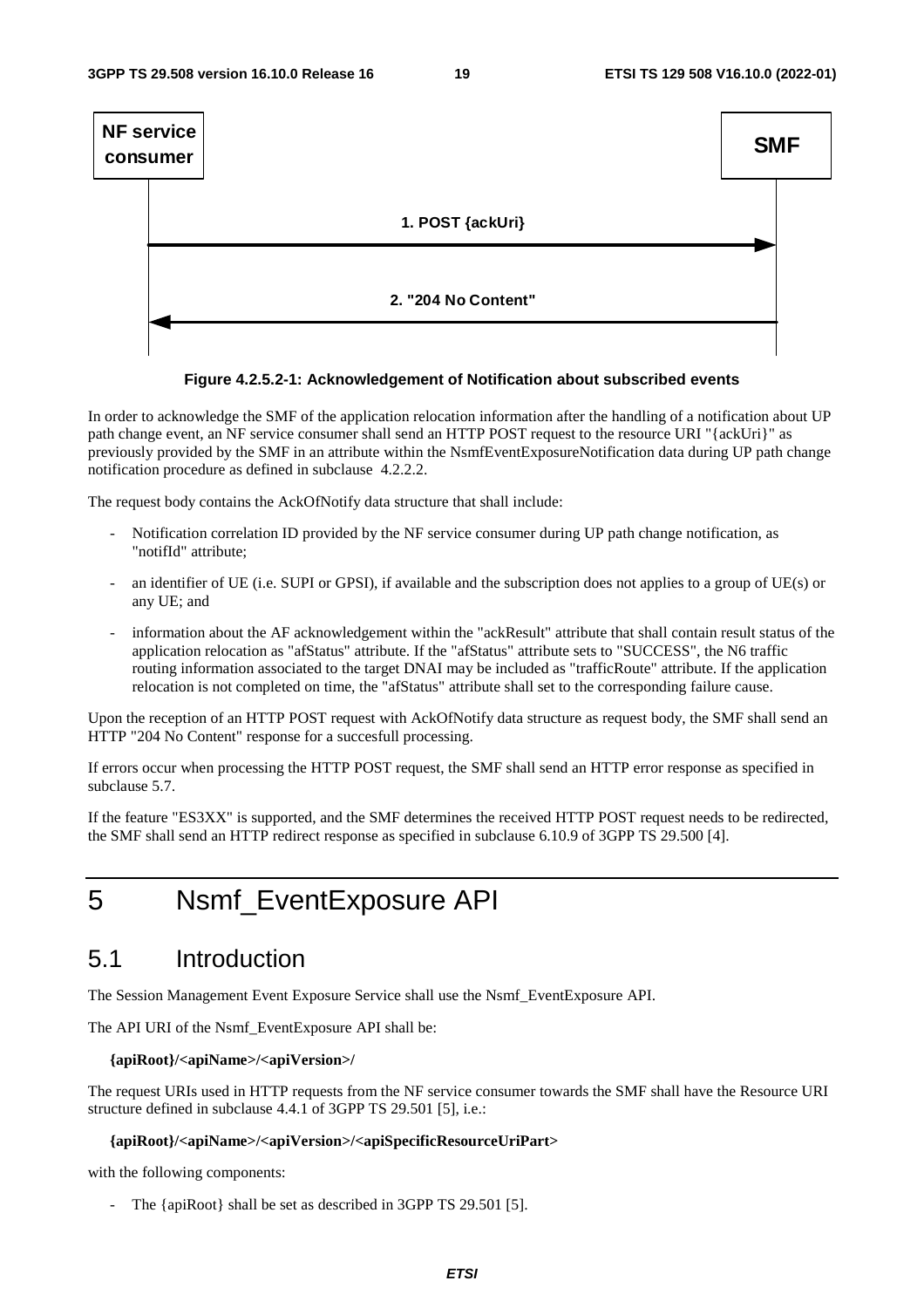NF service consumer    SMF

1. POST {ackUri}

2. "204 No Content"

**Figure 4.2.5.2-1: Acknowledgement of Notification about subscribed events**

In order to acknowledge the SMF of the application relocation information after the handling of a notification about UP path change event, an NF service consumer shall send an HTTP POST request to the resource URI "{ackUri}" as previously provided by the SMF in an attribute within the NsmfEventExposureNotification data during UP path change notification procedure as defined in subclause 4.2.2.2.

The request body contains the AckOfNotify data structure that shall include:

- Notification correlation ID provided by the NF service consumer during UP path change notification, as "notifId" attribute;
- an identifier of UE (i.e. SUPI or GPSI), if available and the subscription does not applies to a group of UE(s) or any UE; and
- information about the AF acknowledgement within the "ackResult" attribute that shall contain result status of the application relocation as "afStatus" attribute. If the "afStatus" attribute sets to "SUCCESS", the N6 traffic routing information associated to the target DNAI may be included as "trafficRoute" attribute. If the application relocation is not completed on time, the "afStatus" attribute shall set to the corresponding failure cause.

Upon the reception of an HTTP POST request with AckOfNotify data structure as request body, the SMF shall send an HTTP "204 No Content" response for a succesfull processing.

If errors occur when processing the HTTP POST request, the SMF shall send an HTTP error response as specified in subclause 5.7.

If the feature "ES3XX" is supported, and the SMF determines the received HTTP POST request needs to be redirected, the SMF shall send an HTTP redirect response as specified in subclause 6.10.9 of 3GPP TS 29.500 [4].

# 5 Nsmf_EventExposure API

## 5.1 Introduction

The Session Management Event Exposure Service shall use the Nsmf_EventExposure API.

The API URI of the Nsmf_EventExposure API shall be:

**{apiRoot}/<apiName>/<apiVersion>/**

The request URIs used in HTTP requests from the NF service consumer towards the SMF shall have the Resource URI structure defined in subclause 4.4.1 of 3GPP TS 29.501 [5], i.e.:

**{apiRoot}/<apiName>/<apiVersion>/<apiSpecificResourceUriPart>**

with the following components:

- The {apiRoot} shall be set as described in 3GPP TS 29.501 [5].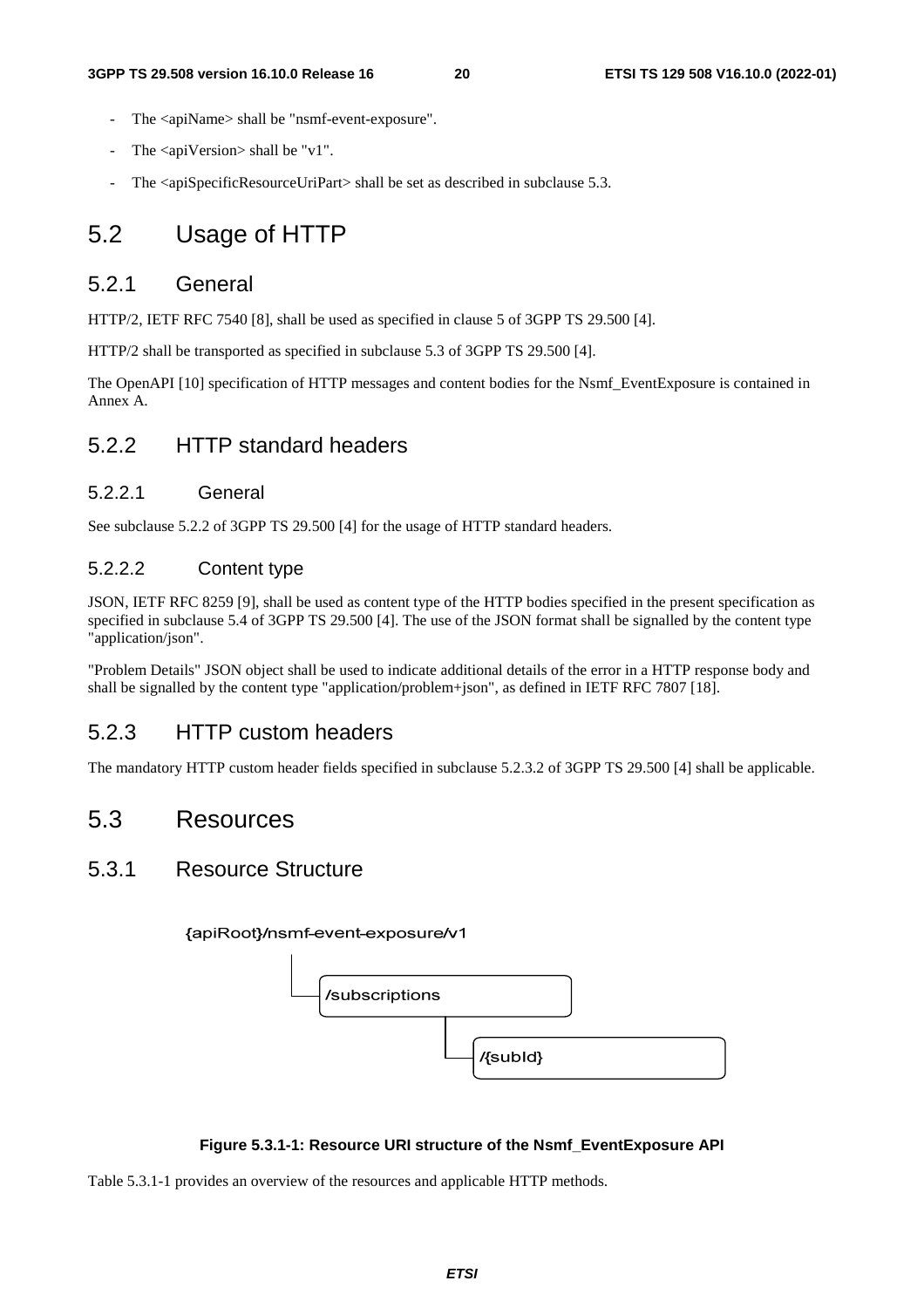- The <apiName> shall be "nsmf-event-exposure".
- The <apiVersion> shall be "v1".
- The <apiSpecificResourceUriPart> shall be set as described in subclause 5.3.

# 5.2 Usage of HTTP

## 5.2.1 General

HTTP/2, IETF RFC 7540 [8], shall be used as specified in clause 5 of 3GPP TS 29.500 [4].

HTTP/2 shall be transported as specified in subclause 5.3 of 3GPP TS 29.500 [4].

The OpenAPI [10] specification of HTTP messages and content bodies for the Nsmf_EventExposure is contained in Annex A.

## 5.2.2 HTTP standard headers

### 5.2.2.1 General

See subclause 5.2.2 of 3GPP TS 29.500 [4] for the usage of HTTP standard headers.

### 5.2.2.2 Content type

JSON, IETF RFC 8259 [9], shall be used as content type of the HTTP bodies specified in the present specification as specified in subclause 5.4 of 3GPP TS 29.500 [4]. The use of the JSON format shall be signalled by the content type "application/json".

"Problem Details" JSON object shall be used to indicate additional details of the error in a HTTP response body and shall be signalled by the content type "application/problem+json", as defined in IETF RFC 7807 [18].

## 5.2.3 HTTP custom headers

The mandatory HTTP custom header fields specified in subclause 5.2.3.2 of 3GPP TS 29.500 [4] shall be applicable.

# 5.3 Resources

## 5.3.1 Resource Structure

{apiRoot}/nsmf-event-exposure/v1

/subscriptions

/{subId}

**Figure 5.3.1-1: Resource URI structure of the Nsmf_EventExposure API**

Table 5.3.1-1 provides an overview of the resources and applicable HTTP methods.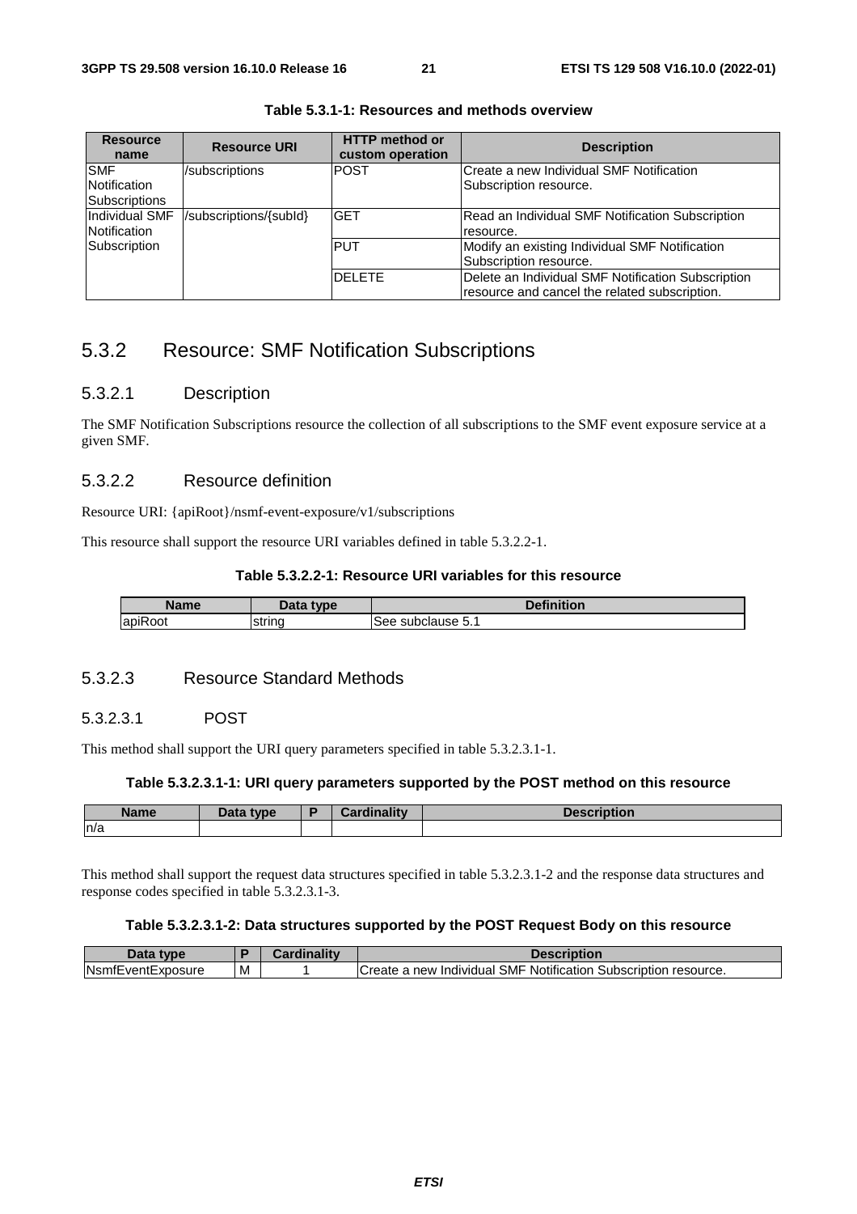**Table 5.3.1-1: Resources and methods overview**

| Resource name | Resource URI | HTTP method or custom operation | Description |
|---|---|---|---|
| SMF Notification Subscriptions | /subscriptions | POST | Create a new Individual SMF Notification Subscription resource. |
| Individual SMF Notification Subscription | /subscriptions/{subId} | GET | Read an Individual SMF Notification Subscription resource. |
| | | PUT | Modify an existing Individual SMF Notification Subscription resource. |
| | | DELETE | Delete an Individual SMF Notification Subscription resource and cancel the related subscription. |

## 5.3.2 Resource: SMF Notification Subscriptions

### 5.3.2.1 Description

The SMF Notification Subscriptions resource the collection of all subscriptions to the SMF event exposure service at a given SMF.

### 5.3.2.2 Resource definition

Resource URI: {apiRoot}/nsmf-event-exposure/v1/subscriptions

This resource shall support the resource URI variables defined in table 5.3.2.2-1.

**Table 5.3.2.2-1: Resource URI variables for this resource**

| Name | Data type | Definition |
|---|---|---|
| apiRoot | string | See subclause 5.1 |

### 5.3.2.3 Resource Standard Methods

#### 5.3.2.3.1 POST

This method shall support the URI query parameters specified in table 5.3.2.3.1-1.

**Table 5.3.2.3.1-1: URI query parameters supported by the POST method on this resource**

| Name | Data type | P | Cardinality | Description |
|---|---|---|---|---|
| n/a | | | | |

This method shall support the request data structures specified in table 5.3.2.3.1-2 and the response data structures and response codes specified in table 5.3.2.3.1-3.

**Table 5.3.2.3.1-2: Data structures supported by the POST Request Body on this resource**

| Data type | P | Cardinality | Description |
|---|---|---|---|
| NsmfEventExposure | M | 1 | Create a new Individual SMF Notification Subscription resource. |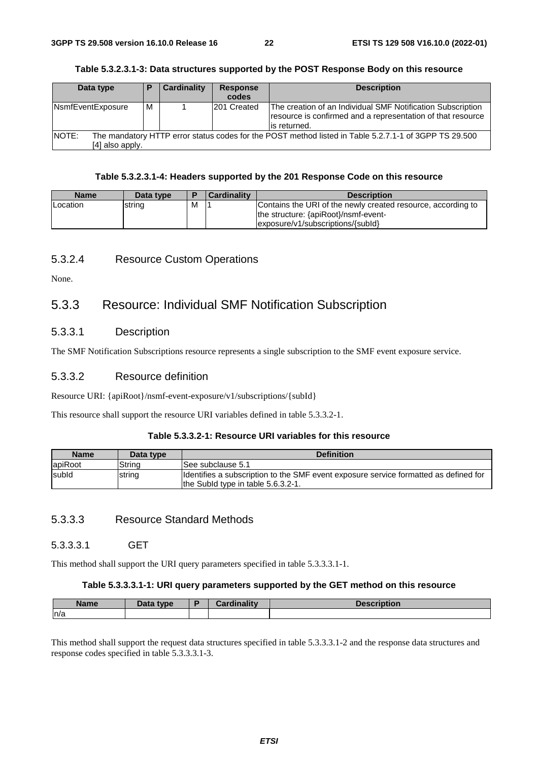**Table 5.3.2.3.1-3: Data structures supported by the POST Response Body on this resource**

| Data type | P | Cardinality | Response codes | Description |
|---|---|---|---|---|
| NsmfEventExposure | M | 1 | 201 Created | The creation of an Individual SMF Notification Subscription resource is confirmed and a representation of that resource is returned. |
| NOTE: The mandatory HTTP error status codes for the POST method listed in Table 5.2.7.1-1 of 3GPP TS 29.500 [4] also apply. | | | | |

**Table 5.3.2.3.1-4: Headers supported by the 201 Response Code on this resource**

| Name | Data type | P | Cardinality | Description |
|---|---|---|---|---|
| Location | string | M | 1 | Contains the URI of the newly created resource, according to the structure: {apiRoot}/nsmf-event-exposure/v1/subscriptions/{subId} |

#### 5.3.2.4 Resource Custom Operations

None.

### 5.3.3 Resource: Individual SMF Notification Subscription

#### 5.3.3.1 Description

The SMF Notification Subscriptions resource represents a single subscription to the SMF event exposure service.

#### 5.3.3.2 Resource definition

Resource URI: {apiRoot}/nsmf-event-exposure/v1/subscriptions/{subId}

This resource shall support the resource URI variables defined in table 5.3.3.2-1.

**Table 5.3.3.2-1: Resource URI variables for this resource**

| Name | Data type | Definition |
|---|---|---|
| apiRoot | String | See subclause 5.1 |
| subId | string | Identifies a subscription to the SMF event exposure service formatted as defined for the SubId type in table 5.6.3.2-1. |

#### 5.3.3.3 Resource Standard Methods

##### 5.3.3.3.1 GET

This method shall support the URI query parameters specified in table 5.3.3.3.1-1.

**Table 5.3.3.3.1-1: URI query parameters supported by the GET method on this resource**

| Name | Data type | P | Cardinality | Description |
|---|---|---|---|---|
| n/a | | | | |

This method shall support the request data structures specified in table 5.3.3.3.1-2 and the response data structures and response codes specified in table 5.3.3.3.1-3.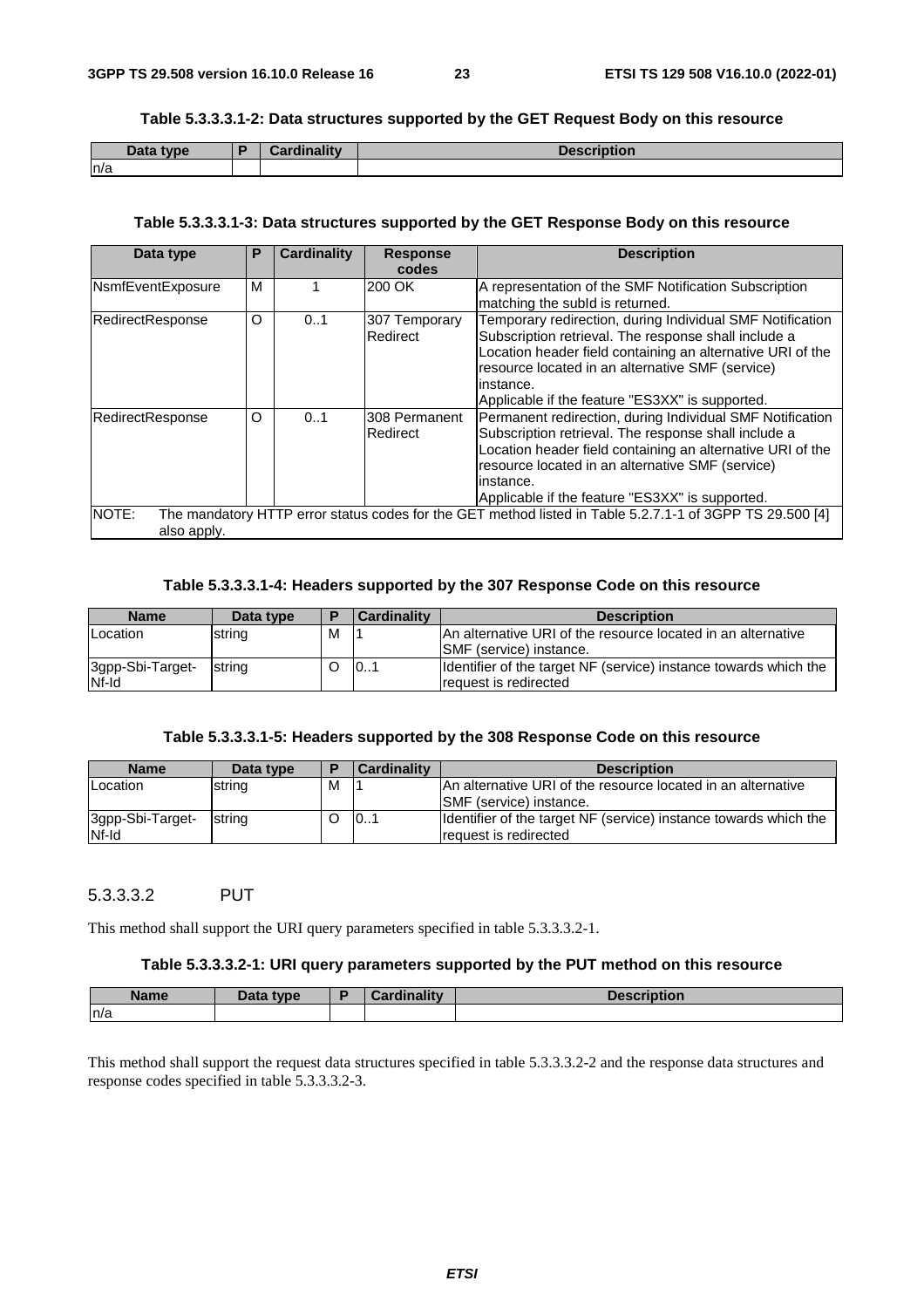**Table 5.3.3.3.1-2: Data structures supported by the GET Request Body on this resource**

| Data type | P | Cardinality | Description |
|---|---|---|---|
| n/a | | | |

**Table 5.3.3.3.1-3: Data structures supported by the GET Response Body on this resource**

| Data type | P | Cardinality | Response codes | Description |
|---|---|---|---|---|
| NsmfEventExposure | M | 1 | 200 OK | A representation of the SMF Notification Subscription matching the subId is returned. |
| RedirectResponse | O | 0..1 | 307 Temporary Redirect | Temporary redirection, during Individual SMF Notification Subscription retrieval. The response shall include a Location header field containing an alternative URI of the resource located in an alternative SMF (service) instance.<br>Applicable if the feature "ES3XX" is supported. |
| RedirectResponse | O | 0..1 | 308 Permanent Redirect | Permanent redirection, during Individual SMF Notification Subscription retrieval. The response shall include a Location header field containing an alternative URI of the resource located in an alternative SMF (service) instance.<br>Applicable if the feature "ES3XX" is supported. |
| NOTE: The mandatory HTTP error status codes for the GET method listed in Table 5.2.7.1-1 of 3GPP TS 29.500 [4] also apply. | | | | |

**Table 5.3.3.3.1-4: Headers supported by the 307 Response Code on this resource**

| Name | Data type | P | Cardinality | Description |
|---|---|---|---|---|
| Location | string | M | 1 | An alternative URI of the resource located in an alternative SMF (service) instance. |
| 3gpp-Sbi-Target-Nf-Id | string | O | 0..1 | Identifier of the target NF (service) instance towards which the request is redirected |

**Table 5.3.3.3.1-5: Headers supported by the 308 Response Code on this resource**

| Name | Data type | P | Cardinality | Description |
|---|---|---|---|---|
| Location | string | M | 1 | An alternative URI of the resource located in an alternative SMF (service) instance. |
| 3gpp-Sbi-Target-Nf-Id | string | O | 0..1 | Identifier of the target NF (service) instance towards which the request is redirected |

#### 5.3.3.3.2 PUT

This method shall support the URI query parameters specified in table 5.3.3.3.2-1.

**Table 5.3.3.3.2-1: URI query parameters supported by the PUT method on this resource**

| Name | Data type | P | Cardinality | Description |
|---|---|---|---|---|
| n/a | | | | |

This method shall support the request data structures specified in table 5.3.3.3.2-2 and the response data structures and response codes specified in table 5.3.3.3.2-3.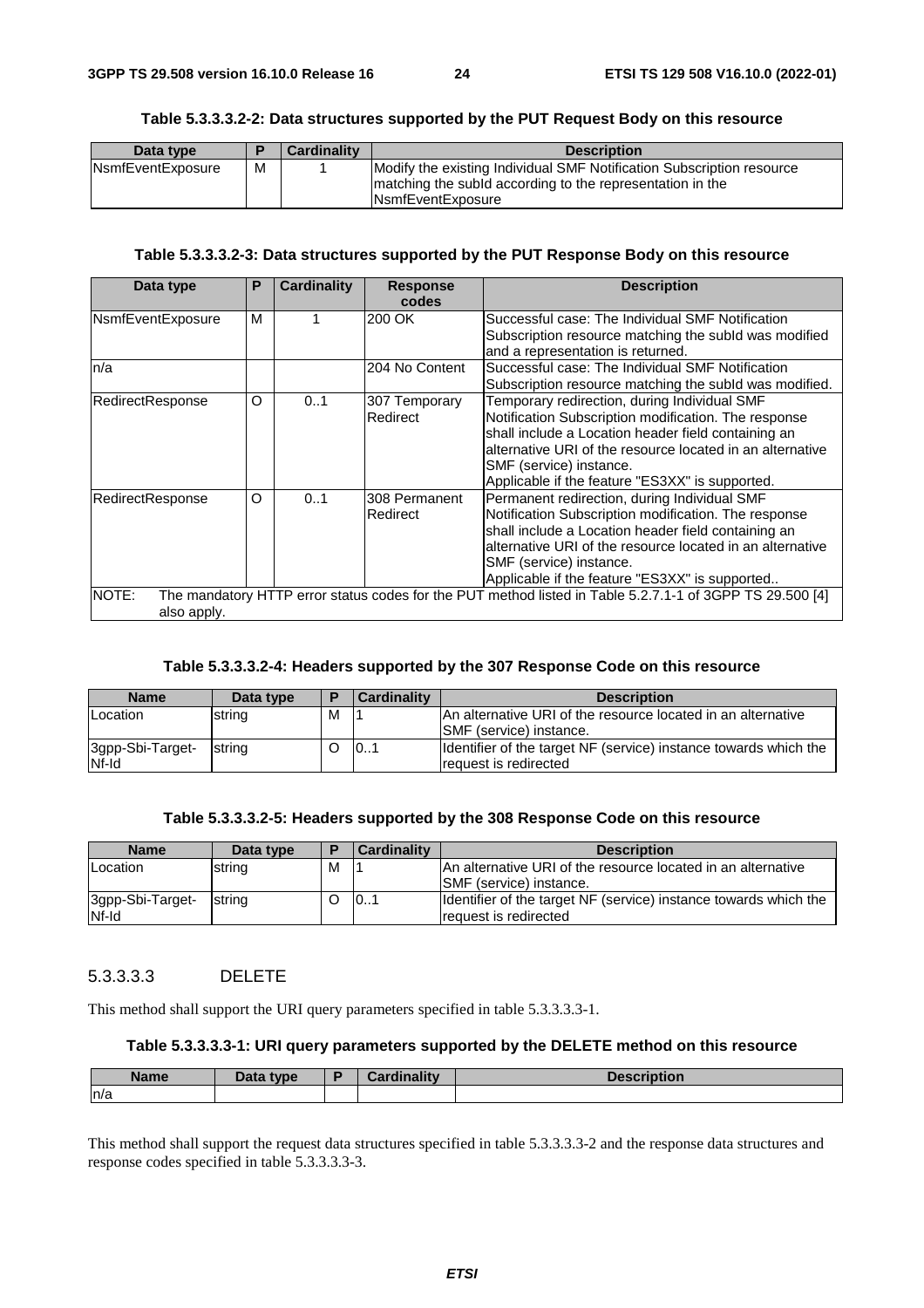**Table 5.3.3.3.2-2: Data structures supported by the PUT Request Body on this resource**

| Data type | P | Cardinality | Description |
| --- | --- | --- | --- |
| NsmfEventExposure | M | 1 | Modify the existing Individual SMF Notification Subscription resource matching the subId according to the representation in the NsmfEventExposure |

**Table 5.3.3.3.2-3: Data structures supported by the PUT Response Body on this resource**

| Data type | P | Cardinality | Response codes | Description |
| --- | --- | --- | --- | --- |
| NsmfEventExposure | M | 1 | 200 OK | Successful case: The Individual SMF Notification Subscription resource matching the subId was modified and a representation is returned. |
| n/a | | | 204 No Content | Successful case: The Individual SMF Notification Subscription resource matching the subId was modified. |
| RedirectResponse | O | 0..1 | 307 Temporary Redirect | Temporary redirection, during Individual SMF Notification Subscription modification. The response shall include a Location header field containing an alternative URI of the resource located in an alternative SMF (service) instance.<br>Applicable if the feature "ES3XX" is supported. |
| RedirectResponse | O | 0..1 | 308 Permanent Redirect | Permanent redirection, during Individual SMF Notification Subscription modification. The response shall include a Location header field containing an alternative URI of the resource located in an alternative SMF (service) instance.<br>Applicable if the feature "ES3XX" is supported.. |
| NOTE: The mandatory HTTP error status codes for the PUT method listed in Table 5.2.7.1-1 of 3GPP TS 29.500 [4] also apply. | | | | |

**Table 5.3.3.3.2-4: Headers supported by the 307 Response Code on this resource**

| Name | Data type | P | Cardinality | Description |
| --- | --- | --- | --- | --- |
| Location | string | M | 1 | An alternative URI of the resource located in an alternative SMF (service) instance. |
| 3gpp-Sbi-Target-Nf-Id | string | O | 0..1 | Identifier of the target NF (service) instance towards which the request is redirected |

**Table 5.3.3.3.2-5: Headers supported by the 308 Response Code on this resource**

| Name | Data type | P | Cardinality | Description |
| --- | --- | --- | --- | --- |
| Location | string | M | 1 | An alternative URI of the resource located in an alternative SMF (service) instance. |
| 3gpp-Sbi-Target-Nf-Id | string | O | 0..1 | Identifier of the target NF (service) instance towards which the request is redirected |

#### 5.3.3.3.3 DELETE

This method shall support the URI query parameters specified in table 5.3.3.3.3-1.

**Table 5.3.3.3.3-1: URI query parameters supported by the DELETE method on this resource**

| Name | Data type | P | Cardinality | Description |
| --- | --- | --- | --- | --- |
| n/a | | | | |

This method shall support the request data structures specified in table 5.3.3.3.3-2 and the response data structures and response codes specified in table 5.3.3.3.3-3.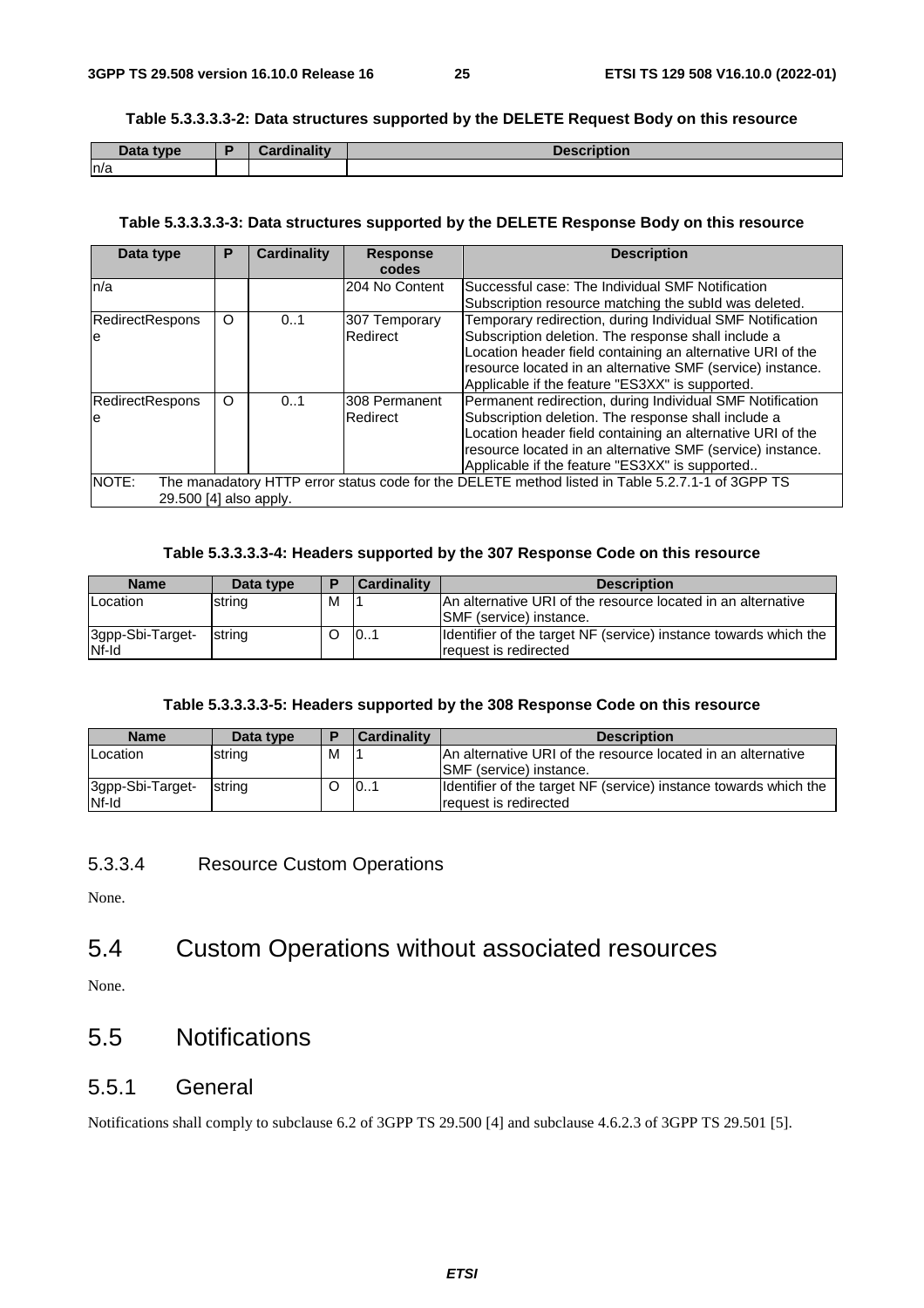**Table 5.3.3.3.3-2: Data structures supported by the DELETE Request Body on this resource**

| Data type | P | Cardinality | Description |
| --- | --- | --- | --- |
| n/a | | | |

**Table 5.3.3.3.3-3: Data structures supported by the DELETE Response Body on this resource**

| Data type | P | Cardinality | Response codes | Description |
| --- | --- | --- | --- | --- |
| n/a | | | 204 No Content | Successful case: The Individual SMF Notification Subscription resource matching the subId was deleted. |
| RedirectResponse | O | 0..1 | 307 Temporary Redirect | Temporary redirection, during Individual SMF Notification Subscription deletion. The response shall include a Location header field containing an alternative URI of the resource located in an alternative SMF (service) instance. Applicable if the feature "ES3XX" is supported. |
| RedirectResponse | O | 0..1 | 308 Permanent Redirect | Permanent redirection, during Individual SMF Notification Subscription deletion. The response shall include a Location header field containing an alternative URI of the resource located in an alternative SMF (service) instance. Applicable if the feature "ES3XX" is supported.. |
| NOTE: The manadatory HTTP error status code for the DELETE method listed in Table 5.2.7.1-1 of 3GPP TS 29.500 [4] also apply. | | | | |

**Table 5.3.3.3.3-4: Headers supported by the 307 Response Code on this resource**

| Name | Data type | P | Cardinality | Description |
| --- | --- | --- | --- | --- |
| Location | string | M | 1 | An alternative URI of the resource located in an alternative SMF (service) instance. |
| 3gpp-Sbi-Target-Nf-Id | string | O | 0..1 | Identifier of the target NF (service) instance towards which the request is redirected |

**Table 5.3.3.3.3-5: Headers supported by the 308 Response Code on this resource**

| Name | Data type | P | Cardinality | Description |
| --- | --- | --- | --- | --- |
| Location | string | M | 1 | An alternative URI of the resource located in an alternative SMF (service) instance. |
| 3gpp-Sbi-Target-Nf-Id | string | O | 0..1 | Identifier of the target NF (service) instance towards which the request is redirected |

#### 5.3.3.4 Resource Custom Operations

None.

## 5.4 Custom Operations without associated resources

None.

## 5.5 Notifications

### 5.5.1 General

Notifications shall comply to subclause 6.2 of 3GPP TS 29.500 [4] and subclause 4.6.2.3 of 3GPP TS 29.501 [5].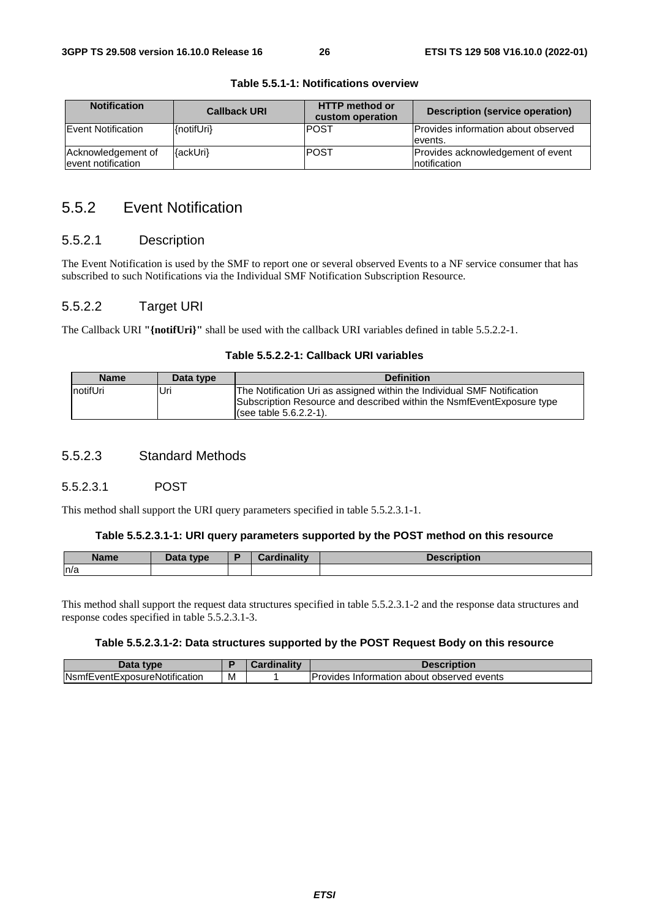**Table 5.5.1-1: Notifications overview**

| Notification | Callback URI | HTTP method or custom operation | Description (service operation) |
|---|---|---|---|
| Event Notification | {notifUri} | POST | Provides information about observed events. |
| Acknowledgement of event notification | {ackUri} | POST | Provides acknowledgement of event notification |

## 5.5.2 Event Notification

### 5.5.2.1 Description

The Event Notification is used by the SMF to report one or several observed Events to a NF service consumer that has subscribed to such Notifications via the Individual SMF Notification Subscription Resource.

### 5.5.2.2 Target URI

The Callback URI **"{notifUri}"** shall be used with the callback URI variables defined in table 5.5.2.2-1.

**Table 5.5.2.2-1: Callback URI variables**

| Name | Data type | Definition |
|---|---|---|
| notifUri | Uri | The Notification Uri as assigned within the Individual SMF Notification Subscription Resource and described within the NsmfEventExposure type (see table 5.6.2.2-1). |

### 5.5.2.3 Standard Methods

#### 5.5.2.3.1 POST

This method shall support the URI query parameters specified in table 5.5.2.3.1-1.

**Table 5.5.2.3.1-1: URI query parameters supported by the POST method on this resource**

| Name | Data type | P | Cardinality | Description |
|---|---|---|---|---|
| n/a | | | | |

This method shall support the request data structures specified in table 5.5.2.3.1-2 and the response data structures and response codes specified in table 5.5.2.3.1-3.

**Table 5.5.2.3.1-2: Data structures supported by the POST Request Body on this resource**

| Data type | P | Cardinality | Description |
|---|---|---|---|
| NsmfEventExposureNotification | M | 1 | Provides Information about observed events |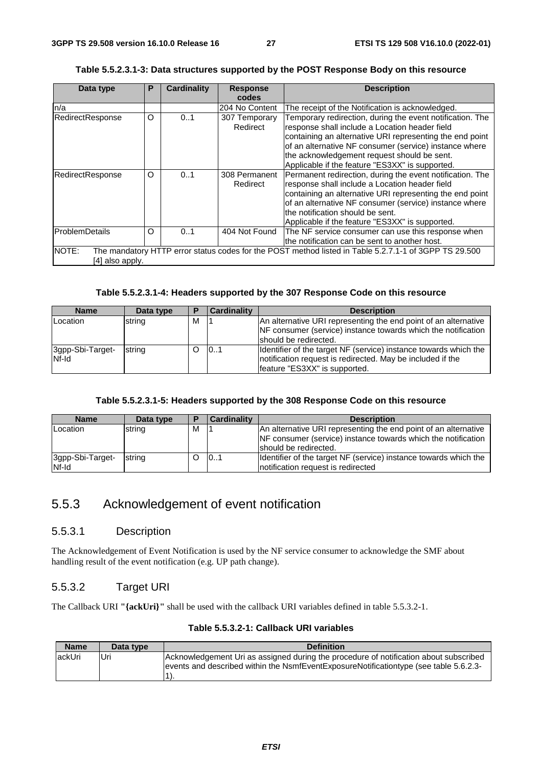**Table 5.5.2.3.1-3: Data structures supported by the POST Response Body on this resource**

| Data type | P | Cardinality | Response codes | Description |
| --- | --- | --- | --- | --- |
| n/a | | | 204 No Content | The receipt of the Notification is acknowledged. |
| RedirectResponse | O | 0..1 | 307 Temporary Redirect | Temporary redirection, during the event notification. The response shall include a Location header field containing an alternative URI representing the end point of an alternative NF consumer (service) instance where the acknowledgement request should be sent. Applicable if the feature "ES3XX" is supported. |
| RedirectResponse | O | 0..1 | 308 Permanent Redirect | Permanent redirection, during the event notification. The response shall include a Location header field containing an alternative URI representing the end point of an alternative NF consumer (service) instance where the notification should be sent. Applicable if the feature "ES3XX" is supported. |
| ProblemDetails | O | 0..1 | 404 Not Found | The NF service consumer can use this response when the notification can be sent to another host. |
| NOTE: The mandatory HTTP error status codes for the POST method listed in Table 5.2.7.1-1 of 3GPP TS 29.500 [4] also apply. | | | | |

**Table 5.5.2.3.1-4: Headers supported by the 307 Response Code on this resource**

| Name | Data type | P | Cardinality | Description |
| --- | --- | --- | --- | --- |
| Location | string | M | 1 | An alternative URI representing the end point of an alternative NF consumer (service) instance towards which the notification should be redirected. |
| 3gpp-Sbi-Target-Nf-Id | string | O | 0..1 | Identifier of the target NF (service) instance towards which the notification request is redirected. May be included if the feature "ES3XX" is supported. |

**Table 5.5.2.3.1-5: Headers supported by the 308 Response Code on this resource**

| Name | Data type | P | Cardinality | Description |
| --- | --- | --- | --- | --- |
| Location | string | M | 1 | An alternative URI representing the end point of an alternative NF consumer (service) instance towards which the notification should be redirected. |
| 3gpp-Sbi-Target-Nf-Id | string | O | 0..1 | Identifier of the target NF (service) instance towards which the notification request is redirected |

## 5.5.3 Acknowledgement of event notification

### 5.5.3.1 Description

The Acknowledgement of Event Notification is used by the NF service consumer to acknowledge the SMF about handling result of the event notification (e.g. UP path change).

### 5.5.3.2 Target URI

The Callback URI **"{ackUri}"** shall be used with the callback URI variables defined in table 5.5.3.2-1.

**Table 5.5.3.2-1: Callback URI variables**

| Name | Data type | Definition |
| --- | --- | --- |
| ackUri | Uri | Acknowledgement Uri as assigned during the procedure of notification about subscribed events and described within the NsmfEventExposureNotificationtype (see table 5.6.2.3-1). |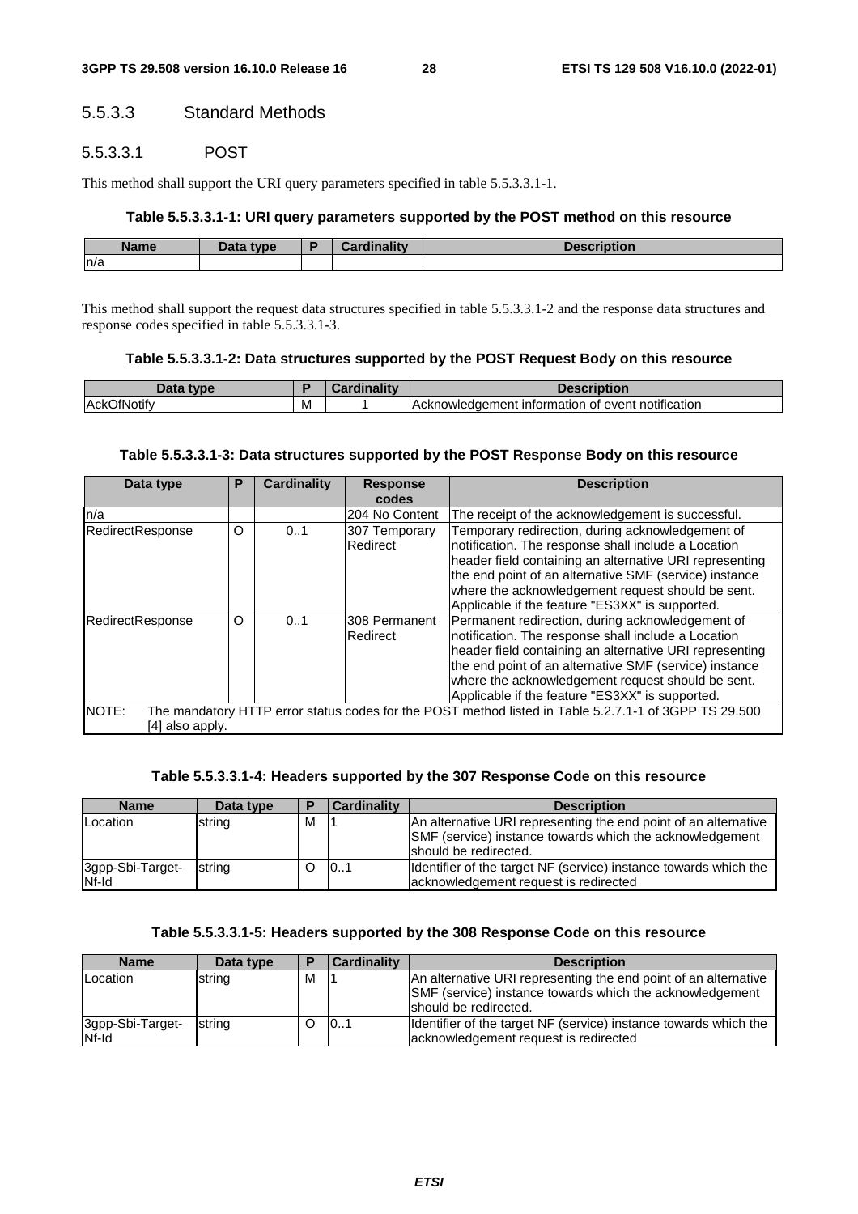#### 5.5.3.3 Standard Methods

##### 5.5.3.3.1 POST

This method shall support the URI query parameters specified in table 5.5.3.3.1-1.

**Table 5.5.3.3.1-1: URI query parameters supported by the POST method on this resource**

| Name | Data type | P | Cardinality | Description |
|---|---|---|---|---|
| n/a | | | | |

This method shall support the request data structures specified in table 5.5.3.3.1-2 and the response data structures and response codes specified in table 5.5.3.3.1-3.

**Table 5.5.3.3.1-2: Data structures supported by the POST Request Body on this resource**

| Data type | P | Cardinality | Description |
|---|---|---|---|
| AckOfNotify | M | 1 | Acknowledgement information of event notification |

**Table 5.5.3.3.1-3: Data structures supported by the POST Response Body on this resource**

| Data type | P | Cardinality | Response codes | Description |
|---|---|---|---|---|
| n/a | | | 204 No Content | The receipt of the acknowledgement is successful. |
| RedirectResponse | O | 0..1 | 307 Temporary Redirect | Temporary redirection, during acknowledgement of notification. The response shall include a Location header field containing an alternative URI representing the end point of an alternative SMF (service) instance where the acknowledgement request should be sent. Applicable if the feature "ES3XX" is supported. |
| RedirectResponse | O | 0..1 | 308 Permanent Redirect | Permanent redirection, during acknowledgement of notification. The response shall include a Location header field containing an alternative URI representing the end point of an alternative SMF (service) instance where the acknowledgement request should be sent. Applicable if the feature "ES3XX" is supported. |
| NOTE: The mandatory HTTP error status codes for the POST method listed in Table 5.2.7.1-1 of 3GPP TS 29.500 [4] also apply. | | | | |

**Table 5.5.3.3.1-4: Headers supported by the 307 Response Code on this resource**

| Name | Data type | P | Cardinality | Description |
|---|---|---|---|---|
| Location | string | M | 1 | An alternative URI representing the end point of an alternative SMF (service) instance towards which the acknowledgement should be redirected. |
| 3gpp-Sbi-Target-Nf-Id | string | O | 0..1 | Identifier of the target NF (service) instance towards which the acknowledgement request is redirected |

**Table 5.5.3.3.1-5: Headers supported by the 308 Response Code on this resource**

| Name | Data type | P | Cardinality | Description |
|---|---|---|---|---|
| Location | string | M | 1 | An alternative URI representing the end point of an alternative SMF (service) instance towards which the acknowledgement should be redirected. |
| 3gpp-Sbi-Target-Nf-Id | string | O | 0..1 | Identifier of the target NF (service) instance towards which the acknowledgement request is redirected |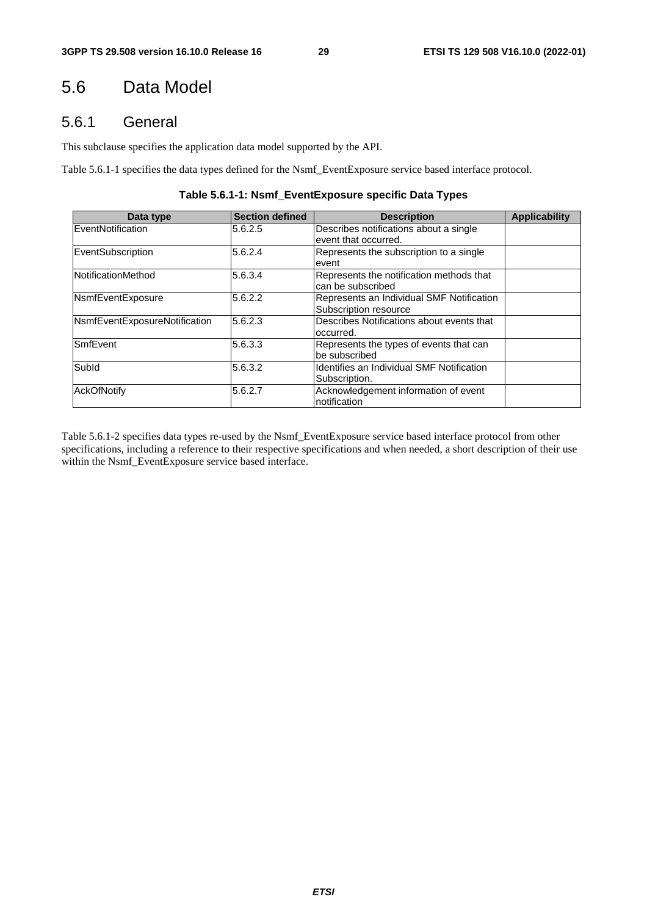# 5.6 Data Model

## 5.6.1 General

This subclause specifies the application data model supported by the API.

Table 5.6.1-1 specifies the data types defined for the Nsmf_EventExposure service based interface protocol.

**Table 5.6.1-1: Nsmf_EventExposure specific Data Types**

| Data type | Section defined | Description | Applicability |
| --- | --- | --- | --- |
| EventNotification | 5.6.2.5 | Describes notifications about a single event that occurred. | |
| EventSubscription | 5.6.2.4 | Represents the subscription to a single event | |
| NotificationMethod | 5.6.3.4 | Represents the notification methods that can be subscribed | |
| NsmfEventExposure | 5.6.2.2 | Represents an Individual SMF Notification Subscription resource | |
| NsmfEventExposureNotification | 5.6.2.3 | Describes Notifications about events that occurred. | |
| SmfEvent | 5.6.3.3 | Represents the types of events that can be subscribed | |
| SubId | 5.6.3.2 | Identifies an Individual SMF Notification Subscription. | |
| AckOfNotify | 5.6.2.7 | Acknowledgement information of event notification | |

Table 5.6.1-2 specifies data types re-used by the Nsmf_EventExposure service based interface protocol from other specifications, including a reference to their respective specifications and when needed, a short description of their use within the Nsmf_EventExposure service based interface.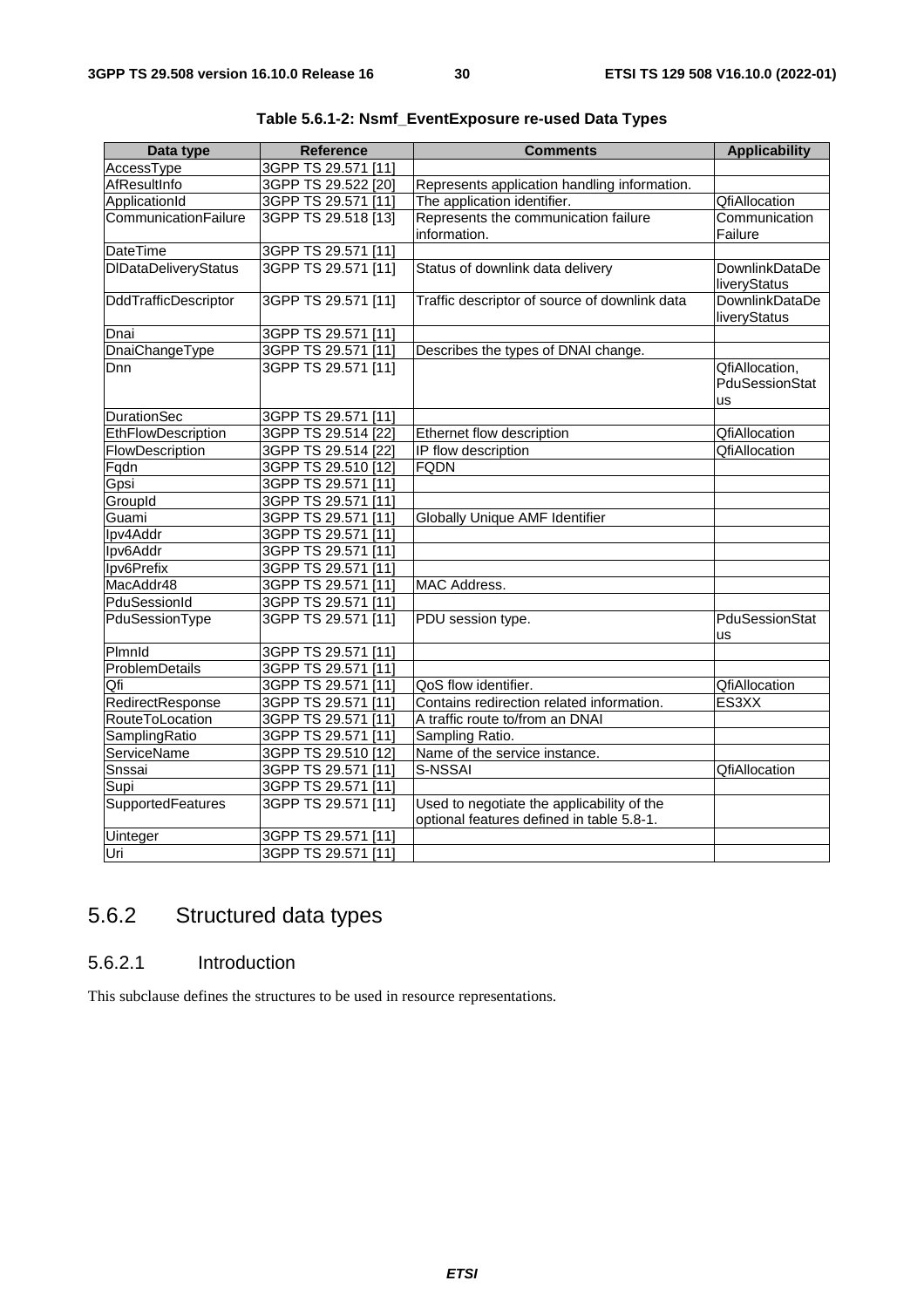**Table 5.6.1-2: Nsmf_EventExposure re-used Data Types**

| Data type | Reference | Comments | Applicability |
| --- | --- | --- | --- |
| AccessType | 3GPP TS 29.571 [11] | | |
| AfResultInfo | 3GPP TS 29.522 [20] | Represents application handling information. | |
| ApplicationId | 3GPP TS 29.571 [11] | The application identifier. | QfiAllocation |
| CommunicationFailure | 3GPP TS 29.518 [13] | Represents the communication failure information. | Communication Failure |
| DateTime | 3GPP TS 29.571 [11] | | |
| DlDataDeliveryStatus | 3GPP TS 29.571 [11] | Status of downlink data delivery | DownlinkDataDeliveryStatus |
| DddTrafficDescriptor | 3GPP TS 29.571 [11] | Traffic descriptor of source of downlink data | DownlinkDataDeliveryStatus |
| Dnai | 3GPP TS 29.571 [11] | | |
| DnaiChangeType | 3GPP TS 29.571 [11] | Describes the types of DNAI change. | |
| Dnn | 3GPP TS 29.571 [11] | | QfiAllocation, PduSessionStatus |
| DurationSec | 3GPP TS 29.571 [11] | | |
| EthFlowDescription | 3GPP TS 29.514 [22] | Ethernet flow description | QfiAllocation |
| FlowDescription | 3GPP TS 29.514 [22] | IP flow description | QfiAllocation |
| Fqdn | 3GPP TS 29.510 [12] | FQDN | |
| Gpsi | 3GPP TS 29.571 [11] | | |
| GroupId | 3GPP TS 29.571 [11] | | |
| Guami | 3GPP TS 29.571 [11] | Globally Unique AMF Identifier | |
| Ipv4Addr | 3GPP TS 29.571 [11] | | |
| Ipv6Addr | 3GPP TS 29.571 [11] | | |
| Ipv6Prefix | 3GPP TS 29.571 [11] | | |
| MacAddr48 | 3GPP TS 29.571 [11] | MAC Address. | |
| PduSessionId | 3GPP TS 29.571 [11] | | |
| PduSessionType | 3GPP TS 29.571 [11] | PDU session type. | PduSessionStatus |
| PlmnId | 3GPP TS 29.571 [11] | | |
| ProblemDetails | 3GPP TS 29.571 [11] | | |
| Qfi | 3GPP TS 29.571 [11] | QoS flow identifier. | QfiAllocation |
| RedirectResponse | 3GPP TS 29.571 [11] | Contains redirection related information. | ES3XX |
| RouteToLocation | 3GPP TS 29.571 [11] | A traffic route to/from an DNAI | |
| SamplingRatio | 3GPP TS 29.571 [11] | Sampling Ratio. | |
| ServiceName | 3GPP TS 29.510 [12] | Name of the service instance. | |
| Snssai | 3GPP TS 29.571 [11] | S-NSSAI | QfiAllocation |
| Supi | 3GPP TS 29.571 [11] | | |
| SupportedFeatures | 3GPP TS 29.571 [11] | Used to negotiate the applicability of the optional features defined in table 5.8-1. | |
| Uinteger | 3GPP TS 29.571 [11] | | |
| Uri | 3GPP TS 29.571 [11] | | |

## 5.6.2 Structured data types

### 5.6.2.1 Introduction

This subclause defines the structures to be used in resource representations.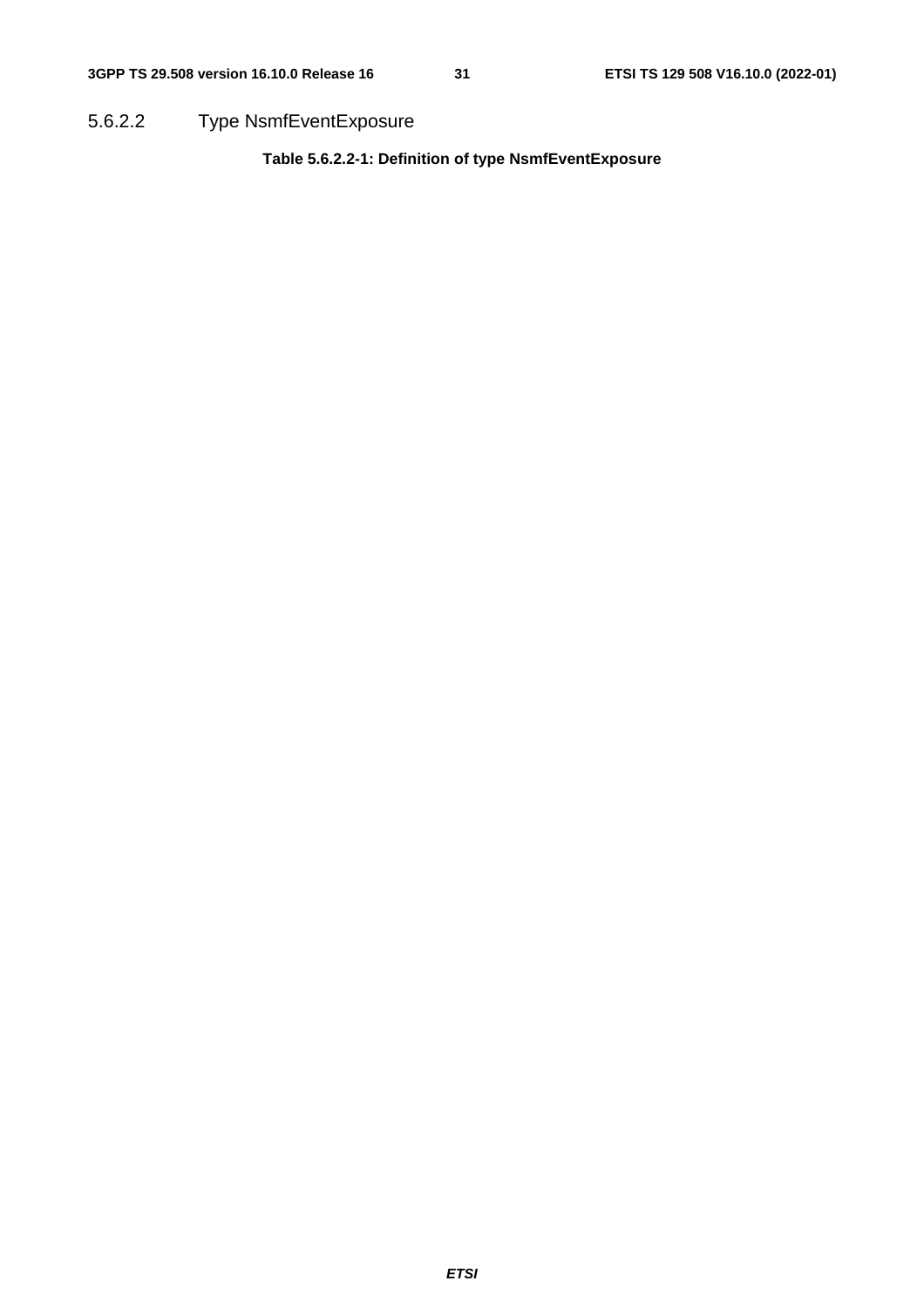#### 5.6.2.2 Type NsmfEventExposure

**Table 5.6.2.2-1: Definition of type NsmfEventExposure**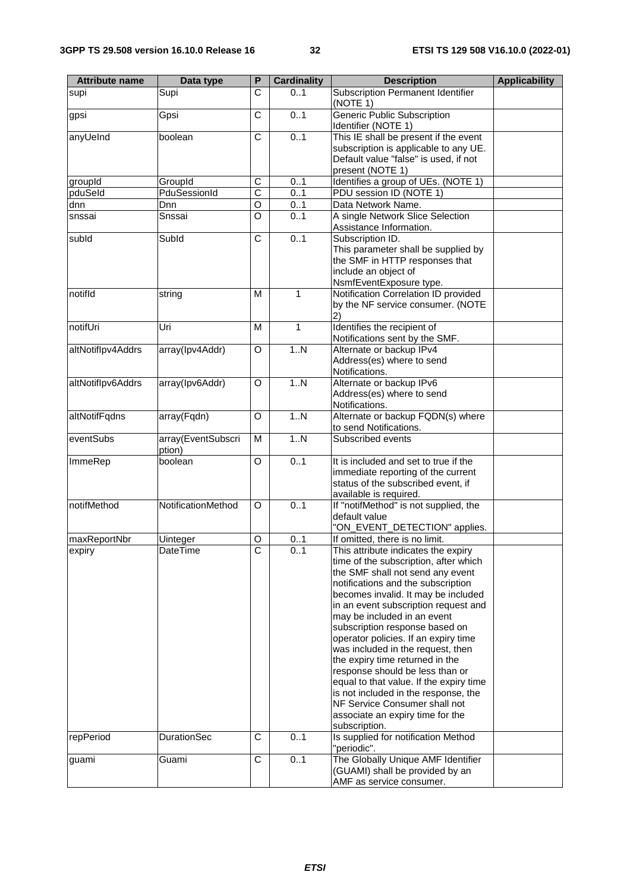| Attribute name | Data type | P | Cardinality | Description | Applicability |
|---|---|---|---|---|---|
| supi | Supi | C | 0..1 | Subscription Permanent Identifier (NOTE 1) | |
| gpsi | Gpsi | C | 0..1 | Generic Public Subscription Identifier (NOTE 1) | |
| anyUeInd | boolean | C | 0..1 | This IE shall be present if the event subscription is applicable to any UE. Default value "false" is used, if not present (NOTE 1) | |
| groupId | GroupId | C | 0..1 | Identifies a group of UEs. (NOTE 1) | |
| pduSeId | PduSessionId | C | 0..1 | PDU session ID (NOTE 1) | |
| dnn | Dnn | O | 0..1 | Data Network Name. | |
| snssai | Snssai | O | 0..1 | A single Network Slice Selection Assistance Information. | |
| subId | SubId | C | 0..1 | Subscription ID. This parameter shall be supplied by the SMF in HTTP responses that include an object of NsmfEventExposure type. | |
| notifId | string | M | 1 | Notification Correlation ID provided by the NF service consumer. (NOTE 2) | |
| notifUri | Uri | M | 1 | Identifies the recipient of Notifications sent by the SMF. | |
| altNotifIpv4Addrs | array(Ipv4Addr) | O | 1..N | Alternate or backup IPv4 Address(es) where to send Notifications. | |
| altNotifIpv6Addrs | array(Ipv6Addr) | O | 1..N | Alternate or backup IPv6 Address(es) where to send Notifications. | |
| altNotifFqdns | array(Fqdn) | O | 1..N | Alternate or backup FQDN(s) where to send Notifications. | |
| eventSubs | array(EventSubscription) | M | 1..N | Subscribed events | |
| ImmeRep | boolean | O | 0..1 | It is included and set to true if the immediate reporting of the current status of the subscribed event, if available is required. | |
| notifMethod | NotificationMethod | O | 0..1 | If "notifMethod" is not supplied, the default value "ON_EVENT_DETECTION" applies. | |
| maxReportNbr | Uinteger | O | 0..1 | If omitted, there is no limit. | |
| expiry | DateTime | C | 0..1 | This attribute indicates the expiry time of the subscription, after which the SMF shall not send any event notifications and the subscription becomes invalid. It may be included in an event subscription request and may be included in an event subscription response based on operator policies. If an expiry time was included in the request, then the expiry time returned in the response should be less than or equal to that value. If the expiry time is not included in the response, the NF Service Consumer shall not associate an expiry time for the subscription. | |
| repPeriod | DurationSec | C | 0..1 | Is supplied for notification Method "periodic". | |
| guami | Guami | C | 0..1 | The Globally Unique AMF Identifier (GUAMI) shall be provided by an AMF as service consumer. | |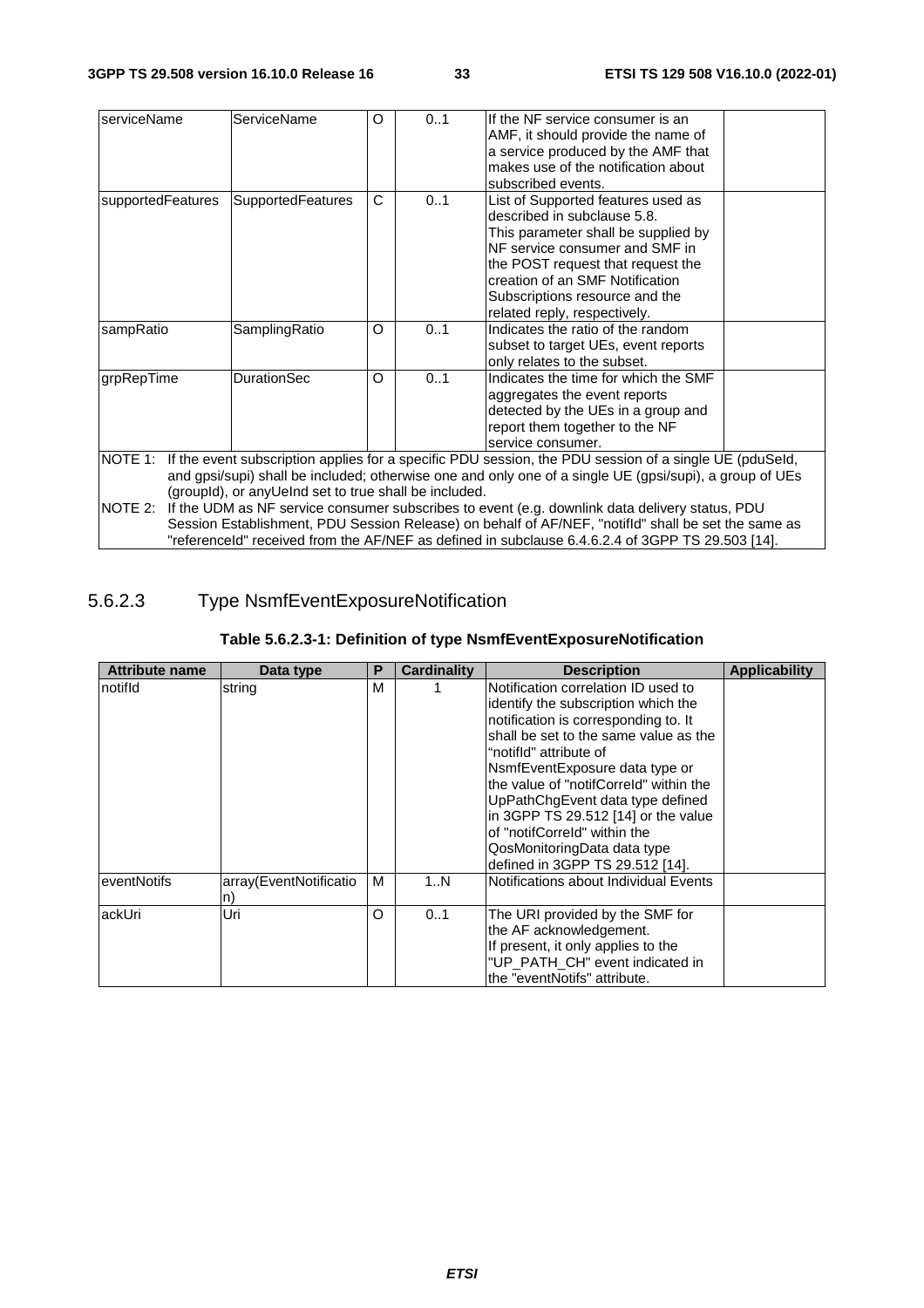| serviceName | ServiceName | O | 0..1 | If the NF service consumer is an AMF, it should provide the name of a service produced by the AMF that makes use of the notification about subscribed events. | |
|---|---|---|---|---|---|
| supportedFeatures | SupportedFeatures | C | 0..1 | List of Supported features used as described in subclause 5.8. This parameter shall be supplied by NF service consumer and SMF in the POST request that request the creation of an SMF Notification Subscriptions resource and the related reply, respectively. | |
| sampRatio | SamplingRatio | O | 0..1 | Indicates the ratio of the random subset to target UEs, event reports only relates to the subset. | |
| grpRepTime | DurationSec | O | 0..1 | Indicates the time for which the SMF aggregates the event reports detected by the UEs in a group and report them together to the NF service consumer. | |
| NOTE 1: If the event subscription applies for a specific PDU session, the PDU session of a single UE (pduSeId, and gpsi/supi) shall be included; otherwise one and only one of a single UE (gpsi/supi), a group of UEs (groupId), or anyUeInd set to true shall be included. | | | | | |
| NOTE 2: If the UDM as NF service consumer subscribes to event (e.g. downlink data delivery status, PDU Session Establishment, PDU Session Release) on behalf of AF/NEF, "notifId" shall be set the same as "referenceId" received from the AF/NEF as defined in subclause 6.4.6.2.4 of 3GPP TS 29.503 [14]. | | | | | |

### 5.6.2.3 Type NsmfEventExposureNotification

**Table 5.6.2.3-1: Definition of type NsmfEventExposureNotification**

| Attribute name | Data type | P | Cardinality | Description | Applicability |
|---|---|---|---|---|---|
| notifId | string | M | 1 | Notification correlation ID used to identify the subscription which the notification is corresponding to. It shall be set to the same value as the "notifId" attribute of NsmfEventExposure data type or the value of "notifCorreId" within the UpPathChgEvent data type defined in 3GPP TS 29.512 [14] or the value of "notifCorreId" within the QosMonitoringData data type defined in 3GPP TS 29.512 [14]. | |
| eventNotifs | array(EventNotification) | M | 1..N | Notifications about Individual Events | |
| ackUri | Uri | O | 0..1 | The URI provided by the SMF for the AF acknowledgement. If present, it only applies to the "UP_PATH_CH" event indicated in the "eventNotifs" attribute. | |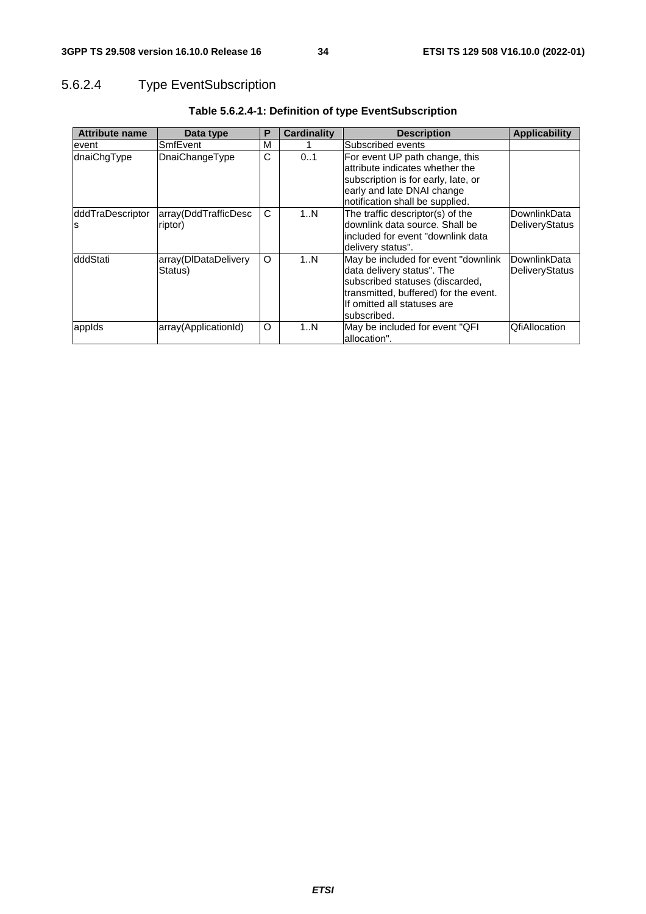#### 5.6.2.4 Type EventSubscription

**Table 5.6.2.4-1: Definition of type EventSubscription**

| Attribute name | Data type | P | Cardinality | Description | Applicability |
|---|---|---|---|---|---|
| event | SmfEvent | M | 1 | Subscribed events | |
| dnaiChgType | DnaiChangeType | C | 0..1 | For event UP path change, this attribute indicates whether the subscription is for early, late, or early and late DNAI change notification shall be supplied. | |
| dddTraDescriptors | array(DddTrafficDescriptor) | C | 1..N | The traffic descriptor(s) of the downlink data source. Shall be included for event "downlink data delivery status". | DownlinkDataDeliveryStatus |
| dddStati | array(DlDataDeliveryStatus) | O | 1..N | May be included for event "downlink data delivery status". The subscribed statuses (discarded, transmitted, buffered) for the event. If omitted all statuses are subscribed. | DownlinkDataDeliveryStatus |
| appIds | array(ApplicationId) | O | 1..N | May be included for event "QFI allocation". | QfiAllocation |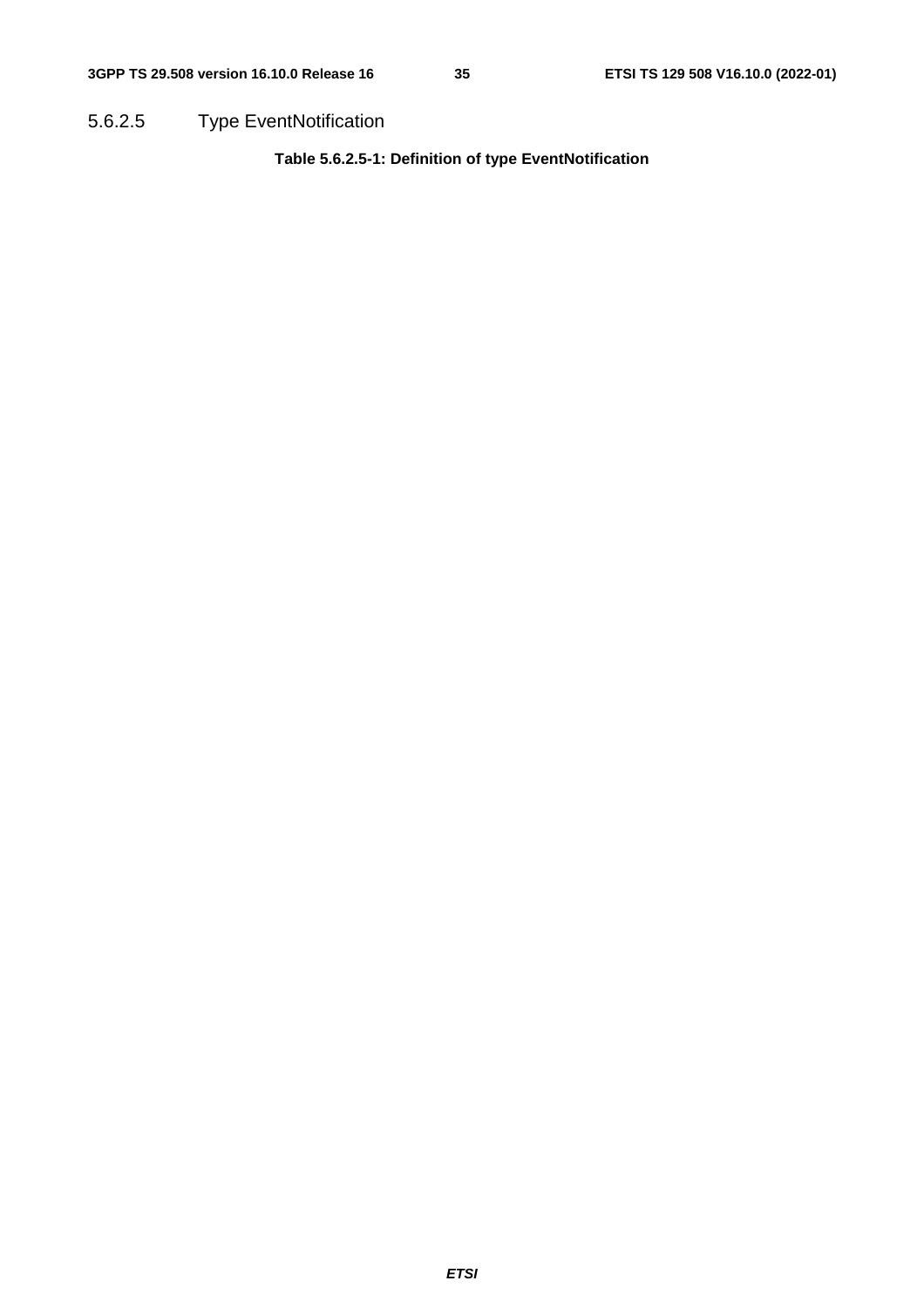#### 5.6.2.5 Type EventNotification

**Table 5.6.2.5-1: Definition of type EventNotification**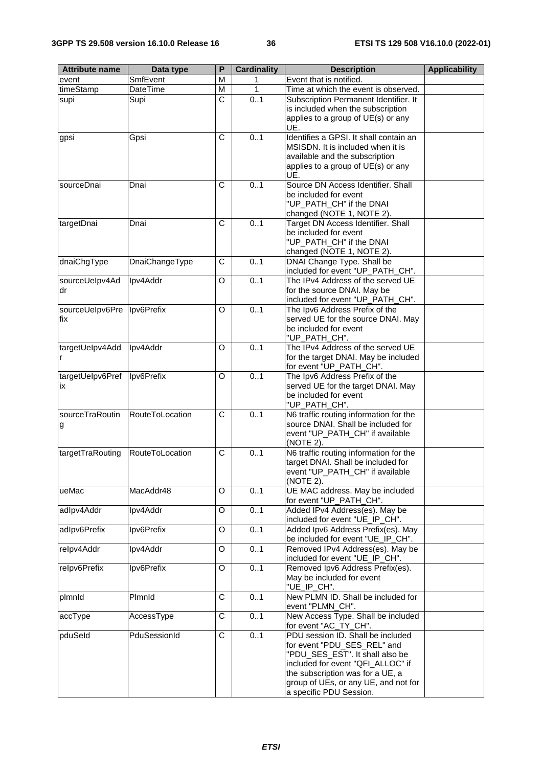| Attribute name | Data type | P | Cardinality | Description | Applicability |
| --- | --- | --- | --- | --- | --- |
| event | SmfEvent | M | 1 | Event that is notified. | |
| timeStamp | DateTime | M | 1 | Time at which the event is observed. | |
| supi | Supi | C | 0..1 | Subscription Permanent Identifier. It is included when the subscription applies to a group of UE(s) or any UE. | |
| gpsi | Gpsi | C | 0..1 | Identifies a GPSI. It shall contain an MSISDN. It is included when it is available and the subscription applies to a group of UE(s) or any UE. | |
| sourceDnai | Dnai | C | 0..1 | Source DN Access Identifier. Shall be included for event "UP_PATH_CH" if the DNAI changed (NOTE 1, NOTE 2). | |
| targetDnai | Dnai | C | 0..1 | Target DN Access Identifier. Shall be included for event "UP_PATH_CH" if the DNAI changed (NOTE 1, NOTE 2). | |
| dnaiChgType | DnaiChangeType | C | 0..1 | DNAI Change Type. Shall be included for event "UP_PATH_CH". | |
| sourceUeIpv4Addr | Ipv4Addr | O | 0..1 | The IPv4 Address of the served UE for the source DNAI. May be included for event "UP_PATH_CH". | |
| sourceUeIpv6Prefix | Ipv6Prefix | O | 0..1 | The Ipv6 Address Prefix of the served UE for the source DNAI. May be included for event "UP_PATH_CH". | |
| targetUeIpv4Addr | Ipv4Addr | O | 0..1 | The IPv4 Address of the served UE for the target DNAI. May be included for event "UP_PATH_CH". | |
| targetUeIpv6Prefix | Ipv6Prefix | O | 0..1 | The Ipv6 Address Prefix of the served UE for the target DNAI. May be included for event "UP_PATH_CH". | |
| sourceTraRouting | RouteToLocation | C | 0..1 | N6 traffic routing information for the source DNAI. Shall be included for event "UP_PATH_CH" if available (NOTE 2). | |
| targetTraRouting | RouteToLocation | C | 0..1 | N6 traffic routing information for the target DNAI. Shall be included for event "UP_PATH_CH" if available (NOTE 2). | |
| ueMac | MacAddr48 | O | 0..1 | UE MAC address. May be included for event "UP_PATH_CH". | |
| adIpv4Addr | Ipv4Addr | O | 0..1 | Added IPv4 Address(es). May be included for event "UE_IP_CH". | |
| adIpv6Prefix | Ipv6Prefix | O | 0..1 | Added Ipv6 Address Prefix(es). May be included for event "UE_IP_CH". | |
| reIpv4Addr | Ipv4Addr | O | 0..1 | Removed IPv4 Address(es). May be included for event "UE_IP_CH". | |
| reIpv6Prefix | Ipv6Prefix | O | 0..1 | Removed Ipv6 Address Prefix(es). May be included for event "UE_IP_CH". | |
| plmnId | PlmnId | C | 0..1 | New PLMN ID. Shall be included for event "PLMN_CH". | |
| accType | AccessType | C | 0..1 | New Access Type. Shall be included for event "AC_TY_CH". | |
| pduSeId | PduSessionId | C | 0..1 | PDU session ID. Shall be included for event "PDU_SES_REL" and "PDU_SES_EST". It shall also be included for event "QFI_ALLOC" if the subscription was for a UE, a group of UEs, or any UE, and not for a specific PDU Session. | |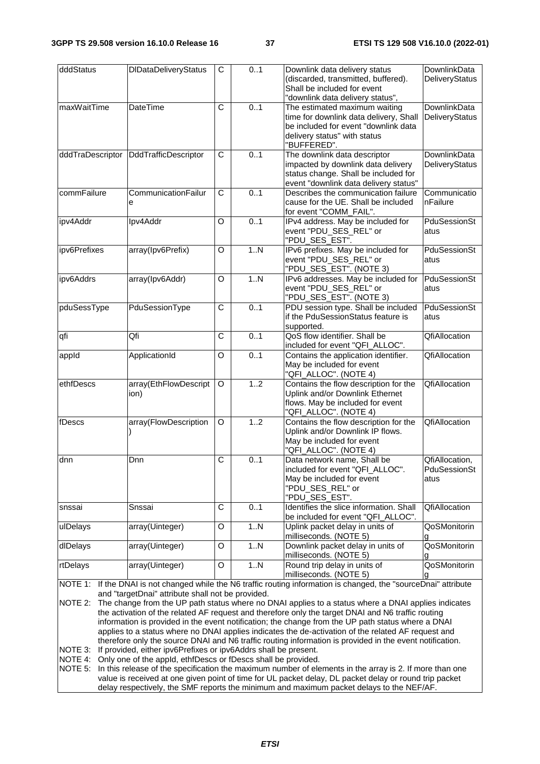| dddStatus | DlDataDeliveryStatus | C | 0..1 | Downlink data delivery status (discarded, transmitted, buffered). Shall be included for event "downlink data delivery status", | DownlinkDataDeliveryStatus |
|---|---|---|---|---|---|
| maxWaitTime | DateTime | C | 0..1 | The estimated maximum waiting time for downlink data delivery, Shall be included for event "downlink data delivery status" with status "BUFFERED". | DownlinkDataDeliveryStatus |
| dddTraDescriptor | DddTrafficDescriptor | C | 0..1 | The downlink data descriptor impacted by downlink data delivery status change. Shall be included for event "downlink data delivery status" | DownlinkDataDeliveryStatus |
| commFailure | CommunicationFailure | C | 0..1 | Describes the communication failure cause for the UE. Shall be included for event "COMM_FAIL". | CommunicationFailure |
| ipv4Addr | Ipv4Addr | O | 0..1 | IPv4 address. May be included for event "PDU_SES_REL" or "PDU_SES_EST". | PduSessionStatus |
| ipv6Prefixes | array(Ipv6Prefix) | O | 1..N | IPv6 prefixes. May be included for event "PDU_SES_REL" or "PDU_SES_EST". (NOTE 3) | PduSessionStatus |
| ipv6Addrs | array(Ipv6Addr) | O | 1..N | IPv6 addresses. May be included for event "PDU_SES_REL" or "PDU_SES_EST". (NOTE 3) | PduSessionStatus |
| pduSessType | PduSessionType | C | 0..1 | PDU session type. Shall be included if the PduSessionStatus feature is supported. | PduSessionStatus |
| qfi | Qfi | C | 0..1 | QoS flow identifier. Shall be included for event "QFI_ALLOC". | QfiAllocation |
| appId | ApplicationId | O | 0..1 | Contains the application identifier. May be included for event "QFI_ALLOC". (NOTE 4) | QfiAllocation |
| ethfDescs | array(EthFlowDescription) | O | 1..2 | Contains the flow description for the Uplink and/or Downlink Ethernet flows. May be included for event "QFI_ALLOC". (NOTE 4) | QfiAllocation |
| fDescs | array(FlowDescription) | O | 1..2 | Contains the flow description for the Uplink and/or Downlink IP flows. May be included for event "QFI_ALLOC". (NOTE 4) | QfiAllocation |
| dnn | Dnn | C | 0..1 | Data network name, Shall be included for event "QFI_ALLOC". May be included for event "PDU_SES_REL" or "PDU_SES_EST". | QfiAllocation, PduSessionStatus |
| snssai | Snssai | C | 0..1 | Identifies the slice information. Shall be included for event "QFI_ALLOC". | QfiAllocation |
| ulDelays | array(Uinteger) | O | 1..N | Uplink packet delay in units of milliseconds. (NOTE 5) | QoSMonitoring |
| dlDelays | array(Uinteger) | O | 1..N | Downlink packet delay in units of milliseconds. (NOTE 5) | QoSMonitoring |
| rtDelays | array(Uinteger) | O | 1..N | Round trip delay in units of milliseconds. (NOTE 5) | QoSMonitoring |

NOTE 1: If the DNAI is not changed while the N6 traffic routing information is changed, the "sourceDnai" attribute and "targetDnai" attribute shall not be provided.

NOTE 2: The change from the UP path status where no DNAI applies to a status where a DNAI applies indicates the activation of the related AF request and therefore only the target DNAI and N6 traffic routing information is provided in the event notification; the change from the UP path status where a DNAI applies to a status where no DNAI applies indicates the de-activation of the related AF request and therefore only the source DNAI and N6 traffic routing information is provided in the event notification.

NOTE 3: If provided, either ipv6Prefixes or ipv6Addrs shall be present.

NOTE 4: Only one of the appId, ethfDescs or fDescs shall be provided.

NOTE 5: In this release of the specification the maximum number of elements in the array is 2. If more than one value is received at one given point of time for UL packet delay, DL packet delay or round trip packet delay respectively, the SMF reports the minimum and maximum packet delays to the NEF/AF.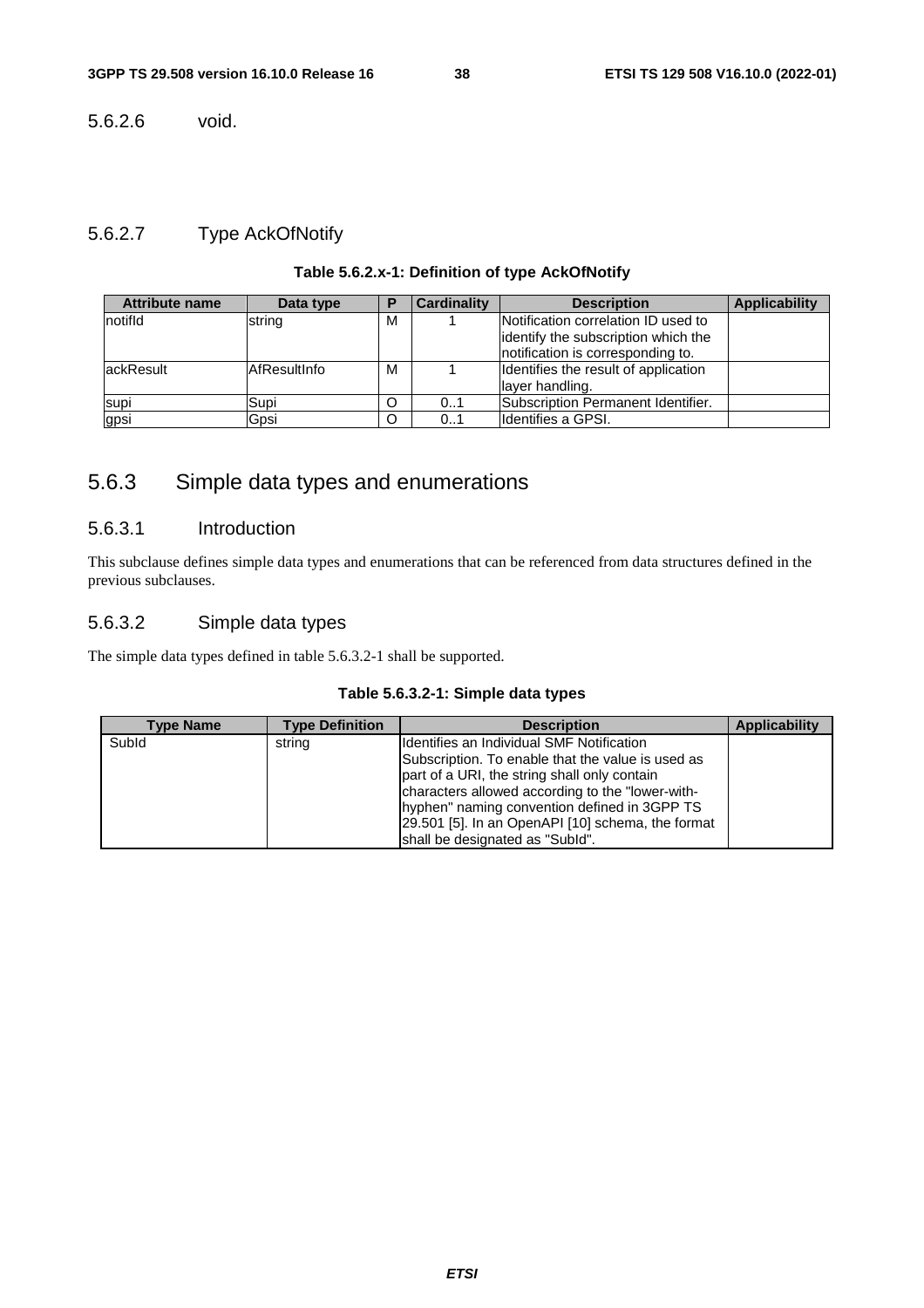#### 5.6.2.6 void.

#### 5.6.2.7 Type AckOfNotify

**Table 5.6.2.x-1: Definition of type AckOfNotify**

| Attribute name | Data type | P | Cardinality | Description | Applicability |
|---|---|---|---|---|---|
| notifId | string | M | 1 | Notification correlation ID used to identify the subscription which the notification is corresponding to. | |
| ackResult | AfResultInfo | M | 1 | Identifies the result of application layer handling. | |
| supi | Supi | O | 0..1 | Subscription Permanent Identifier. | |
| gpsi | Gpsi | O | 0..1 | Identifies a GPSI. | |

### 5.6.3 Simple data types and enumerations

#### 5.6.3.1 Introduction

This subclause defines simple data types and enumerations that can be referenced from data structures defined in the previous subclauses.

#### 5.6.3.2 Simple data types

The simple data types defined in table 5.6.3.2-1 shall be supported.

**Table 5.6.3.2-1: Simple data types**

| Type Name | Type Definition | Description | Applicability |
|---|---|---|---|
| SubId | string | Identifies an Individual SMF Notification Subscription. To enable that the value is used as part of a URI, the string shall only contain characters allowed according to the "lower-with-hyphen" naming convention defined in 3GPP TS 29.501 [5]. In an OpenAPI [10] schema, the format shall be designated as "SubId". | |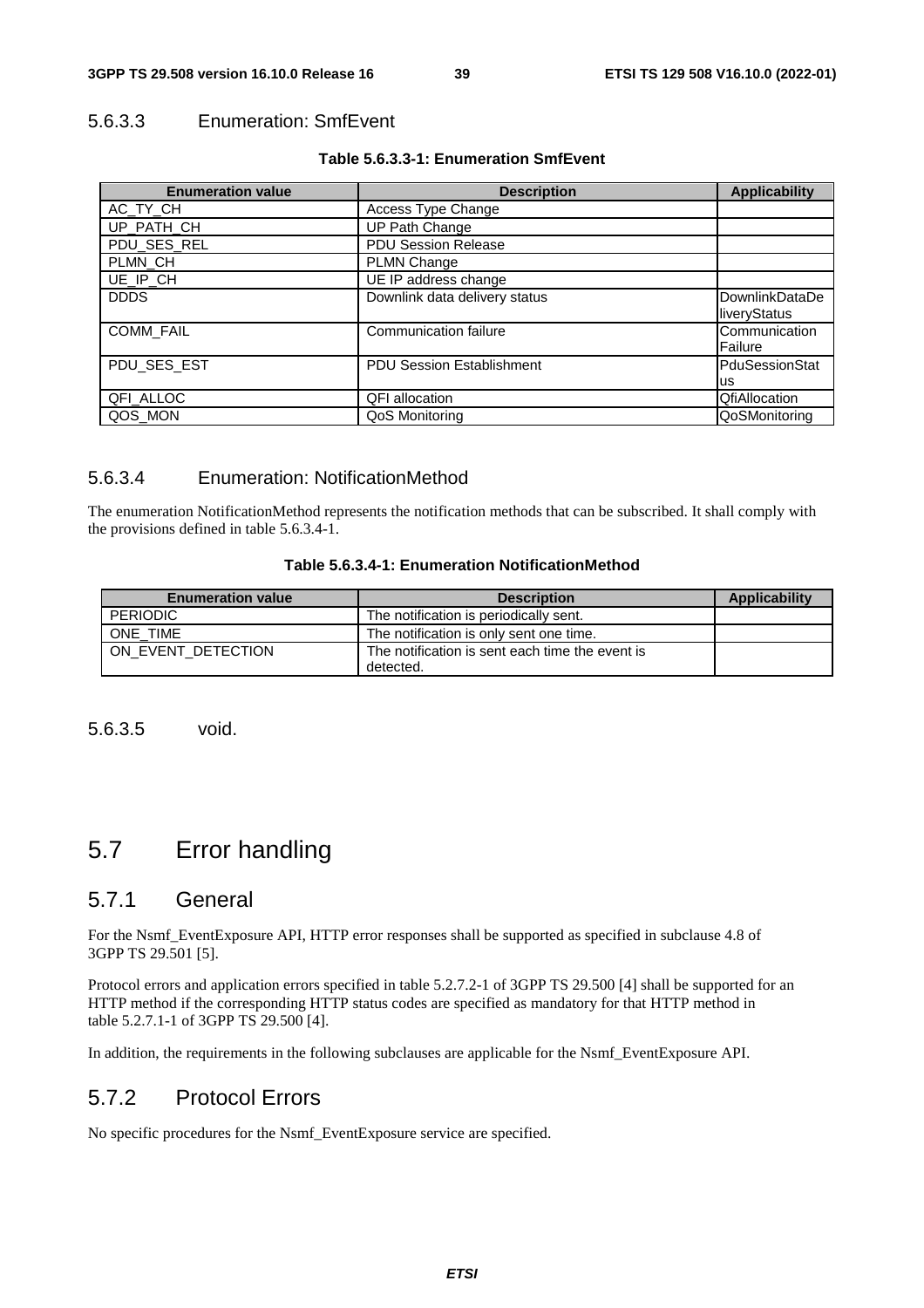#### 5.6.3.3 Enumeration: SmfEvent

**Table 5.6.3.3-1: Enumeration SmfEvent**

| Enumeration value | Description | Applicability |
|---|---|---|
| AC_TY_CH | Access Type Change | |
| UP_PATH_CH | UP Path Change | |
| PDU_SES_REL | PDU Session Release | |
| PLMN_CH | PLMN Change | |
| UE_IP_CH | UE IP address change | |
| DDDS | Downlink data delivery status | DownlinkDataDeliveryStatus |
| COMM_FAIL | Communication failure | CommunicationFailure |
| PDU_SES_EST | PDU Session Establishment | PduSessionStatus |
| QFI_ALLOC | QFI allocation | QfiAllocation |
| QOS_MON | QoS Monitoring | QoSMonitoring |

#### 5.6.3.4 Enumeration: NotificationMethod

The enumeration NotificationMethod represents the notification methods that can be subscribed. It shall comply with the provisions defined in table 5.6.3.4-1.

**Table 5.6.3.4-1: Enumeration NotificationMethod**

| Enumeration value | Description | Applicability |
|---|---|---|
| PERIODIC | The notification is periodically sent. | |
| ONE_TIME | The notification is only sent one time. | |
| ON_EVENT_DETECTION | The notification is sent each time the event is detected. | |

#### 5.6.3.5 void.

## 5.7 Error handling

### 5.7.1 General

For the Nsmf_EventExposure API, HTTP error responses shall be supported as specified in subclause 4.8 of 3GPP TS 29.501 [5].

Protocol errors and application errors specified in table 5.2.7.2-1 of 3GPP TS 29.500 [4] shall be supported for an HTTP method if the corresponding HTTP status codes are specified as mandatory for that HTTP method in table 5.2.7.1-1 of 3GPP TS 29.500 [4].

In addition, the requirements in the following subclauses are applicable for the Nsmf_EventExposure API.

### 5.7.2 Protocol Errors

No specific procedures for the Nsmf_EventExposure service are specified.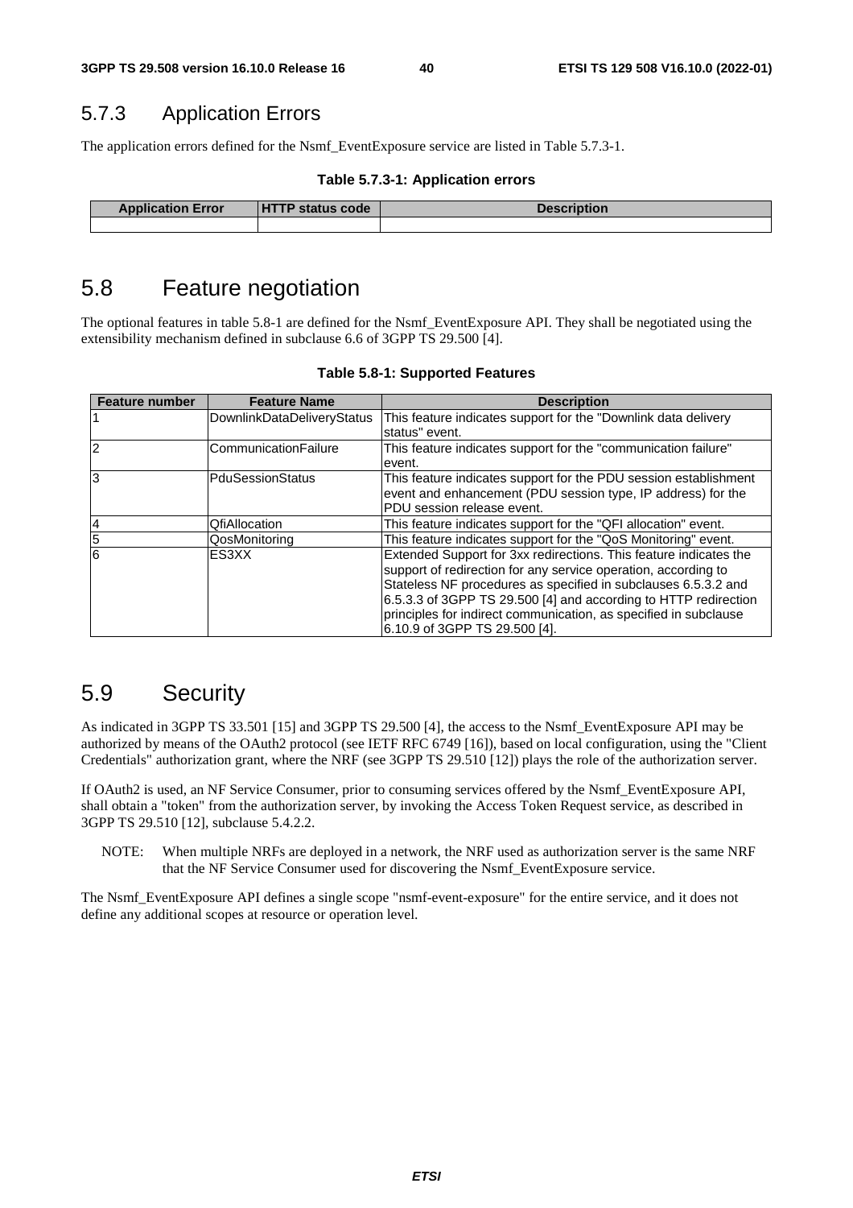### 5.7.3 Application Errors

The application errors defined for the Nsmf_EventExposure service are listed in Table 5.7.3-1.

**Table 5.7.3-1: Application errors**

| Application Error | HTTP status code | Description |
| --- | --- | --- |
| | | |

## 5.8 Feature negotiation

The optional features in table 5.8-1 are defined for the Nsmf_EventExposure API. They shall be negotiated using the extensibility mechanism defined in subclause 6.6 of 3GPP TS 29.500 [4].

**Table 5.8-1: Supported Features**

| Feature number | Feature Name | Description |
| --- | --- | --- |
| 1 | DownlinkDataDeliveryStatus | This feature indicates support for the "Downlink data delivery status" event. |
| 2 | CommunicationFailure | This feature indicates support for the "communication failure" event. |
| 3 | PduSessionStatus | This feature indicates support for the PDU session establishment event and enhancement (PDU session type, IP address) for the PDU session release event. |
| 4 | QfiAllocation | This feature indicates support for the "QFI allocation" event. |
| 5 | QosMonitoring | This feature indicates support for the "QoS Monitoring" event. |
| 6 | ES3XX | Extended Support for 3xx redirections. This feature indicates the support of redirection for any service operation, according to Stateless NF procedures as specified in subclauses 6.5.3.2 and 6.5.3.3 of 3GPP TS 29.500 [4] and according to HTTP redirection principles for indirect communication, as specified in subclause 6.10.9 of 3GPP TS 29.500 [4]. |

## 5.9 Security

As indicated in 3GPP TS 33.501 [15] and 3GPP TS 29.500 [4], the access to the Nsmf_EventExposure API may be authorized by means of the OAuth2 protocol (see IETF RFC 6749 [16]), based on local configuration, using the "Client Credentials" authorization grant, where the NRF (see 3GPP TS 29.510 [12]) plays the role of the authorization server.

If OAuth2 is used, an NF Service Consumer, prior to consuming services offered by the Nsmf_EventExposure API, shall obtain a "token" from the authorization server, by invoking the Access Token Request service, as described in 3GPP TS 29.510 [12], subclause 5.4.2.2.

NOTE: When multiple NRFs are deployed in a network, the NRF used as authorization server is the same NRF that the NF Service Consumer used for discovering the Nsmf_EventExposure service.

The Nsmf_EventExposure API defines a single scope "nsmf-event-exposure" for the entire service, and it does not define any additional scopes at resource or operation level.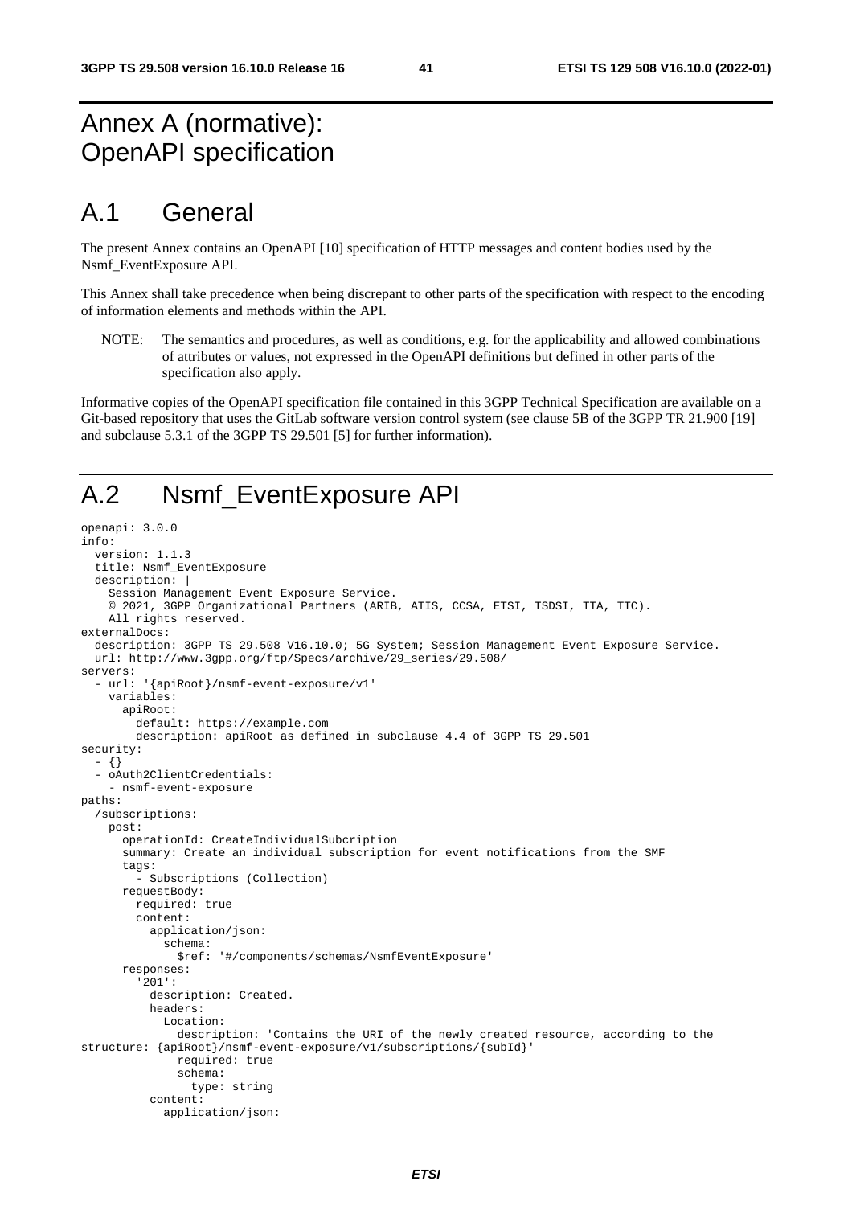# Annex A (normative): OpenAPI specification

# A.1 General

The present Annex contains an OpenAPI [10] specification of HTTP messages and content bodies used by the Nsmf_EventExposure API.

This Annex shall take precedence when being discrepant to other parts of the specification with respect to the encoding of information elements and methods within the API.

NOTE: The semantics and procedures, as well as conditions, e.g. for the applicability and allowed combinations of attributes or values, not expressed in the OpenAPI definitions but defined in other parts of the specification also apply.

Informative copies of the OpenAPI specification file contained in this 3GPP Technical Specification are available on a Git-based repository that uses the GitLab software version control system (see clause 5B of the 3GPP TR 21.900 [19] and subclause 5.3.1 of the 3GPP TS 29.501 [5] for further information).

# A.2 Nsmf_EventExposure API

```
openapi: 3.0.0
info:
  version: 1.1.3
  title: Nsmf_EventExposure
  description: |
    Session Management Event Exposure Service.
    © 2021, 3GPP Organizational Partners (ARIB, ATIS, CCSA, ETSI, TSDSI, TTA, TTC).
    All rights reserved.
externalDocs:
  description: 3GPP TS 29.508 V16.10.0; 5G System; Session Management Event Exposure Service.
  url: http://www.3gpp.org/ftp/Specs/archive/29_series/29.508/
servers:
  - url: '{apiRoot}/nsmf-event-exposure/v1'
    variables:
      apiRoot:
        default: https://example.com
        description: apiRoot as defined in subclause 4.4 of 3GPP TS 29.501
security:
  - {}
  - oAuth2ClientCredentials:
    - nsmf-event-exposure
paths:
  /subscriptions:
    post:
      operationId: CreateIndividualSubcription
      summary: Create an individual subscription for event notifications from the SMF
      tags:
        - Subscriptions (Collection)
      requestBody:
        required: true
        content:
          application/json:
            schema:
              $ref: '#/components/schemas/NsmfEventExposure'
      responses:
        '201':
          description: Created.
          headers:
            Location:
              description: 'Contains the URI of the newly created resource, according to the
structure: {apiRoot}/nsmf-event-exposure/v1/subscriptions/{subId}'
              required: true
              schema:
                type: string
          content:
            application/json:
```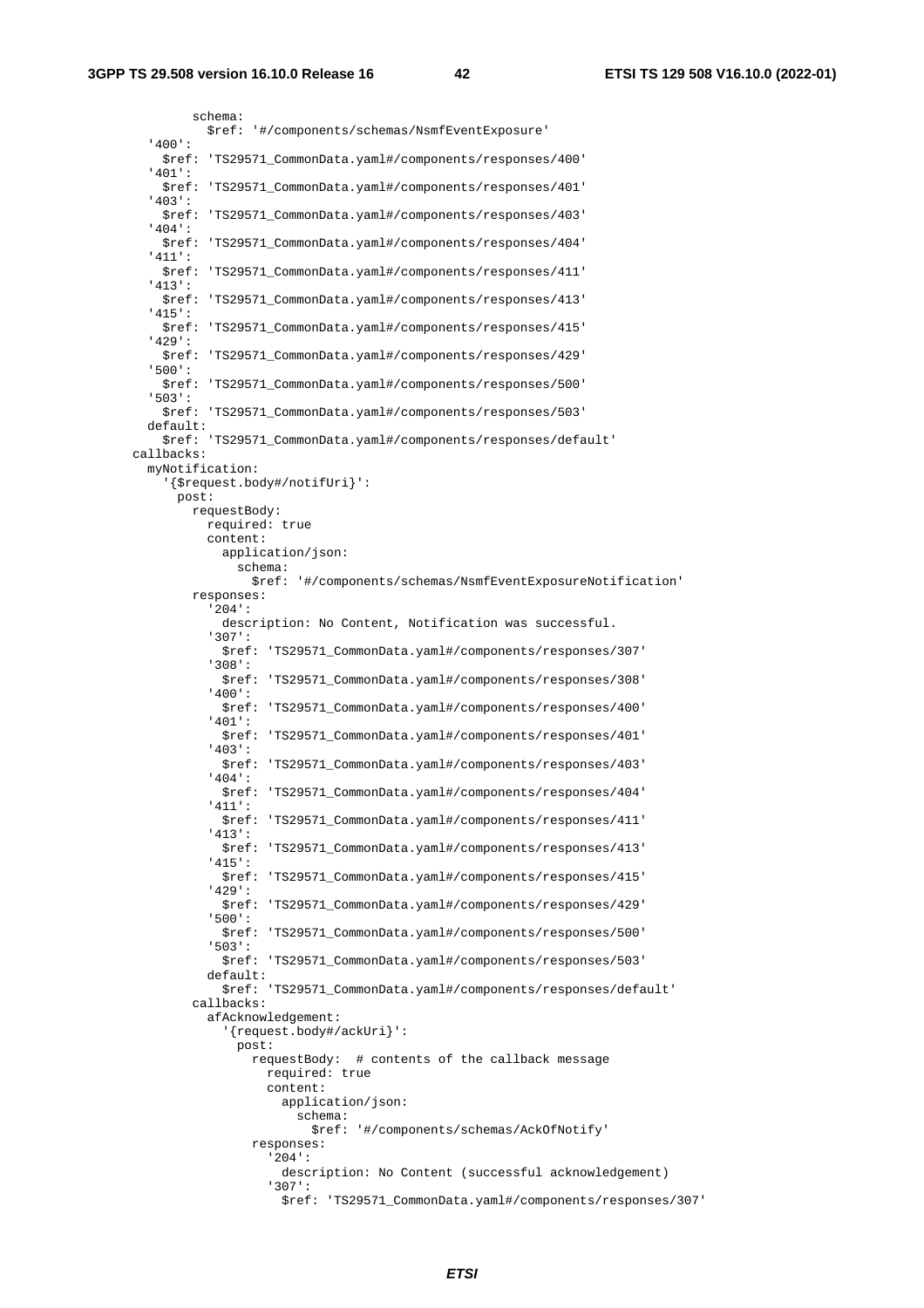```
              schema:
                $ref: '#/components/schemas/NsmfEventExposure'
        '400':
          $ref: 'TS29571_CommonData.yaml#/components/responses/400'
        '401':
          $ref: 'TS29571_CommonData.yaml#/components/responses/401'
        '403':
          $ref: 'TS29571_CommonData.yaml#/components/responses/403'
        '404':
          $ref: 'TS29571_CommonData.yaml#/components/responses/404'
        '411':
          $ref: 'TS29571_CommonData.yaml#/components/responses/411'
        '413':
          $ref: 'TS29571_CommonData.yaml#/components/responses/413'
        '415':
          $ref: 'TS29571_CommonData.yaml#/components/responses/415'
        '429':
          $ref: 'TS29571_CommonData.yaml#/components/responses/429'
        '500':
          $ref: 'TS29571_CommonData.yaml#/components/responses/500'
        '503':
          $ref: 'TS29571_CommonData.yaml#/components/responses/503'
        default:
          $ref: 'TS29571_CommonData.yaml#/components/responses/default'
      callbacks:
        myNotification:
          '{$request.body#/notifUri}':
            post:
              requestBody:
                required: true
                content:
                  application/json:
                    schema:
                      $ref: '#/components/schemas/NsmfEventExposureNotification'
              responses:
                '204':
                  description: No Content, Notification was successful.
                '307':
                  $ref: 'TS29571_CommonData.yaml#/components/responses/307'
                '308':
                  $ref: 'TS29571_CommonData.yaml#/components/responses/308'
                '400':
                  $ref: 'TS29571_CommonData.yaml#/components/responses/400'
                '401':
                  $ref: 'TS29571_CommonData.yaml#/components/responses/401'
                '403':
                  $ref: 'TS29571_CommonData.yaml#/components/responses/403'
                '404':
                  $ref: 'TS29571_CommonData.yaml#/components/responses/404'
                '411':
                  $ref: 'TS29571_CommonData.yaml#/components/responses/411'
                '413':
                  $ref: 'TS29571_CommonData.yaml#/components/responses/413'
                '415':
                  $ref: 'TS29571_CommonData.yaml#/components/responses/415'
                '429':
                  $ref: 'TS29571_CommonData.yaml#/components/responses/429'
                '500':
                  $ref: 'TS29571_CommonData.yaml#/components/responses/500'
                '503':
                  $ref: 'TS29571_CommonData.yaml#/components/responses/503'
                default:
                  $ref: 'TS29571_CommonData.yaml#/components/responses/default'
              callbacks:
                afAcknowledgement:
                  '{request.body#/ackUri}':
                    post:
                      requestBody:  # contents of the callback message
                        required: true
                        content:
                          application/json:
                            schema:
                              $ref: '#/components/schemas/AckOfNotify'
                      responses:
                        '204':
                          description: No Content (successful acknowledgement)
                        '307':
                          $ref: 'TS29571_CommonData.yaml#/components/responses/307'
```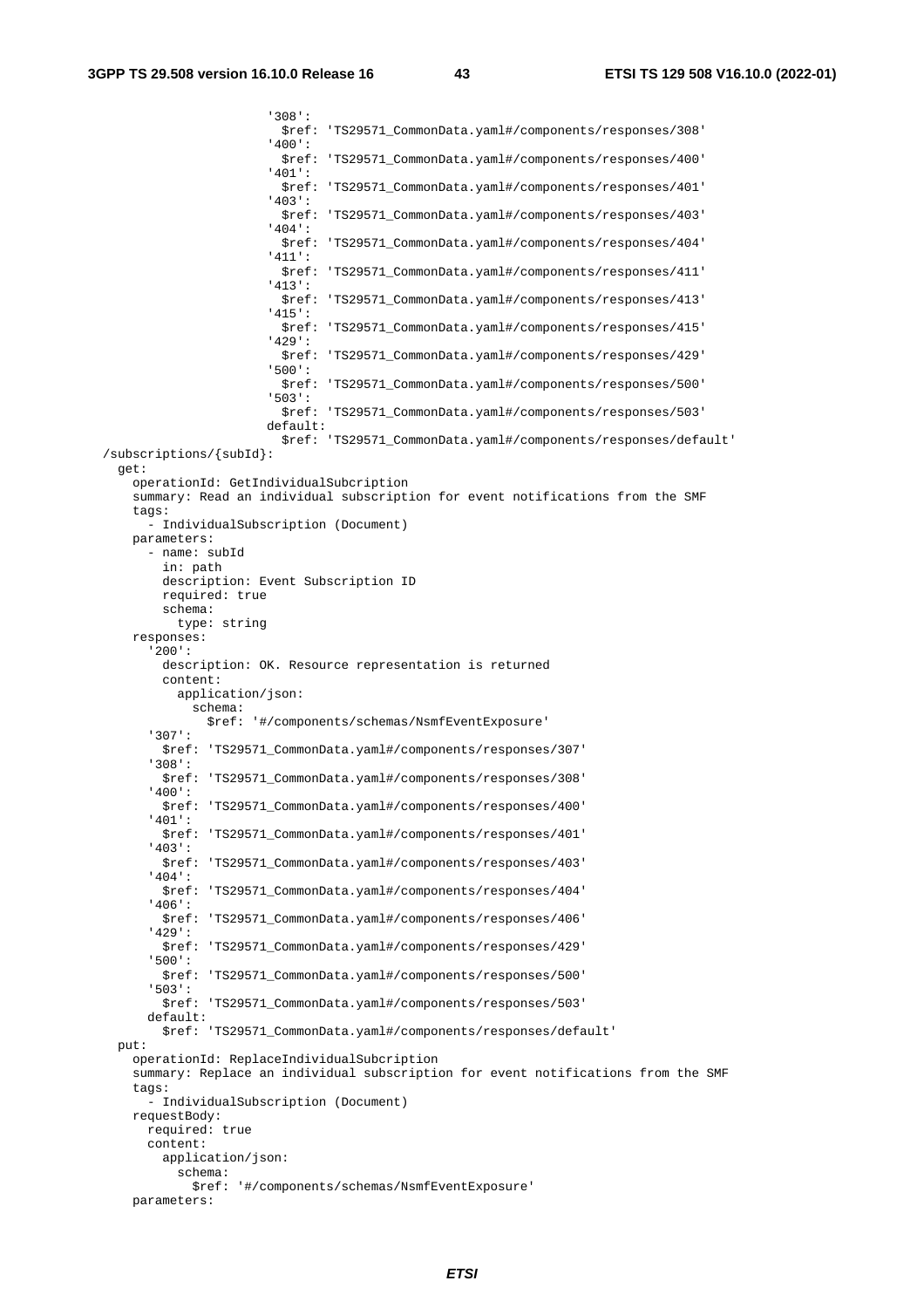```
                    '308':
                      $ref: 'TS29571_CommonData.yaml#/components/responses/308'
                    '400':
                      $ref: 'TS29571_CommonData.yaml#/components/responses/400'
                    '401':
                      $ref: 'TS29571_CommonData.yaml#/components/responses/401'
                    '403':
                      $ref: 'TS29571_CommonData.yaml#/components/responses/403'
                    '404':
                      $ref: 'TS29571_CommonData.yaml#/components/responses/404'
                    '411':
                      $ref: 'TS29571_CommonData.yaml#/components/responses/411'
                    '413':
                      $ref: 'TS29571_CommonData.yaml#/components/responses/413'
                    '415':
                      $ref: 'TS29571_CommonData.yaml#/components/responses/415'
                    '429':
                      $ref: 'TS29571_CommonData.yaml#/components/responses/429'
                    '500':
                      $ref: 'TS29571_CommonData.yaml#/components/responses/500'
                    '503':
                      $ref: 'TS29571_CommonData.yaml#/components/responses/503'
                    default:
                      $ref: 'TS29571_CommonData.yaml#/components/responses/default'
  /subscriptions/{subId}:
    get:
      operationId: GetIndividualSubcription
      summary: Read an individual subscription for event notifications from the SMF
      tags:
        - IndividualSubscription (Document)
      parameters:
        - name: subId
          in: path
          description: Event Subscription ID
          required: true
          schema:
            type: string
      responses:
        '200':
          description: OK. Resource representation is returned
          content:
            application/json:
              schema:
                $ref: '#/components/schemas/NsmfEventExposure'
        '307':
          $ref: 'TS29571_CommonData.yaml#/components/responses/307'
        '308':
          $ref: 'TS29571_CommonData.yaml#/components/responses/308'
        '400':
          $ref: 'TS29571_CommonData.yaml#/components/responses/400'
        '401':
          $ref: 'TS29571_CommonData.yaml#/components/responses/401'
        '403':
          $ref: 'TS29571_CommonData.yaml#/components/responses/403'
        '404':
          $ref: 'TS29571_CommonData.yaml#/components/responses/404'
        '406':
          $ref: 'TS29571_CommonData.yaml#/components/responses/406'
        '429':
          $ref: 'TS29571_CommonData.yaml#/components/responses/429'
        '500':
          $ref: 'TS29571_CommonData.yaml#/components/responses/500'
        '503':
          $ref: 'TS29571_CommonData.yaml#/components/responses/503'
        default:
          $ref: 'TS29571_CommonData.yaml#/components/responses/default'
    put:
      operationId: ReplaceIndividualSubcription
      summary: Replace an individual subscription for event notifications from the SMF
      tags:
        - IndividualSubscription (Document)
      requestBody:
        required: true
        content:
          application/json:
            schema:
              $ref: '#/components/schemas/NsmfEventExposure'
      parameters:
```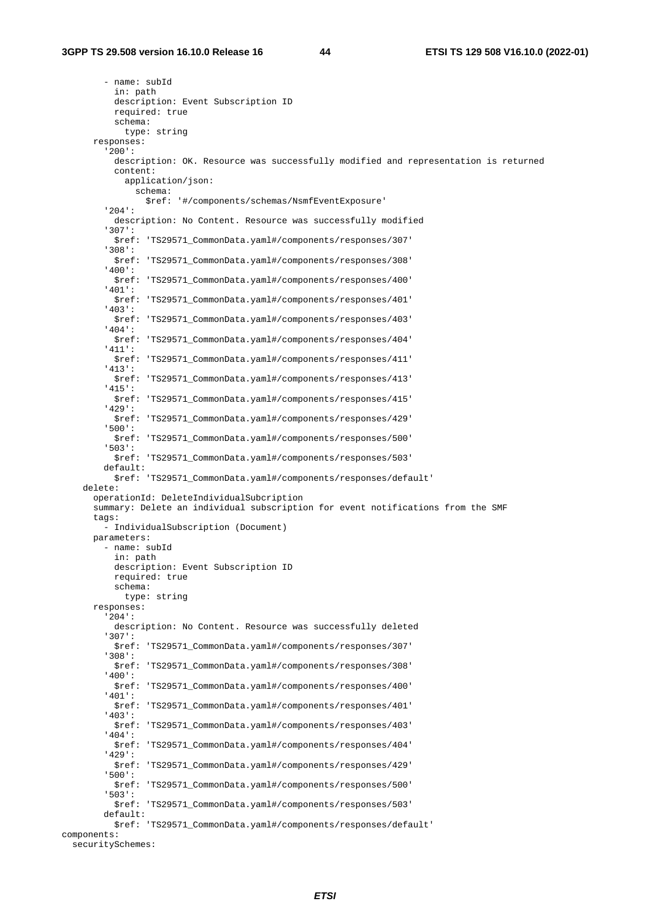```
        - name: subId
          in: path
          description: Event Subscription ID
          required: true
          schema:
            type: string
      responses:
        '200':
          description: OK. Resource was successfully modified and representation is returned
          content:
            application/json:
              schema:
                $ref: '#/components/schemas/NsmfEventExposure'
        '204':
          description: No Content. Resource was successfully modified
        '307':
          $ref: 'TS29571_CommonData.yaml#/components/responses/307'
        '308':
          $ref: 'TS29571_CommonData.yaml#/components/responses/308'
        '400':
          $ref: 'TS29571_CommonData.yaml#/components/responses/400'
        '401':
          $ref: 'TS29571_CommonData.yaml#/components/responses/401'
        '403':
          $ref: 'TS29571_CommonData.yaml#/components/responses/403'
        '404':
          $ref: 'TS29571_CommonData.yaml#/components/responses/404'
        '411':
          $ref: 'TS29571_CommonData.yaml#/components/responses/411'
        '413':
          $ref: 'TS29571_CommonData.yaml#/components/responses/413'
        '415':
          $ref: 'TS29571_CommonData.yaml#/components/responses/415'
        '429':
          $ref: 'TS29571_CommonData.yaml#/components/responses/429'
        '500':
          $ref: 'TS29571_CommonData.yaml#/components/responses/500'
        '503':
          $ref: 'TS29571_CommonData.yaml#/components/responses/503'
        default:
          $ref: 'TS29571_CommonData.yaml#/components/responses/default'
    delete:
      operationId: DeleteIndividualSubcription
      summary: Delete an individual subscription for event notifications from the SMF
      tags:
        - IndividualSubscription (Document)
      parameters:
        - name: subId
          in: path
          description: Event Subscription ID
          required: true
          schema:
            type: string
      responses:
        '204':
          description: No Content. Resource was successfully deleted
        '307':
          $ref: 'TS29571_CommonData.yaml#/components/responses/307'
        '308':
          $ref: 'TS29571_CommonData.yaml#/components/responses/308'
        '400':
          $ref: 'TS29571_CommonData.yaml#/components/responses/400'
        '401':
          $ref: 'TS29571_CommonData.yaml#/components/responses/401'
        '403':
          $ref: 'TS29571_CommonData.yaml#/components/responses/403'
        '404':
          $ref: 'TS29571_CommonData.yaml#/components/responses/404'
        '429':
          $ref: 'TS29571_CommonData.yaml#/components/responses/429'
        '500':
          $ref: 'TS29571_CommonData.yaml#/components/responses/500'
        '503':
          $ref: 'TS29571_CommonData.yaml#/components/responses/503'
        default:
          $ref: 'TS29571_CommonData.yaml#/components/responses/default'
components:
  securitySchemes:
```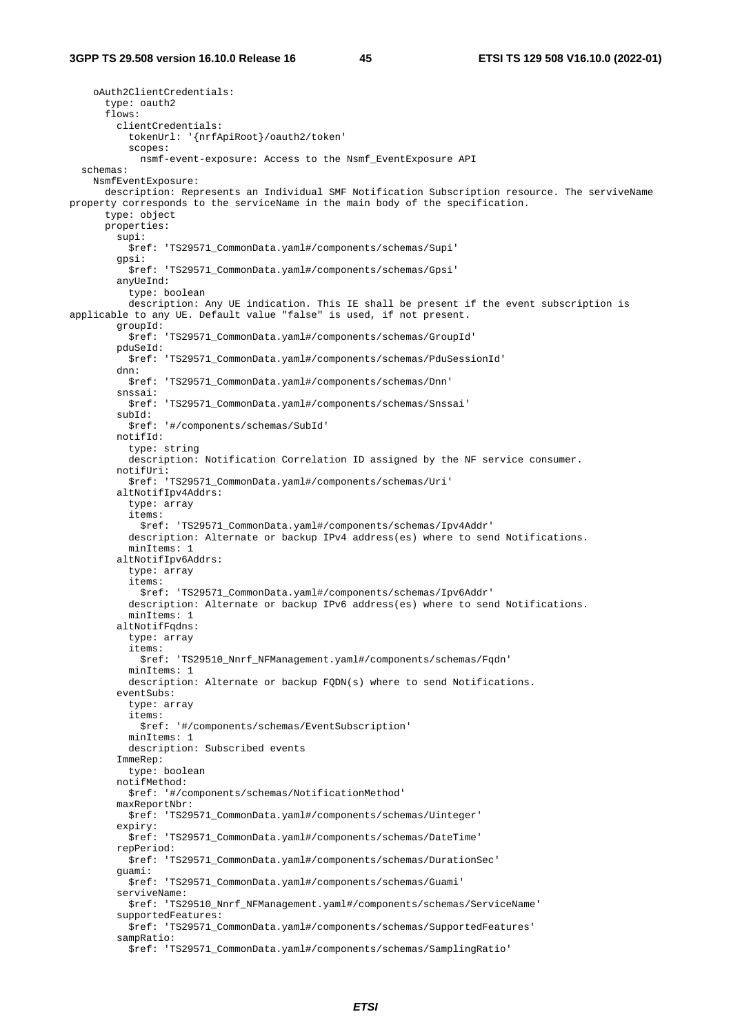```
    oAuth2ClientCredentials:
      type: oauth2
      flows:
        clientCredentials:
          tokenUrl: '{nrfApiRoot}/oauth2/token'
          scopes:
            nsmf-event-exposure: Access to the Nsmf_EventExposure API
  schemas:
    NsmfEventExposure:
      description: Represents an Individual SMF Notification Subscription resource. The serviveName 
property corresponds to the serviceName in the main body of the specification.
      type: object
      properties:
        supi:
          $ref: 'TS29571_CommonData.yaml#/components/schemas/Supi'
        gpsi:
          $ref: 'TS29571_CommonData.yaml#/components/schemas/Gpsi'
        anyUeInd:
          type: boolean
          description: Any UE indication. This IE shall be present if the event subscription is 
applicable to any UE. Default value "false" is used, if not present.
        groupId:
          $ref: 'TS29571_CommonData.yaml#/components/schemas/GroupId'
        pduSeId:
          $ref: 'TS29571_CommonData.yaml#/components/schemas/PduSessionId'
        dnn:
          $ref: 'TS29571_CommonData.yaml#/components/schemas/Dnn'
        snssai:
          $ref: 'TS29571_CommonData.yaml#/components/schemas/Snssai'
        subId:
          $ref: '#/components/schemas/SubId'
        notifId:
          type: string
          description: Notification Correlation ID assigned by the NF service consumer.
        notifUri:
          $ref: 'TS29571_CommonData.yaml#/components/schemas/Uri'
        altNotifIpv4Addrs:
          type: array
          items:
            $ref: 'TS29571_CommonData.yaml#/components/schemas/Ipv4Addr'
          description: Alternate or backup IPv4 address(es) where to send Notifications.
          minItems: 1
        altNotifIpv6Addrs:
          type: array
          items:
            $ref: 'TS29571_CommonData.yaml#/components/schemas/Ipv6Addr'
          description: Alternate or backup IPv6 address(es) where to send Notifications.
          minItems: 1
        altNotifFqdns:
          type: array
          items:
            $ref: 'TS29510_Nnrf_NFManagement.yaml#/components/schemas/Fqdn'
          minItems: 1
          description: Alternate or backup FQDN(s) where to send Notifications.
        eventSubs:
          type: array
          items:
            $ref: '#/components/schemas/EventSubscription'
          minItems: 1
          description: Subscribed events
        ImmeRep:
          type: boolean
        notifMethod:
          $ref: '#/components/schemas/NotificationMethod'
        maxReportNbr:
          $ref: 'TS29571_CommonData.yaml#/components/schemas/Uinteger'
        expiry:
          $ref: 'TS29571_CommonData.yaml#/components/schemas/DateTime'
        repPeriod:
          $ref: 'TS29571_CommonData.yaml#/components/schemas/DurationSec'
        guami:
          $ref: 'TS29571_CommonData.yaml#/components/schemas/Guami'
        serviveName:
          $ref: 'TS29510_Nnrf_NFManagement.yaml#/components/schemas/ServiceName'
        supportedFeatures:
          $ref: 'TS29571_CommonData.yaml#/components/schemas/SupportedFeatures'
        sampRatio:
          $ref: 'TS29571_CommonData.yaml#/components/schemas/SamplingRatio'
```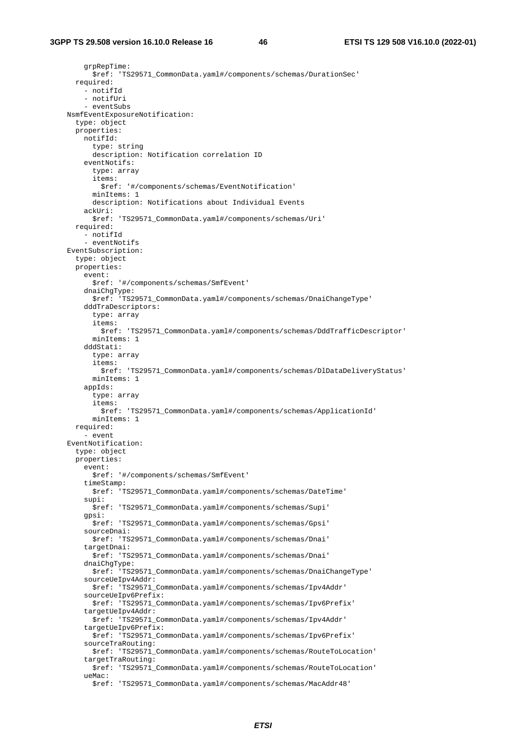```
        grpRepTime:
          $ref: 'TS29571_CommonData.yaml#/components/schemas/DurationSec'
      required:
        - notifId
        - notifUri
        - eventSubs
    NsmfEventExposureNotification:
      type: object
      properties:
        notifId:
          type: string
          description: Notification correlation ID
        eventNotifs:
          type: array
          items:
            $ref: '#/components/schemas/EventNotification'
          minItems: 1
          description: Notifications about Individual Events
        ackUri:
          $ref: 'TS29571_CommonData.yaml#/components/schemas/Uri'
      required:
        - notifId
        - eventNotifs
    EventSubscription:
      type: object
      properties:
        event:
          $ref: '#/components/schemas/SmfEvent'
        dnaiChgType:
          $ref: 'TS29571_CommonData.yaml#/components/schemas/DnaiChangeType'
        dddTraDescriptors:
          type: array
          items:
            $ref: 'TS29571_CommonData.yaml#/components/schemas/DddTrafficDescriptor'
          minItems: 1
        dddStati:
          type: array
          items:
            $ref: 'TS29571_CommonData.yaml#/components/schemas/DlDataDeliveryStatus'
          minItems: 1
        appIds:
          type: array
          items:
            $ref: 'TS29571_CommonData.yaml#/components/schemas/ApplicationId'
          minItems: 1
      required:
        - event
    EventNotification:
      type: object
      properties:
        event:
          $ref: '#/components/schemas/SmfEvent'
        timeStamp:
          $ref: 'TS29571_CommonData.yaml#/components/schemas/DateTime'
        supi:
          $ref: 'TS29571_CommonData.yaml#/components/schemas/Supi'
        gpsi:
          $ref: 'TS29571_CommonData.yaml#/components/schemas/Gpsi'
        sourceDnai:
          $ref: 'TS29571_CommonData.yaml#/components/schemas/Dnai'
        targetDnai:
          $ref: 'TS29571_CommonData.yaml#/components/schemas/Dnai'
        dnaiChgType:
          $ref: 'TS29571_CommonData.yaml#/components/schemas/DnaiChangeType'
        sourceUeIpv4Addr:
          $ref: 'TS29571_CommonData.yaml#/components/schemas/Ipv4Addr'
        sourceUeIpv6Prefix:
          $ref: 'TS29571_CommonData.yaml#/components/schemas/Ipv6Prefix'
        targetUeIpv4Addr:
          $ref: 'TS29571_CommonData.yaml#/components/schemas/Ipv4Addr'
        targetUeIpv6Prefix:
          $ref: 'TS29571_CommonData.yaml#/components/schemas/Ipv6Prefix'
        sourceTraRouting:
          $ref: 'TS29571_CommonData.yaml#/components/schemas/RouteToLocation'
        targetTraRouting:
          $ref: 'TS29571_CommonData.yaml#/components/schemas/RouteToLocation'
        ueMac:
          $ref: 'TS29571_CommonData.yaml#/components/schemas/MacAddr48'
```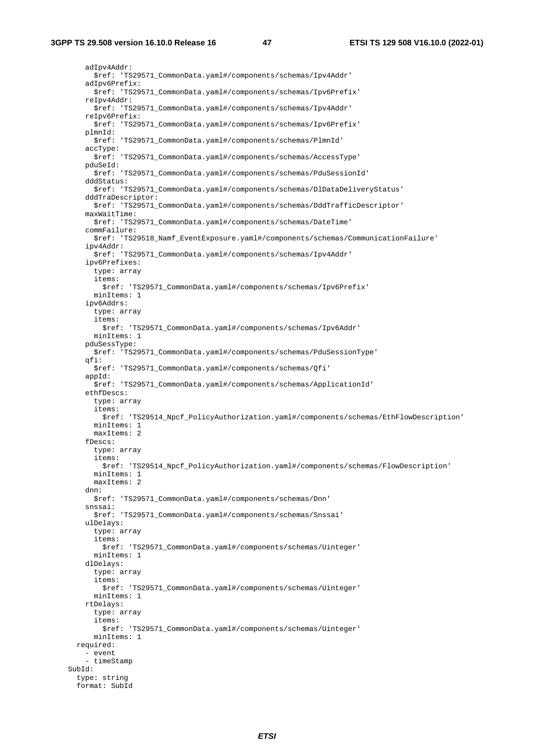```
        adIpv4Addr:
          $ref: 'TS29571_CommonData.yaml#/components/schemas/Ipv4Addr'
        adIpv6Prefix:
          $ref: 'TS29571_CommonData.yaml#/components/schemas/Ipv6Prefix'
        reIpv4Addr:
          $ref: 'TS29571_CommonData.yaml#/components/schemas/Ipv4Addr'
        reIpv6Prefix:
          $ref: 'TS29571_CommonData.yaml#/components/schemas/Ipv6Prefix'
        plmnId:
          $ref: 'TS29571_CommonData.yaml#/components/schemas/PlmnId'
        accType:
          $ref: 'TS29571_CommonData.yaml#/components/schemas/AccessType'
        pduSeId:
          $ref: 'TS29571_CommonData.yaml#/components/schemas/PduSessionId'
        dddStatus:
          $ref: 'TS29571_CommonData.yaml#/components/schemas/DlDataDeliveryStatus'
        dddTraDescriptor:
          $ref: 'TS29571_CommonData.yaml#/components/schemas/DddTrafficDescriptor'
        maxWaitTime:
          $ref: 'TS29571_CommonData.yaml#/components/schemas/DateTime'
        commFailure:
          $ref: 'TS29518_Namf_EventExposure.yaml#/components/schemas/CommunicationFailure'
        ipv4Addr:
          $ref: 'TS29571_CommonData.yaml#/components/schemas/Ipv4Addr'
        ipv6Prefixes:
          type: array
          items:
            $ref: 'TS29571_CommonData.yaml#/components/schemas/Ipv6Prefix'
          minItems: 1
        ipv6Addrs:
          type: array
          items:
            $ref: 'TS29571_CommonData.yaml#/components/schemas/Ipv6Addr'
          minItems: 1
        pduSessType:
          $ref: 'TS29571_CommonData.yaml#/components/schemas/PduSessionType'
        qfi:
          $ref: 'TS29571_CommonData.yaml#/components/schemas/Qfi'
        appId:
          $ref: 'TS29571_CommonData.yaml#/components/schemas/ApplicationId'
        ethfDescs:
          type: array
          items:
            $ref: 'TS29514_Npcf_PolicyAuthorization.yaml#/components/schemas/EthFlowDescription'
          minItems: 1
          maxItems: 2
        fDescs:
          type: array
          items:
            $ref: 'TS29514_Npcf_PolicyAuthorization.yaml#/components/schemas/FlowDescription'
          minItems: 1
          maxItems: 2
        dnn:
          $ref: 'TS29571_CommonData.yaml#/components/schemas/Dnn'
        snssai:
          $ref: 'TS29571_CommonData.yaml#/components/schemas/Snssai'
        ulDelays:
          type: array
          items:
            $ref: 'TS29571_CommonData.yaml#/components/schemas/Uinteger'
          minItems: 1
        dlDelays:
          type: array
          items:
            $ref: 'TS29571_CommonData.yaml#/components/schemas/Uinteger'
          minItems: 1
        rtDelays:
          type: array
          items:
            $ref: 'TS29571_CommonData.yaml#/components/schemas/Uinteger'
          minItems: 1
      required:
        - event
        - timeStamp
    SubId:
      type: string
      format: SubId
```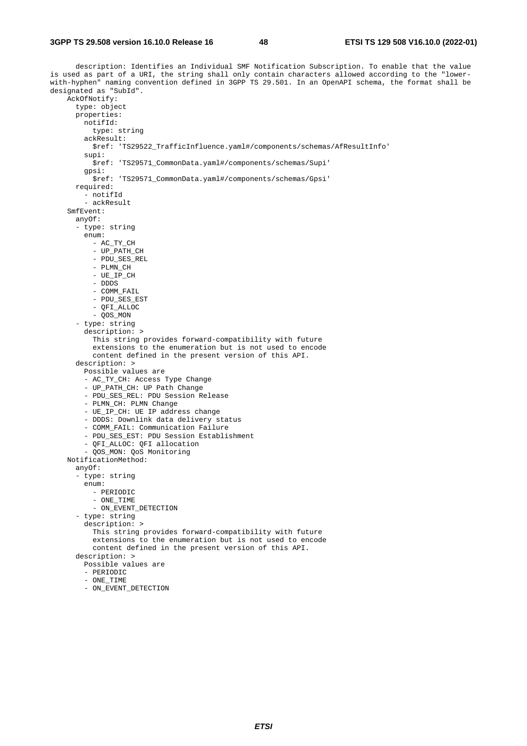```
      description: Identifies an Individual SMF Notification Subscription. To enable that the value
is used as part of a URI, the string shall only contain characters allowed according to the "lower-
with-hyphen" naming convention defined in 3GPP TS 29.501. In an OpenAPI schema, the format shall be
designated as "SubId".
    AckOfNotify:
      type: object
      properties:
        notifId:
          type: string
        ackResult:
          $ref: 'TS29522_TrafficInfluence.yaml#/components/schemas/AfResultInfo'
        supi:
          $ref: 'TS29571_CommonData.yaml#/components/schemas/Supi'
        gpsi:
          $ref: 'TS29571_CommonData.yaml#/components/schemas/Gpsi'
      required:
        - notifId
        - ackResult
    SmfEvent:
      anyOf:
      - type: string
        enum:
          - AC_TY_CH
          - UP_PATH_CH
          - PDU_SES_REL
          - PLMN_CH
          - UE_IP_CH
          - DDDS
          - COMM_FAIL
          - PDU_SES_EST
          - QFI_ALLOC
          - QOS_MON
      - type: string
        description: >
          This string provides forward-compatibility with future
          extensions to the enumeration but is not used to encode
          content defined in the present version of this API.
      description: >
        Possible values are
        - AC_TY_CH: Access Type Change
        - UP_PATH_CH: UP Path Change
        - PDU_SES_REL: PDU Session Release
        - PLMN_CH: PLMN Change
        - UE_IP_CH: UE IP address change
        - DDDS: Downlink data delivery status
        - COMM_FAIL: Communication Failure
        - PDU_SES_EST: PDU Session Establishment
        - QFI_ALLOC: QFI allocation
        - QOS_MON: QoS Monitoring
    NotificationMethod:
      anyOf:
      - type: string
        enum:
          - PERIODIC
          - ONE_TIME
          - ON_EVENT_DETECTION
      - type: string
        description: >
          This string provides forward-compatibility with future
          extensions to the enumeration but is not used to encode
          content defined in the present version of this API.
      description: >
        Possible values are
        - PERIODIC
        - ONE_TIME
        - ON_EVENT_DETECTION
```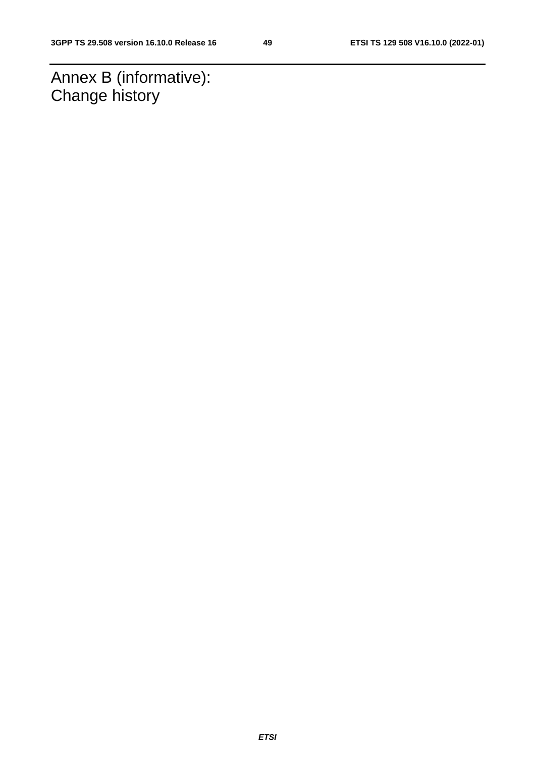# Annex B (informative): Change history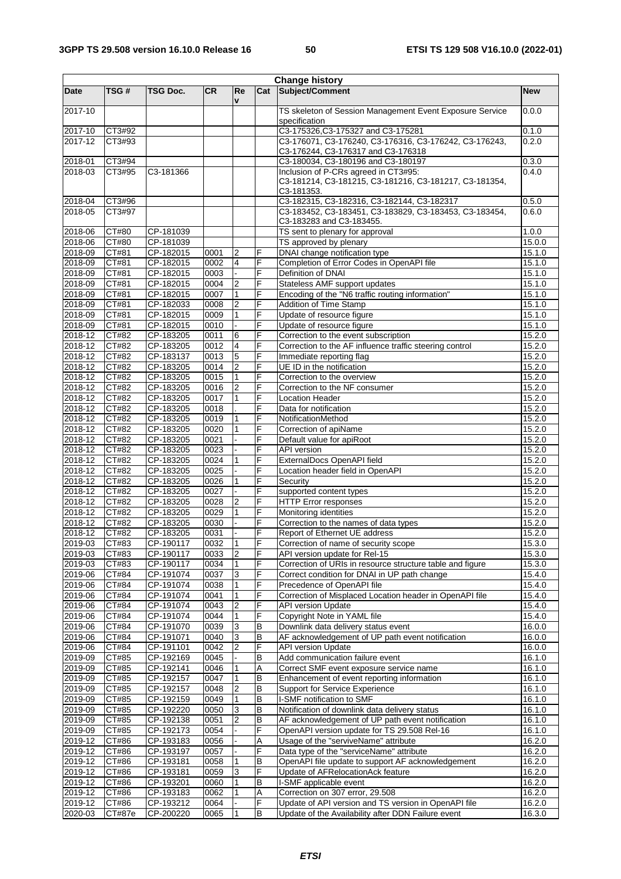| Change history | | | | | | | |
|---|---|---|---|---|---|---|---|
| **Date** | **TSG #** | **TSG Doc.** | **CR** | **Rev** | **Cat** | **Subject/Comment** | **New** |
| 2017-10 | | | | | | TS skeleton of Session Management Event Exposure Service specification | 0.0.0 |
| 2017-10 | CT3#92 | | | | | C3-175326,C3-175327 and C3-175281 | 0.1.0 |
| 2017-12 | CT3#93 | | | | | C3-176071, C3-176240, C3-176316, C3-176242, C3-176243, C3-176244, C3-176317 and C3-176318 | 0.2.0 |
| 2018-01 | CT3#94 | | | | | C3-180034, C3-180196 and C3-180197 | 0.3.0 |
| 2018-03 | CT3#95 | C3-181366 | | | | Inclusion of P-CRs agreed in CT3#95: C3-181214, C3-181215, C3-181216, C3-181217, C3-181354, C3-181353. | 0.4.0 |
| 2018-04 | CT3#96 | | | | | C3-182315, C3-182316, C3-182144, C3-182317 | 0.5.0 |
| 2018-05 | CT3#97 | | | | | C3-183452, C3-183451, C3-183829, C3-183453, C3-183454, C3-183283 and C3-183455. | 0.6.0 |
| 2018-06 | CT#80 | CP-181039 | | | | TS sent to plenary for approval | 1.0.0 |
| 2018-06 | CT#80 | CP-181039 | | | | TS approved by plenary | 15.0.0 |
| 2018-09 | CT#81 | CP-182015 | 0001 | 2 | F | DNAI change notification type | 15.1.0 |
| 2018-09 | CT#81 | CP-182015 | 0002 | 4 | F | Completion of Error Codes in OpenAPI file | 15.1.0 |
| 2018-09 | CT#81 | CP-182015 | 0003 | - | F | Definition of DNAI | 15.1.0 |
| 2018-09 | CT#81 | CP-182015 | 0004 | 2 | F | Stateless AMF support updates | 15.1.0 |
| 2018-09 | CT#81 | CP-182015 | 0007 | 1 | F | Encoding of the "N6 traffic routing information" | 15.1.0 |
| 2018-09 | CT#81 | CP-182033 | 0008 | 2 | F | Addition of Time Stamp | 15.1.0 |
| 2018-09 | CT#81 | CP-182015 | 0009 | 1 | F | Update of resource figure | 15.1.0 |
| 2018-09 | CT#81 | CP-182015 | 0010 | - | F | Update of resource figure | 15.1.0 |
| 2018-12 | CT#82 | CP-183205 | 0011 | 6 | F | Correction to the event subscription | 15.2.0 |
| 2018-12 | CT#82 | CP-183205 | 0012 | 4 | F | Correction to the AF influence traffic steering control | 15.2.0 |
| 2018-12 | CT#82 | CP-183137 | 0013 | 5 | F | Immediate reporting flag | 15.2.0 |
| 2018-12 | CT#82 | CP-183205 | 0014 | 2 | F | UE ID in the notification | 15.2.0 |
| 2018-12 | CT#82 | CP-183205 | 0015 | 1 | F | Correction to the overview | 15.2.0 |
| 2018-12 | CT#82 | CP-183205 | 0016 | 2 | F | Correction to the NF consumer | 15.2.0 |
| 2018-12 | CT#82 | CP-183205 | 0017 | 1 | F | Location Header | 15.2.0 |
| 2018-12 | CT#82 | CP-183205 | 0018 | . | F | Data for notification | 15.2.0 |
| 2018-12 | CT#82 | CP-183205 | 0019 | 1 | F | NotificationMethod | 15.2.0 |
| 2018-12 | CT#82 | CP-183205 | 0020 | 1 | F | Correction of apiName | 15.2.0 |
| 2018-12 | CT#82 | CP-183205 | 0021 | - | F | Default value for apiRoot | 15.2.0 |
| 2018-12 | CT#82 | CP-183205 | 0023 | - | F | API version | 15.2.0 |
| 2018-12 | CT#82 | CP-183205 | 0024 | 1 | F | ExternalDocs OpenAPI field | 15.2.0 |
| 2018-12 | CT#82 | CP-183205 | 0025 | - | F | Location header field in OpenAPI | 15.2.0 |
| 2018-12 | CT#82 | CP-183205 | 0026 | 1 | F | Security | 15.2.0 |
| 2018-12 | CT#82 | CP-183205 | 0027 | - | F | supported content types | 15.2.0 |
| 2018-12 | CT#82 | CP-183205 | 0028 | 2 | F | HTTP Error responses | 15.2.0 |
| 2018-12 | CT#82 | CP-183205 | 0029 | 1 | F | Monitoring identities | 15.2.0 |
| 2018-12 | CT#82 | CP-183205 | 0030 | - | F | Correction to the names of data types | 15.2.0 |
| 2018-12 | CT#82 | CP-183205 | 0031 | - | F | Report of Ethernet UE address | 15.2.0 |
| 2019-03 | CT#83 | CP-190117 | 0032 | 1 | F | Correction of name of security scope | 15.3.0 |
| 2019-03 | CT#83 | CP-190117 | 0033 | 2 | F | API version update for Rel-15 | 15.3.0 |
| 2019-03 | CT#83 | CP-190117 | 0034 | 1 | F | Correction of URIs in resource structure table and figure | 15.3.0 |
| 2019-06 | CT#84 | CP-191074 | 0037 | 3 | F | Correct condition for DNAI in UP path change | 15.4.0 |
| 2019-06 | CT#84 | CP-191074 | 0038 | 1 | F | Precedence of OpenAPI file | 15.4.0 |
| 2019-06 | CT#84 | CP-191074 | 0041 | 1 | F | Correction of Misplaced Location header in OpenAPI file | 15.4.0 |
| 2019-06 | CT#84 | CP-191074 | 0043 | 2 | F | API version Update | 15.4.0 |
| 2019-06 | CT#84 | CP-191074 | 0044 | 1 | F | Copyright Note in YAML file | 15.4.0 |
| 2019-06 | CT#84 | CP-191070 | 0039 | 3 | B | Downlink data delivery status event | 16.0.0 |
| 2019-06 | CT#84 | CP-191071 | 0040 | 3 | B | AF acknowledgement of UP path event notification | 16.0.0 |
| 2019-06 | CT#84 | CP-191101 | 0042 | 2 | F | API version Update | 16.0.0 |
| 2019-09 | CT#85 | CP-192169 | 0045 | - | B | Add communication failure event | 16.1.0 |
| 2019-09 | CT#85 | CP-192141 | 0046 | 1 | A | Correct SMF event exposure service name | 16.1.0 |
| 2019-09 | CT#85 | CP-192157 | 0047 | 1 | B | Enhancement of event reporting information | 16.1.0 |
| 2019-09 | CT#85 | CP-192157 | 0048 | 2 | B | Support for Service Experience | 16.1.0 |
| 2019-09 | CT#85 | CP-192159 | 0049 | 1 | B | I-SMF notification to SMF | 16.1.0 |
| 2019-09 | CT#85 | CP-192220 | 0050 | 3 | B | Notification of downlink data delivery status | 16.1.0 |
| 2019-09 | CT#85 | CP-192138 | 0051 | 2 | B | AF acknowledgement of UP path event notification | 16.1.0 |
| 2019-09 | CT#85 | CP-192173 | 0054 | - | F | OpenAPI version update for TS 29.508 Rel-16 | 16.1.0 |
| 2019-12 | CT#86 | CP-193183 | 0056 | - | A | Usage of the "serviceName" attribute | 16.2.0 |
| 2019-12 | CT#86 | CP-193197 | 0057 | - | F | Data type of the "serviceName" attribute | 16.2.0 |
| 2019-12 | CT#86 | CP-193181 | 0058 | 1 | B | OpenAPI file update to support AF acknowledgement | 16.2.0 |
| 2019-12 | CT#86 | CP-193181 | 0059 | 3 | F | Update of AFRelocationAck feature | 16.2.0 |
| 2019-12 | CT#86 | CP-193201 | 0060 | 1 | B | I-SMF applicable event | 16.2.0 |
| 2019-12 | CT#86 | CP-193183 | 0062 | 1 | A | Correction on 307 error, 29.508 | 16.2.0 |
| 2019-12 | CT#86 | CP-193212 | 0064 | - | F | Update of API version and TS version in OpenAPI file | 16.2.0 |
| 2020-03 | CT#87e | CP-200220 | 0065 | 1 | B | Update of the Availability after DDN Failure event | 16.3.0 |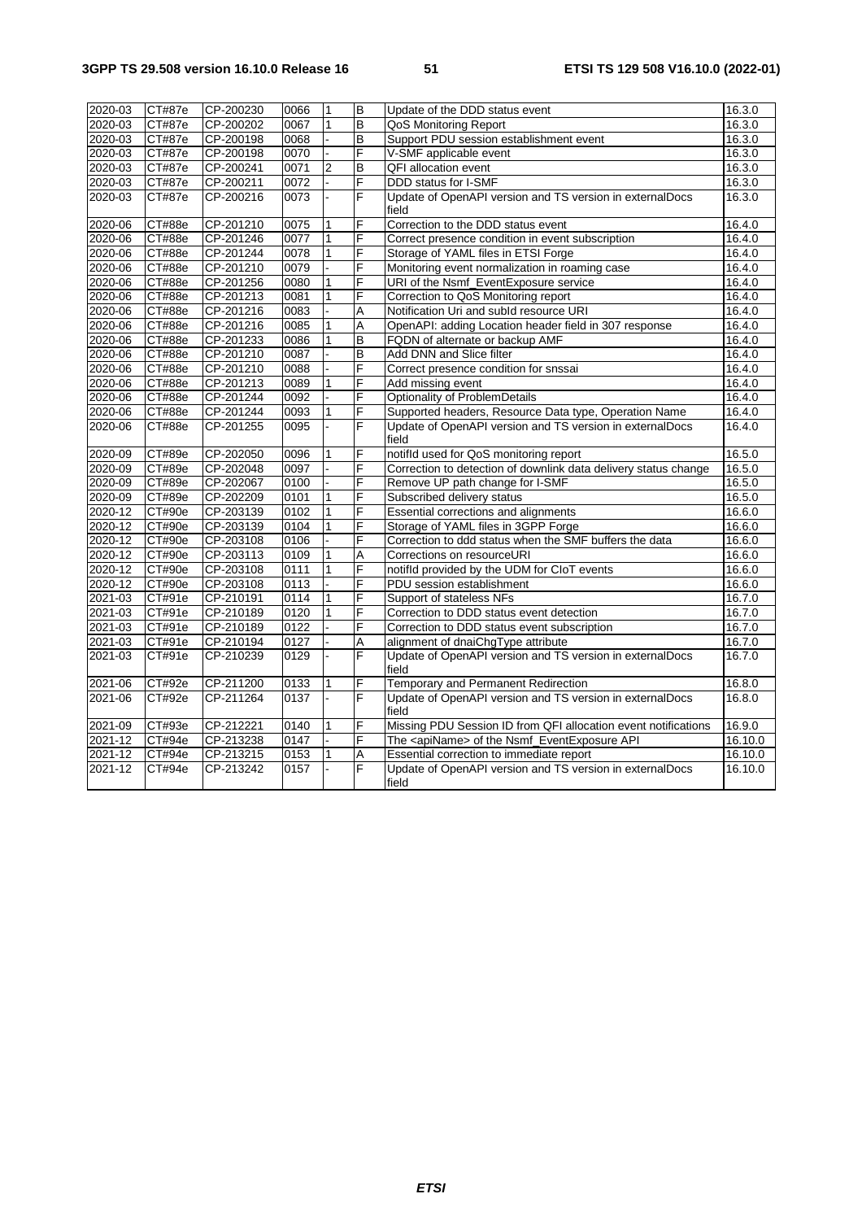| 2020-03 | CT#87e | CP-200230 | 0066 | 1 | B | Update of the DDD status event | 16.3.0 |
|---|---|---|---|---|---|---|---|
| 2020-03 | CT#87e | CP-200202 | 0067 | 1 | B | QoS Monitoring Report | 16.3.0 |
| 2020-03 | CT#87e | CP-200198 | 0068 | - | B | Support PDU session establishment event | 16.3.0 |
| 2020-03 | CT#87e | CP-200198 | 0070 | - | F | V-SMF applicable event | 16.3.0 |
| 2020-03 | CT#87e | CP-200241 | 0071 | 2 | B | QFI allocation event | 16.3.0 |
| 2020-03 | CT#87e | CP-200211 | 0072 | - | F | DDD status for I-SMF | 16.3.0 |
| 2020-03 | CT#87e | CP-200216 | 0073 | - | F | Update of OpenAPI version and TS version in externalDocs field | 16.3.0 |
| 2020-06 | CT#88e | CP-201210 | 0075 | 1 | F | Correction to the DDD status event | 16.4.0 |
| 2020-06 | CT#88e | CP-201246 | 0077 | 1 | F | Correct presence condition in event subscription | 16.4.0 |
| 2020-06 | CT#88e | CP-201244 | 0078 | 1 | F | Storage of YAML files in ETSI Forge | 16.4.0 |
| 2020-06 | CT#88e | CP-201210 | 0079 | - | F | Monitoring event normalization in roaming case | 16.4.0 |
| 2020-06 | CT#88e | CP-201256 | 0080 | 1 | F | URI of the Nsmf_EventExposure service | 16.4.0 |
| 2020-06 | CT#88e | CP-201213 | 0081 | 1 | F | Correction to QoS Monitoring report | 16.4.0 |
| 2020-06 | CT#88e | CP-201216 | 0083 | - | A | Notification Uri and subId resource URI | 16.4.0 |
| 2020-06 | CT#88e | CP-201216 | 0085 | 1 | A | OpenAPI: adding Location header field in 307 response | 16.4.0 |
| 2020-06 | CT#88e | CP-201233 | 0086 | 1 | B | FQDN of alternate or backup AMF | 16.4.0 |
| 2020-06 | CT#88e | CP-201210 | 0087 | - | B | Add DNN and Slice filter | 16.4.0 |
| 2020-06 | CT#88e | CP-201210 | 0088 | - | F | Correct presence condition for snssai | 16.4.0 |
| 2020-06 | CT#88e | CP-201213 | 0089 | 1 | F | Add missing event | 16.4.0 |
| 2020-06 | CT#88e | CP-201244 | 0092 | - | F | Optionality of ProblemDetails | 16.4.0 |
| 2020-06 | CT#88e | CP-201244 | 0093 | 1 | F | Supported headers, Resource Data type, Operation Name | 16.4.0 |
| 2020-06 | CT#88e | CP-201255 | 0095 | - | F | Update of OpenAPI version and TS version in externalDocs field | 16.4.0 |
| 2020-09 | CT#89e | CP-202050 | 0096 | 1 | F | notifId used for QoS monitoring report | 16.5.0 |
| 2020-09 | CT#89e | CP-202048 | 0097 | - | F | Correction to detection of downlink data delivery status change | 16.5.0 |
| 2020-09 | CT#89e | CP-202067 | 0100 | - | F | Remove UP path change for I-SMF | 16.5.0 |
| 2020-09 | CT#89e | CP-202209 | 0101 | 1 | F | Subscribed delivery status | 16.5.0 |
| 2020-12 | CT#90e | CP-203139 | 0102 | 1 | F | Essential corrections and alignments | 16.6.0 |
| 2020-12 | CT#90e | CP-203139 | 0104 | 1 | F | Storage of YAML files in 3GPP Forge | 16.6.0 |
| 2020-12 | CT#90e | CP-203108 | 0106 | - | F | Correction to ddd status when the SMF buffers the data | 16.6.0 |
| 2020-12 | CT#90e | CP-203113 | 0109 | 1 | A | Corrections on resourceURI | 16.6.0 |
| 2020-12 | CT#90e | CP-203108 | 0111 | 1 | F | notifId provided by the UDM for CIoT events | 16.6.0 |
| 2020-12 | CT#90e | CP-203108 | 0113 | - | F | PDU session establishment | 16.6.0 |
| 2021-03 | CT#91e | CP-210191 | 0114 | 1 | F | Support of stateless NFs | 16.7.0 |
| 2021-03 | CT#91e | CP-210189 | 0120 | 1 | F | Correction to DDD status event detection | 16.7.0 |
| 2021-03 | CT#91e | CP-210189 | 0122 | - | F | Correction to DDD status event subscription | 16.7.0 |
| 2021-03 | CT#91e | CP-210194 | 0127 | - | A | alignment of dnaiChgType attribute | 16.7.0 |
| 2021-03 | CT#91e | CP-210239 | 0129 | - | F | Update of OpenAPI version and TS version in externalDocs field | 16.7.0 |
| 2021-06 | CT#92e | CP-211200 | 0133 | 1 | F | Temporary and Permanent Redirection | 16.8.0 |
| 2021-06 | CT#92e | CP-211264 | 0137 | - | F | Update of OpenAPI version and TS version in externalDocs field | 16.8.0 |
| 2021-09 | CT#93e | CP-212221 | 0140 | 1 | F | Missing PDU Session ID from QFI allocation event notifications | 16.9.0 |
| 2021-12 | CT#94e | CP-213238 | 0147 | - | F | The <apiName> of the Nsmf_EventExposure API | 16.10.0 |
| 2021-12 | CT#94e | CP-213215 | 0153 | 1 | A | Essential correction to immediate report | 16.10.0 |
| 2021-12 | CT#94e | CP-213242 | 0157 | - | F | Update of OpenAPI version and TS version in externalDocs field | 16.10.0 |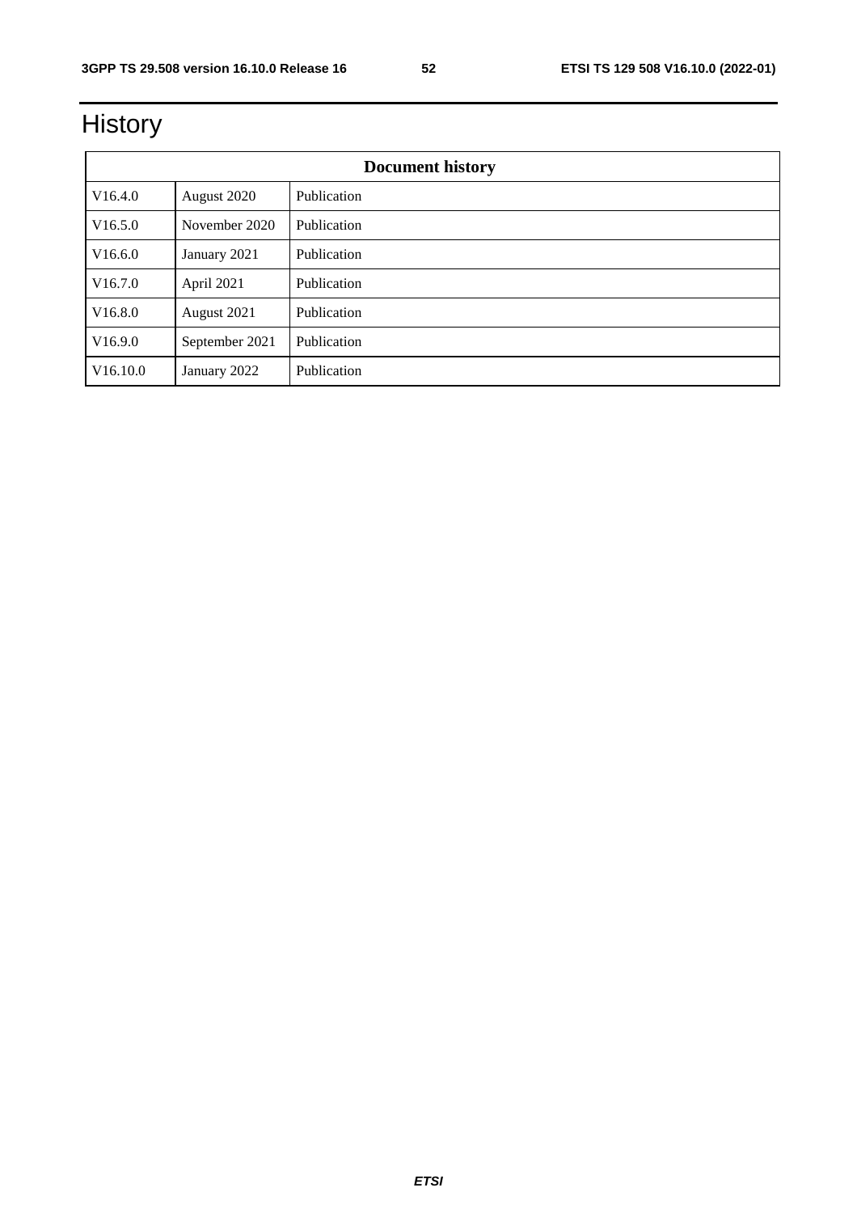# History

| Document history | | |
|---|---|---|
| V16.4.0 | August 2020 | Publication |
| V16.5.0 | November 2020 | Publication |
| V16.6.0 | January 2021 | Publication |
| V16.7.0 | April 2021 | Publication |
| V16.8.0 | August 2021 | Publication |
| V16.9.0 | September 2021 | Publication |
| V16.10.0 | January 2022 | Publication |